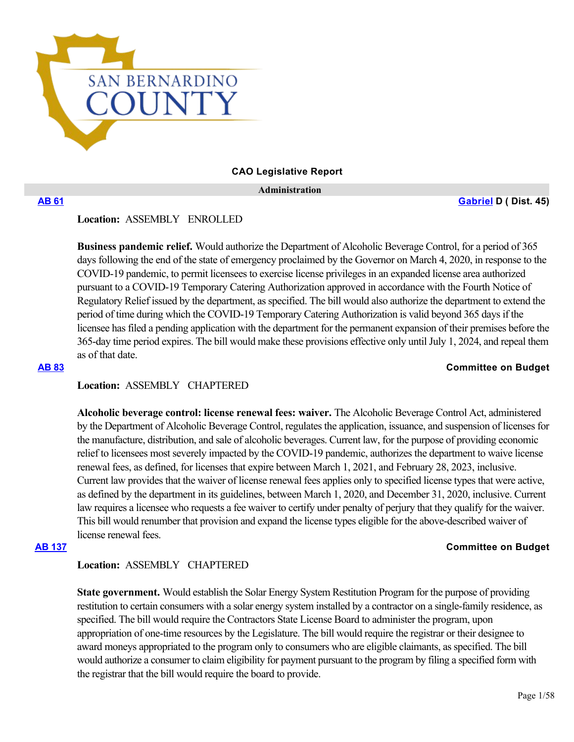# CAO Legislative Report

## Administration

**AB 61** — **Gabriel D ( Dist. 45)**

**Location:** ASSEMBLY ENROLLED

**Business pandemic relief.** Would authorize the Department of Alcoholic Beverage Control, for a period of 365 days following the end of the state of emergency proclaimed by the Governor on March 4, 2020, in response to the COVID-19 pandemic, to permit licensees to exercise license privileges in an expanded license area authorized pursuant to a COVID-19 Temporary Catering Authorization approved in accordance with the Fourth Notice of Regulatory Relief issued by the department, as specified. The bill would also authorize the department to extend the period of time during which the COVID-19 Temporary Catering Authorization is valid beyond 365 days if the licensee has filed a pending application with the department for the permanent expansion of their premises before the 365-day time period expires. The bill would make these provisions effective only until July 1, 2024, and repeal them as of that date.

**AB 83** — **Committee on Budget**

**Location:** ASSEMBLY CHAPTERED

**Alcoholic beverage control: license renewal fees: waiver.** The Alcoholic Beverage Control Act, administered by the Department of Alcoholic Beverage Control, regulates the application, issuance, and suspension of licenses for the manufacture, distribution, and sale of alcoholic beverages. Current law, for the purpose of providing economic relief to licensees most severely impacted by the COVID-19 pandemic, authorizes the department to waive license renewal fees, as defined, for licenses that expire between March 1, 2021, and February 28, 2023, inclusive. Current law provides that the waiver of license renewal fees applies only to specified license types that were active, as defined by the department in its guidelines, between March 1, 2020, and December 31, 2020, inclusive. Current law requires a licensee who requests a fee waiver to certify under penalty of perjury that they qualify for the waiver. This bill would renumber that provision and expand the license types eligible for the above-described waiver of license renewal fees.

**AB 137** — **Committee on Budget**

**Location:** ASSEMBLY CHAPTERED

**State government.** Would establish the Solar Energy System Restitution Program for the purpose of providing restitution to certain consumers with a solar energy system installed by a contractor on a single-family residence, as specified. The bill would require the Contractors State License Board to administer the program, upon appropriation of one-time resources by the Legislature. The bill would require the registrar or their designee to award moneys appropriated to the program only to consumers who are eligible claimants, as specified. The bill would authorize a consumer to claim eligibility for payment pursuant to the program by filing a specified form with the registrar that the bill would require the board to provide.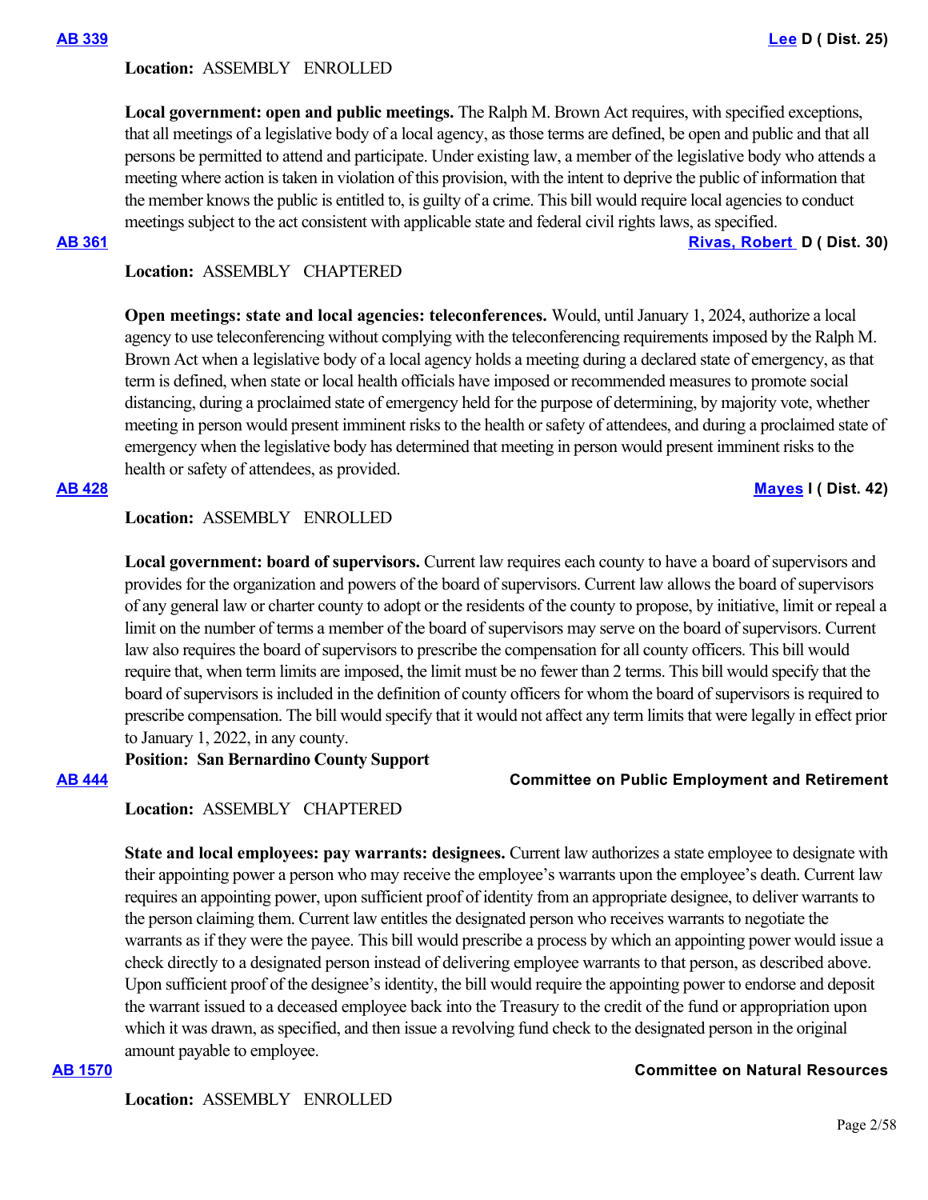**AB 339** — **Lee D ( Dist. 25)**

**Location:** ASSEMBLY ENROLLED

**Local government: open and public meetings.** The Ralph M. Brown Act requires, with specified exceptions, that all meetings of a legislative body of a local agency, as those terms are defined, be open and public and that all persons be permitted to attend and participate. Under existing law, a member of the legislative body who attends a meeting where action is taken in violation of this provision, with the intent to deprive the public of information that the member knows the public is entitled to, is guilty of a crime. This bill would require local agencies to conduct meetings subject to the act consistent with applicable state and federal civil rights laws, as specified.

**AB 361** — **Rivas, Robert D ( Dist. 30)**

**Location:** ASSEMBLY CHAPTERED

**Open meetings: state and local agencies: teleconferences.** Would, until January 1, 2024, authorize a local agency to use teleconferencing without complying with the teleconferencing requirements imposed by the Ralph M. Brown Act when a legislative body of a local agency holds a meeting during a declared state of emergency, as that term is defined, when state or local health officials have imposed or recommended measures to promote social distancing, during a proclaimed state of emergency held for the purpose of determining, by majority vote, whether meeting in person would present imminent risks to the health or safety of attendees, and during a proclaimed state of emergency when the legislative body has determined that meeting in person would present imminent risks to the health or safety of attendees, as provided.

**AB 428** — **Mayes I ( Dist. 42)**

**Location:** ASSEMBLY ENROLLED

**Local government: board of supervisors.** Current law requires each county to have a board of supervisors and provides for the organization and powers of the board of supervisors. Current law allows the board of supervisors of any general law or charter county to adopt or the residents of the county to propose, by initiative, limit or repeal a limit on the number of terms a member of the board of supervisors may serve on the board of supervisors. Current law also requires the board of supervisors to prescribe the compensation for all county officers. This bill would require that, when term limits are imposed, the limit must be no fewer than 2 terms. This bill would specify that the board of supervisors is included in the definition of county officers for whom the board of supervisors is required to prescribe compensation. The bill would specify that it would not affect any term limits that were legally in effect prior to January 1, 2022, in any county.

**Position: San Bernardino County Support**

**AB 444** — **Committee on Public Employment and Retirement**

**Location:** ASSEMBLY CHAPTERED

**State and local employees: pay warrants: designees.** Current law authorizes a state employee to designate with their appointing power a person who may receive the employee's warrants upon the employee's death. Current law requires an appointing power, upon sufficient proof of identity from an appropriate designee, to deliver warrants to the person claiming them. Current law entitles the designated person who receives warrants to negotiate the warrants as if they were the payee. This bill would prescribe a process by which an appointing power would issue a check directly to a designated person instead of delivering employee warrants to that person, as described above. Upon sufficient proof of the designee's identity, the bill would require the appointing power to endorse and deposit the warrant issued to a deceased employee back into the Treasury to the credit of the fund or appropriation upon which it was drawn, as specified, and then issue a revolving fund check to the designated person in the original amount payable to employee.

**AB 1570** — **Committee on Natural Resources**

**Location:** ASSEMBLY ENROLLED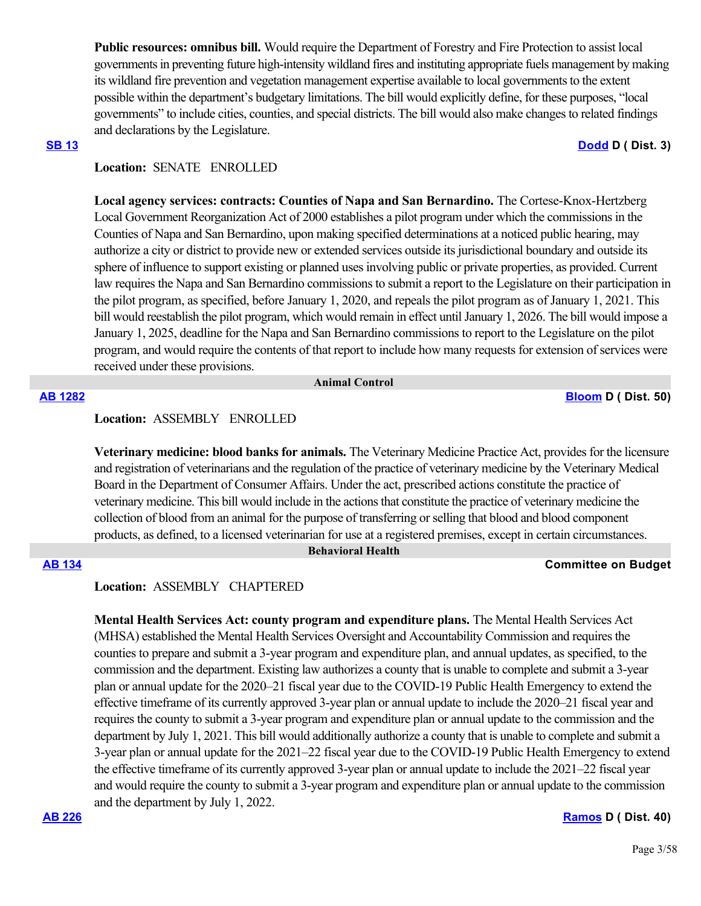**Public resources: omnibus bill.** Would require the Department of Forestry and Fire Protection to assist local governments in preventing future high-intensity wildland fires and instituting appropriate fuels management by making its wildland fire prevention and vegetation management expertise available to local governments to the extent possible within the department's budgetary limitations. The bill would explicitly define, for these purposes, "local governments" to include cities, counties, and special districts. The bill would also make changes to related findings and declarations by the Legislature.

**SB 13** **Dodd D ( Dist. 3)**

**Location:** SENATE ENROLLED

**Local agency services: contracts: Counties of Napa and San Bernardino.** The Cortese-Knox-Hertzberg Local Government Reorganization Act of 2000 establishes a pilot program under which the commissions in the Counties of Napa and San Bernardino, upon making specified determinations at a noticed public hearing, may authorize a city or district to provide new or extended services outside its jurisdictional boundary and outside its sphere of influence to support existing or planned uses involving public or private properties, as provided. Current law requires the Napa and San Bernardino commissions to submit a report to the Legislature on their participation in the pilot program, as specified, before January 1, 2020, and repeals the pilot program as of January 1, 2021. This bill would reestablish the pilot program, which would remain in effect until January 1, 2026. The bill would impose a January 1, 2025, deadline for the Napa and San Bernardino commissions to report to the Legislature on the pilot program, and would require the contents of that report to include how many requests for extension of services were received under these provisions.

## Animal Control

**AB 1282** **Bloom D ( Dist. 50)**

**Location:** ASSEMBLY ENROLLED

**Veterinary medicine: blood banks for animals.** The Veterinary Medicine Practice Act, provides for the licensure and registration of veterinarians and the regulation of the practice of veterinary medicine by the Veterinary Medical Board in the Department of Consumer Affairs. Under the act, prescribed actions constitute the practice of veterinary medicine. This bill would include in the actions that constitute the practice of veterinary medicine the collection of blood from an animal for the purpose of transferring or selling that blood and blood component products, as defined, to a licensed veterinarian for use at a registered premises, except in certain circumstances.

## Behavioral Health

**AB 134** **Committee on Budget**

**Location:** ASSEMBLY CHAPTERED

**Mental Health Services Act: county program and expenditure plans.** The Mental Health Services Act (MHSA) established the Mental Health Services Oversight and Accountability Commission and requires the counties to prepare and submit a 3-year program and expenditure plan, and annual updates, as specified, to the commission and the department. Existing law authorizes a county that is unable to complete and submit a 3-year plan or annual update for the 2020–21 fiscal year due to the COVID-19 Public Health Emergency to extend the effective timeframe of its currently approved 3-year plan or annual update to include the 2020–21 fiscal year and requires the county to submit a 3-year program and expenditure plan or annual update to the commission and the department by July 1, 2021. This bill would additionally authorize a county that is unable to complete and submit a 3-year plan or annual update for the 2021–22 fiscal year due to the COVID-19 Public Health Emergency to extend the effective timeframe of its currently approved 3-year plan or annual update to include the 2021–22 fiscal year and would require the county to submit a 3-year program and expenditure plan or annual update to the commission and the department by July 1, 2022.

**AB 226** **Ramos D ( Dist. 40)**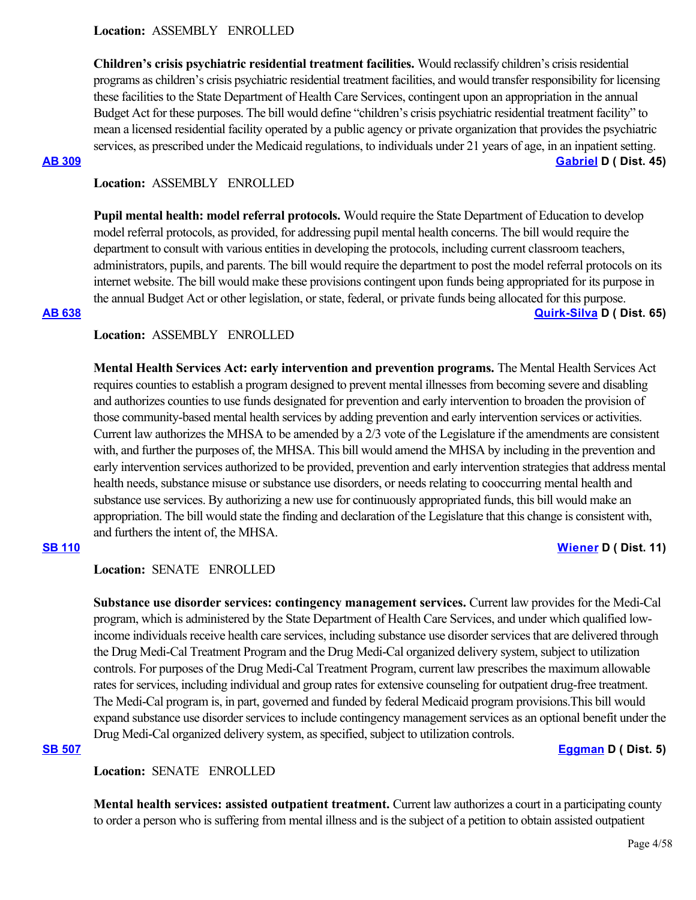**Location:** ASSEMBLY ENROLLED

**Children's crisis psychiatric residential treatment facilities.** Would reclassify children's crisis residential programs as children's crisis psychiatric residential treatment facilities, and would transfer responsibility for licensing these facilities to the State Department of Health Care Services, contingent upon an appropriation in the annual Budget Act for these purposes. The bill would define "children's crisis psychiatric residential treatment facility" to mean a licensed residential facility operated by a public agency or private organization that provides the psychiatric services, as prescribed under the Medicaid regulations, to individuals under 21 years of age, in an inpatient setting.

**AB 309** **Gabriel D ( Dist. 45)**

**Location:** ASSEMBLY ENROLLED

**Pupil mental health: model referral protocols.** Would require the State Department of Education to develop model referral protocols, as provided, for addressing pupil mental health concerns. The bill would require the department to consult with various entities in developing the protocols, including current classroom teachers, administrators, pupils, and parents. The bill would require the department to post the model referral protocols on its internet website. The bill would make these provisions contingent upon funds being appropriated for its purpose in the annual Budget Act or other legislation, or state, federal, or private funds being allocated for this purpose.

**AB 638** **Quirk-Silva D ( Dist. 65)**

**Location:** ASSEMBLY ENROLLED

**Mental Health Services Act: early intervention and prevention programs.** The Mental Health Services Act requires counties to establish a program designed to prevent mental illnesses from becoming severe and disabling and authorizes counties to use funds designated for prevention and early intervention to broaden the provision of those community-based mental health services by adding prevention and early intervention services or activities. Current law authorizes the MHSA to be amended by a 2/3 vote of the Legislature if the amendments are consistent with, and further the purposes of, the MHSA. This bill would amend the MHSA by including in the prevention and early intervention services authorized to be provided, prevention and early intervention strategies that address mental health needs, substance misuse or substance use disorders, or needs relating to cooccurring mental health and substance use services. By authorizing a new use for continuously appropriated funds, this bill would make an appropriation. The bill would state the finding and declaration of the Legislature that this change is consistent with, and furthers the intent of, the MHSA.

**SB 110** **Wiener D ( Dist. 11)**

**Location:** SENATE ENROLLED

**Substance use disorder services: contingency management services.** Current law provides for the Medi-Cal program, which is administered by the State Department of Health Care Services, and under which qualified low-income individuals receive health care services, including substance use disorder services that are delivered through the Drug Medi-Cal Treatment Program and the Drug Medi-Cal organized delivery system, subject to utilization controls. For purposes of the Drug Medi-Cal Treatment Program, current law prescribes the maximum allowable rates for services, including individual and group rates for extensive counseling for outpatient drug-free treatment. The Medi-Cal program is, in part, governed and funded by federal Medicaid program provisions.This bill would expand substance use disorder services to include contingency management services as an optional benefit under the Drug Medi-Cal organized delivery system, as specified, subject to utilization controls.

**SB 507** **Eggman D ( Dist. 5)**

**Location:** SENATE ENROLLED

**Mental health services: assisted outpatient treatment.** Current law authorizes a court in a participating county to order a person who is suffering from mental illness and is the subject of a petition to obtain assisted outpatient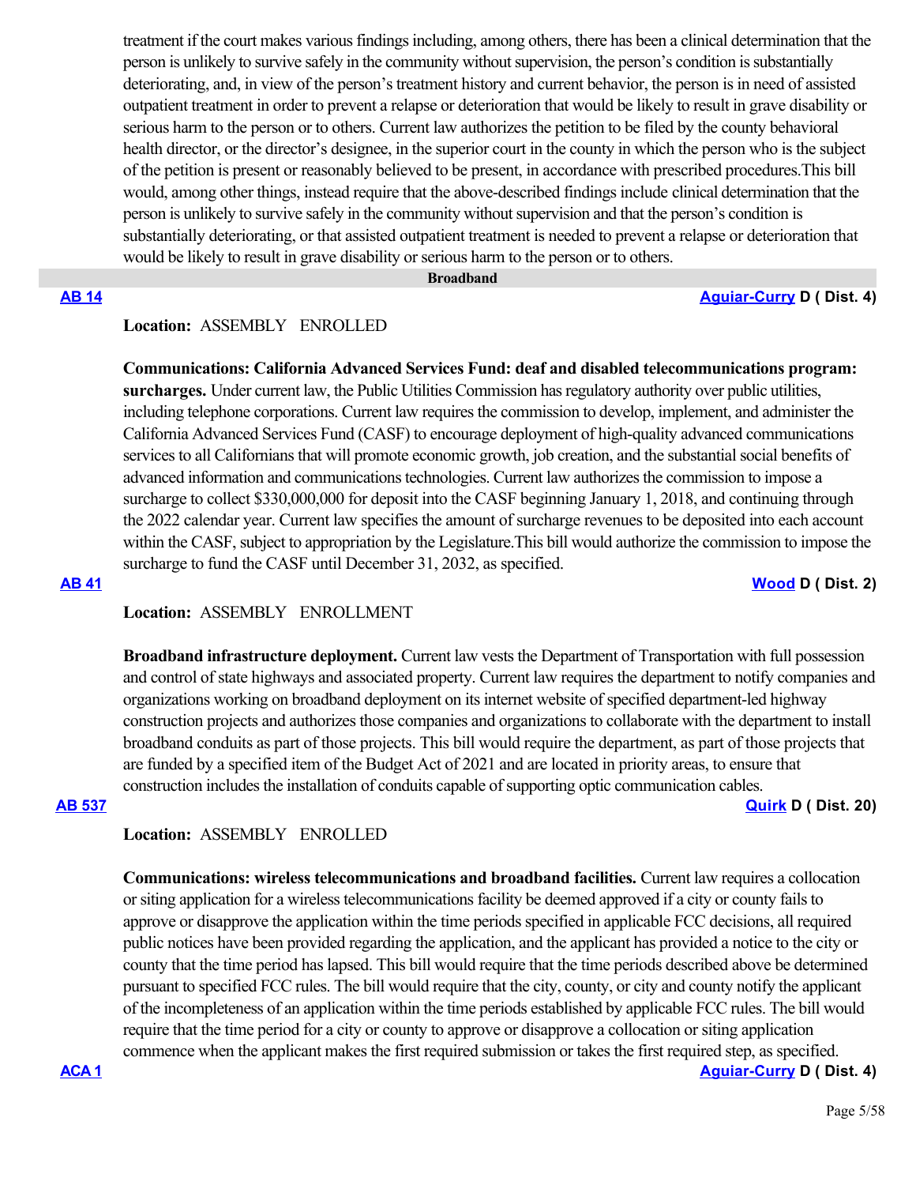treatment if the court makes various findings including, among others, there has been a clinical determination that the person is unlikely to survive safely in the community without supervision, the person's condition is substantially deteriorating, and, in view of the person's treatment history and current behavior, the person is in need of assisted outpatient treatment in order to prevent a relapse or deterioration that would be likely to result in grave disability or serious harm to the person or to others. Current law authorizes the petition to be filed by the county behavioral health director, or the director's designee, in the superior court in the county in which the person who is the subject of the petition is present or reasonably believed to be present, in accordance with prescribed procedures.This bill would, among other things, instead require that the above-described findings include clinical determination that the person is unlikely to survive safely in the community without supervision and that the person's condition is substantially deteriorating, or that assisted outpatient treatment is needed to prevent a relapse or deterioration that would be likely to result in grave disability or serious harm to the person or to others.

## Broadband

**AB 14** — **Aguiar-Curry D ( Dist. 4)**

**Location:** ASSEMBLY ENROLLED

**Communications: California Advanced Services Fund: deaf and disabled telecommunications program: surcharges.** Under current law, the Public Utilities Commission has regulatory authority over public utilities, including telephone corporations. Current law requires the commission to develop, implement, and administer the California Advanced Services Fund (CASF) to encourage deployment of high-quality advanced communications services to all Californians that will promote economic growth, job creation, and the substantial social benefits of advanced information and communications technologies. Current law authorizes the commission to impose a surcharge to collect $330,000,000 for deposit into the CASF beginning January 1, 2018, and continuing through the 2022 calendar year. Current law specifies the amount of surcharge revenues to be deposited into each account within the CASF, subject to appropriation by the Legislature.This bill would authorize the commission to impose the surcharge to fund the CASF until December 31, 2032, as specified.

**AB 41** — **Wood D ( Dist. 2)**

**Location:** ASSEMBLY ENROLLMENT

**Broadband infrastructure deployment.** Current law vests the Department of Transportation with full possession and control of state highways and associated property. Current law requires the department to notify companies and organizations working on broadband deployment on its internet website of specified department-led highway construction projects and authorizes those companies and organizations to collaborate with the department to install broadband conduits as part of those projects. This bill would require the department, as part of those projects that are funded by a specified item of the Budget Act of 2021 and are located in priority areas, to ensure that construction includes the installation of conduits capable of supporting optic communication cables.

**AB 537** — **Quirk D ( Dist. 20)**

**Location:** ASSEMBLY ENROLLED

**Communications: wireless telecommunications and broadband facilities.** Current law requires a collocation or siting application for a wireless telecommunications facility be deemed approved if a city or county fails to approve or disapprove the application within the time periods specified in applicable FCC decisions, all required public notices have been provided regarding the application, and the applicant has provided a notice to the city or county that the time period has lapsed. This bill would require that the time periods described above be determined pursuant to specified FCC rules. The bill would require that the city, county, or city and county notify the applicant of the incompleteness of an application within the time periods established by applicable FCC rules. The bill would require that the time period for a city or county to approve or disapprove a collocation or siting application commence when the applicant makes the first required submission or takes the first required step, as specified.

**ACA 1** — **Aguiar-Curry D ( Dist. 4)**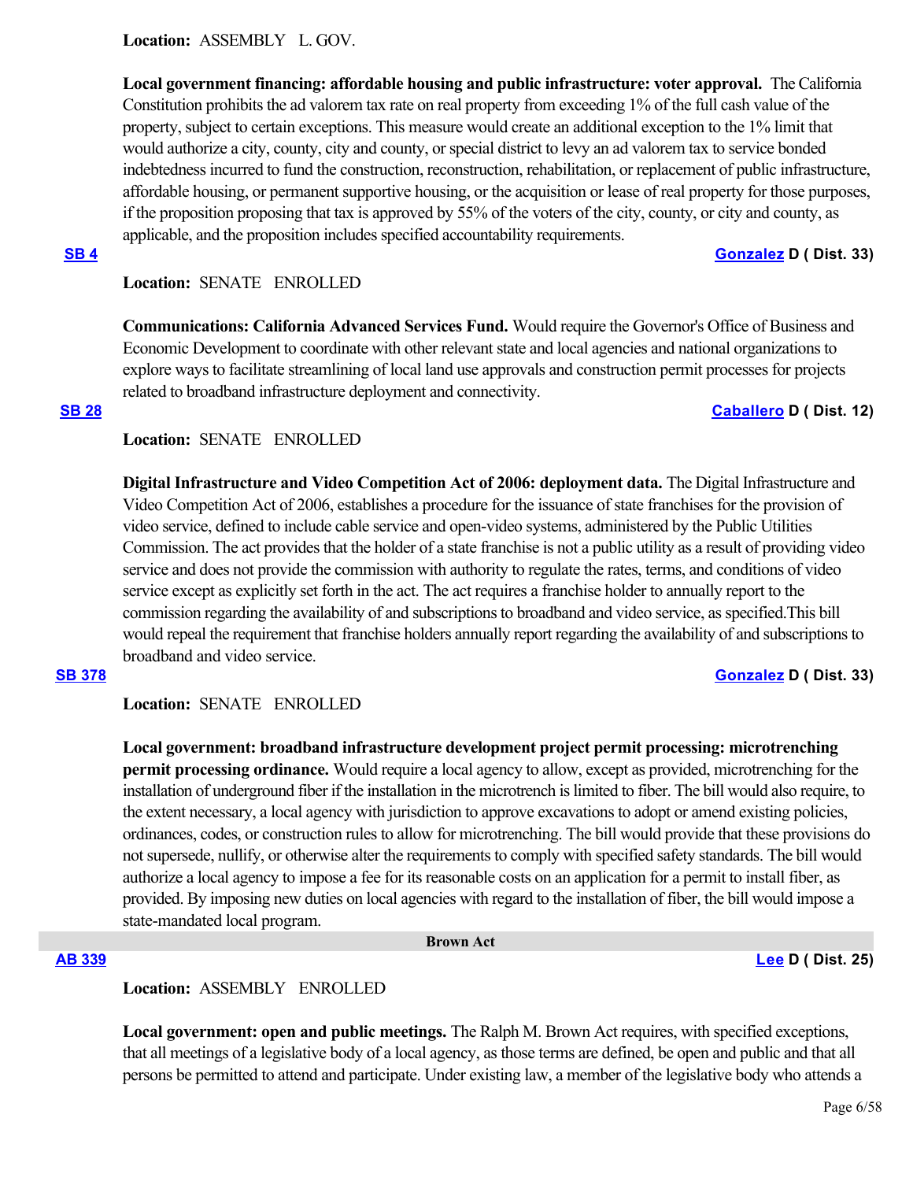**Location:** ASSEMBLY L. GOV.

**Local government financing: affordable housing and public infrastructure: voter approval.** The California Constitution prohibits the ad valorem tax rate on real property from exceeding 1% of the full cash value of the property, subject to certain exceptions. This measure would create an additional exception to the 1% limit that would authorize a city, county, city and county, or special district to levy an ad valorem tax to service bonded indebtedness incurred to fund the construction, reconstruction, rehabilitation, or replacement of public infrastructure, affordable housing, or permanent supportive housing, or the acquisition or lease of real property for those purposes, if the proposition proposing that tax is approved by 55% of the voters of the city, county, or city and county, as applicable, and the proposition includes specified accountability requirements.

**SB 4** **Gonzalez D ( Dist. 33)**

**Location:** SENATE ENROLLED

**Communications: California Advanced Services Fund.** Would require the Governor's Office of Business and Economic Development to coordinate with other relevant state and local agencies and national organizations to explore ways to facilitate streamlining of local land use approvals and construction permit processes for projects related to broadband infrastructure deployment and connectivity.

**SB 28** **Caballero D ( Dist. 12)**

**Location:** SENATE ENROLLED

**Digital Infrastructure and Video Competition Act of 2006: deployment data.** The Digital Infrastructure and Video Competition Act of 2006, establishes a procedure for the issuance of state franchises for the provision of video service, defined to include cable service and open-video systems, administered by the Public Utilities Commission. The act provides that the holder of a state franchise is not a public utility as a result of providing video service and does not provide the commission with authority to regulate the rates, terms, and conditions of video service except as explicitly set forth in the act. The act requires a franchise holder to annually report to the commission regarding the availability of and subscriptions to broadband and video service, as specified.This bill would repeal the requirement that franchise holders annually report regarding the availability of and subscriptions to broadband and video service.

**SB 378** **Gonzalez D ( Dist. 33)**

**Location:** SENATE ENROLLED

**Local government: broadband infrastructure development project permit processing: microtrenching permit processing ordinance.** Would require a local agency to allow, except as provided, microtrenching for the installation of underground fiber if the installation in the microtrench is limited to fiber. The bill would also require, to the extent necessary, a local agency with jurisdiction to approve excavations to adopt or amend existing policies, ordinances, codes, or construction rules to allow for microtrenching. The bill would provide that these provisions do not supersede, nullify, or otherwise alter the requirements to comply with specified safety standards. The bill would authorize a local agency to impose a fee for its reasonable costs on an application for a permit to install fiber, as provided. By imposing new duties on local agencies with regard to the installation of fiber, the bill would impose a state-mandated local program.

## Brown Act

**AB 339** **Lee D ( Dist. 25)**

**Location:** ASSEMBLY ENROLLED

**Local government: open and public meetings.** The Ralph M. Brown Act requires, with specified exceptions, that all meetings of a legislative body of a local agency, as those terms are defined, be open and public and that all persons be permitted to attend and participate. Under existing law, a member of the legislative body who attends a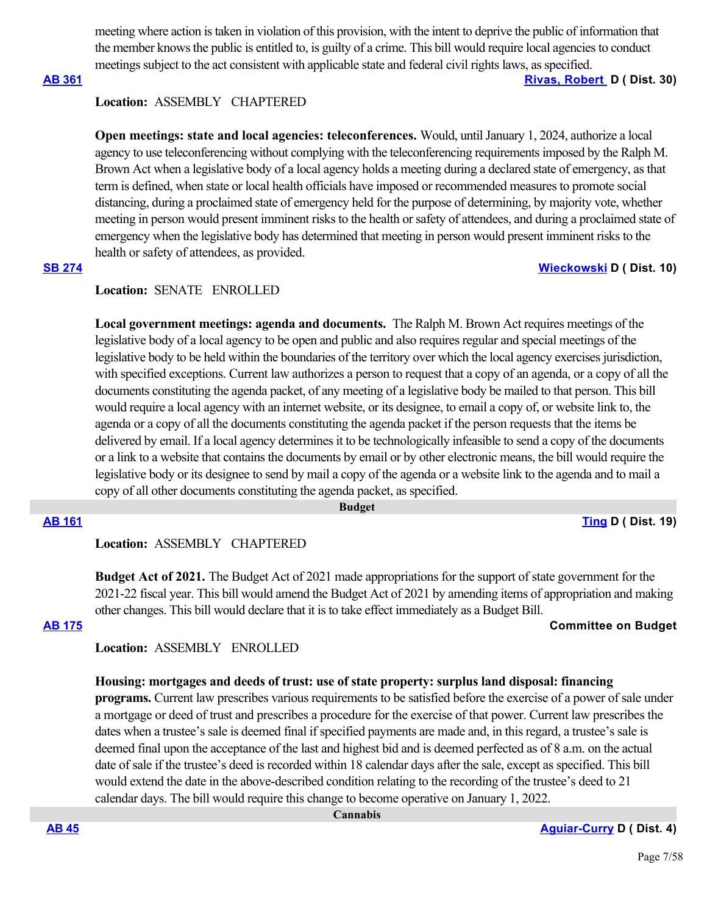meeting where action is taken in violation of this provision, with the intent to deprive the public of information that the member knows the public is entitled to, is guilty of a crime. This bill would require local agencies to conduct meetings subject to the act consistent with applicable state and federal civil rights laws, as specified.

**AB 361** — **Rivas, Robert D ( Dist. 30)**

**Location:** ASSEMBLY CHAPTERED

**Open meetings: state and local agencies: teleconferences.** Would, until January 1, 2024, authorize a local agency to use teleconferencing without complying with the teleconferencing requirements imposed by the Ralph M. Brown Act when a legislative body of a local agency holds a meeting during a declared state of emergency, as that term is defined, when state or local health officials have imposed or recommended measures to promote social distancing, during a proclaimed state of emergency held for the purpose of determining, by majority vote, whether meeting in person would present imminent risks to the health or safety of attendees, and during a proclaimed state of emergency when the legislative body has determined that meeting in person would present imminent risks to the health or safety of attendees, as provided.

**SB 274** — **Wieckowski D ( Dist. 10)**

**Location:** SENATE ENROLLED

**Local government meetings: agenda and documents.** The Ralph M. Brown Act requires meetings of the legislative body of a local agency to be open and public and also requires regular and special meetings of the legislative body to be held within the boundaries of the territory over which the local agency exercises jurisdiction, with specified exceptions. Current law authorizes a person to request that a copy of an agenda, or a copy of all the documents constituting the agenda packet, of any meeting of a legislative body be mailed to that person. This bill would require a local agency with an internet website, or its designee, to email a copy of, or website link to, the agenda or a copy of all the documents constituting the agenda packet if the person requests that the items be delivered by email. If a local agency determines it to be technologically infeasible to send a copy of the documents or a link to a website that contains the documents by email or by other electronic means, the bill would require the legislative body or its designee to send by mail a copy of the agenda or a website link to the agenda and to mail a copy of all other documents constituting the agenda packet, as specified.

## Budget

**AB 161** — **Ting D ( Dist. 19)**

**Location:** ASSEMBLY CHAPTERED

**Budget Act of 2021.** The Budget Act of 2021 made appropriations for the support of state government for the 2021-22 fiscal year. This bill would amend the Budget Act of 2021 by amending items of appropriation and making other changes. This bill would declare that it is to take effect immediately as a Budget Bill.

**AB 175** — **Committee on Budget**

**Location:** ASSEMBLY ENROLLED

**Housing: mortgages and deeds of trust: use of state property: surplus land disposal: financing programs.** Current law prescribes various requirements to be satisfied before the exercise of a power of sale under a mortgage or deed of trust and prescribes a procedure for the exercise of that power. Current law prescribes the dates when a trustee's sale is deemed final if specified payments are made and, in this regard, a trustee's sale is deemed final upon the acceptance of the last and highest bid and is deemed perfected as of 8 a.m. on the actual date of sale if the trustee's deed is recorded within 18 calendar days after the sale, except as specified. This bill would extend the date in the above-described condition relating to the recording of the trustee's deed to 21 calendar days. The bill would require this change to become operative on January 1, 2022.

## Cannabis

**AB 45** — **Aguiar-Curry D ( Dist. 4)**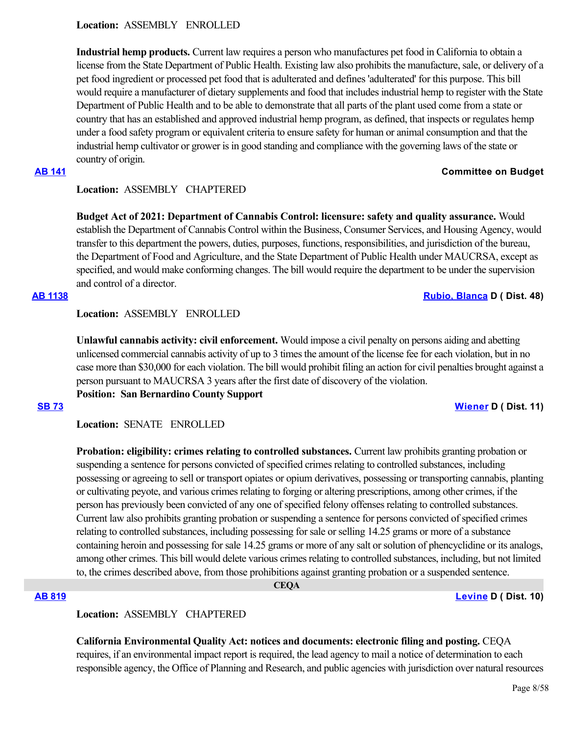**Location:** ASSEMBLY ENROLLED

**Industrial hemp products.** Current law requires a person who manufactures pet food in California to obtain a license from the State Department of Public Health. Existing law also prohibits the manufacture, sale, or delivery of a pet food ingredient or processed pet food that is adulterated and defines 'adulterated' for this purpose. This bill would require a manufacturer of dietary supplements and food that includes industrial hemp to register with the State Department of Public Health and to be able to demonstrate that all parts of the plant used come from a state or country that has an established and approved industrial hemp program, as defined, that inspects or regulates hemp under a food safety program or equivalent criteria to ensure safety for human or animal consumption and that the industrial hemp cultivator or grower is in good standing and compliance with the governing laws of the state or country of origin.

**AB 141** **Committee on Budget**

**Location:** ASSEMBLY CHAPTERED

**Budget Act of 2021: Department of Cannabis Control: licensure: safety and quality assurance.** Would establish the Department of Cannabis Control within the Business, Consumer Services, and Housing Agency, would transfer to this department the powers, duties, purposes, functions, responsibilities, and jurisdiction of the bureau, the Department of Food and Agriculture, and the State Department of Public Health under MAUCRSA, except as specified, and would make conforming changes. The bill would require the department to be under the supervision and control of a director.

**AB 1138** **Rubio, Blanca D ( Dist. 48)**

**Location:** ASSEMBLY ENROLLED

**Unlawful cannabis activity: civil enforcement.** Would impose a civil penalty on persons aiding and abetting unlicensed commercial cannabis activity of up to 3 times the amount of the license fee for each violation, but in no case more than $30,000 for each violation. The bill would prohibit filing an action for civil penalties brought against a person pursuant to MAUCRSA 3 years after the first date of discovery of the violation.

**Position: San Bernardino County Support**

**SB 73** **Wiener D ( Dist. 11)**

**Location:** SENATE ENROLLED

**Probation: eligibility: crimes relating to controlled substances.** Current law prohibits granting probation or suspending a sentence for persons convicted of specified crimes relating to controlled substances, including possessing or agreeing to sell or transport opiates or opium derivatives, possessing or transporting cannabis, planting or cultivating peyote, and various crimes relating to forging or altering prescriptions, among other crimes, if the person has previously been convicted of any one of specified felony offenses relating to controlled substances. Current law also prohibits granting probation or suspending a sentence for persons convicted of specified crimes relating to controlled substances, including possessing for sale or selling 14.25 grams or more of a substance containing heroin and possessing for sale 14.25 grams or more of any salt or solution of phencyclidine or its analogs, among other crimes. This bill would delete various crimes relating to controlled substances, including, but not limited to, the crimes described above, from those prohibitions against granting probation or a suspended sentence.

## CEQA

**AB 819** **Levine D ( Dist. 10)**

**Location:** ASSEMBLY CHAPTERED

**California Environmental Quality Act: notices and documents: electronic filing and posting.** CEQA requires, if an environmental impact report is required, the lead agency to mail a notice of determination to each responsible agency, the Office of Planning and Research, and public agencies with jurisdiction over natural resources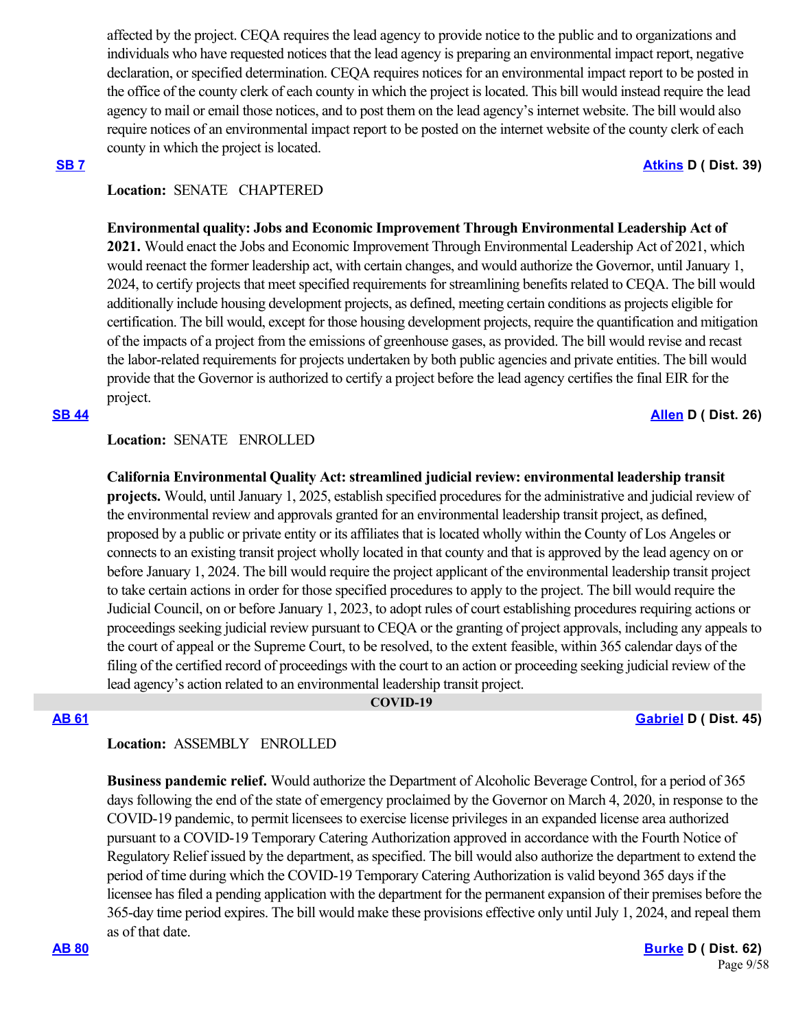affected by the project. CEQA requires the lead agency to provide notice to the public and to organizations and individuals who have requested notices that the lead agency is preparing an environmental impact report, negative declaration, or specified determination. CEQA requires notices for an environmental impact report to be posted in the office of the county clerk of each county in which the project is located. This bill would instead require the lead agency to mail or email those notices, and to post them on the lead agency's internet website. The bill would also require notices of an environmental impact report to be posted on the internet website of the county clerk of each county in which the project is located.

**SB 7** **Atkins D ( Dist. 39)**

**Location:** SENATE CHAPTERED

**Environmental quality: Jobs and Economic Improvement Through Environmental Leadership Act of 2021.** Would enact the Jobs and Economic Improvement Through Environmental Leadership Act of 2021, which would reenact the former leadership act, with certain changes, and would authorize the Governor, until January 1, 2024, to certify projects that meet specified requirements for streamlining benefits related to CEQA. The bill would additionally include housing development projects, as defined, meeting certain conditions as projects eligible for certification. The bill would, except for those housing development projects, require the quantification and mitigation of the impacts of a project from the emissions of greenhouse gases, as provided. The bill would revise and recast the labor-related requirements for projects undertaken by both public agencies and private entities. The bill would provide that the Governor is authorized to certify a project before the lead agency certifies the final EIR for the project.

**SB 44** **Allen D ( Dist. 26)**

**Location:** SENATE ENROLLED

**California Environmental Quality Act: streamlined judicial review: environmental leadership transit projects.** Would, until January 1, 2025, establish specified procedures for the administrative and judicial review of the environmental review and approvals granted for an environmental leadership transit project, as defined, proposed by a public or private entity or its affiliates that is located wholly within the County of Los Angeles or connects to an existing transit project wholly located in that county and that is approved by the lead agency on or before January 1, 2024. The bill would require the project applicant of the environmental leadership transit project to take certain actions in order for those specified procedures to apply to the project. The bill would require the Judicial Council, on or before January 1, 2023, to adopt rules of court establishing procedures requiring actions or proceedings seeking judicial review pursuant to CEQA or the granting of project approvals, including any appeals to the court of appeal or the Supreme Court, to be resolved, to the extent feasible, within 365 calendar days of the filing of the certified record of proceedings with the court to an action or proceeding seeking judicial review of the lead agency's action related to an environmental leadership transit project.

## COVID-19

**AB 61** **Gabriel D ( Dist. 45)**

**Location:** ASSEMBLY ENROLLED

**Business pandemic relief.** Would authorize the Department of Alcoholic Beverage Control, for a period of 365 days following the end of the state of emergency proclaimed by the Governor on March 4, 2020, in response to the COVID-19 pandemic, to permit licensees to exercise license privileges in an expanded license area authorized pursuant to a COVID-19 Temporary Catering Authorization approved in accordance with the Fourth Notice of Regulatory Relief issued by the department, as specified. The bill would also authorize the department to extend the period of time during which the COVID-19 Temporary Catering Authorization is valid beyond 365 days if the licensee has filed a pending application with the department for the permanent expansion of their premises before the 365-day time period expires. The bill would make these provisions effective only until July 1, 2024, and repeal them as of that date.

**AB 80** **Burke D ( Dist. 62)**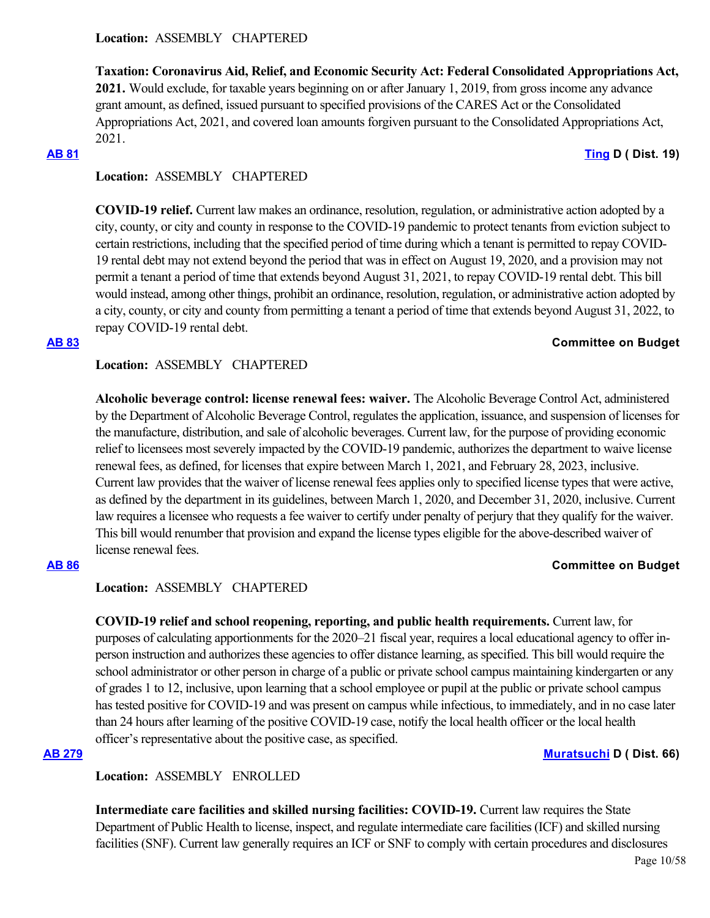**Location:** ASSEMBLY CHAPTERED

**Taxation: Coronavirus Aid, Relief, and Economic Security Act: Federal Consolidated Appropriations Act, 2021.** Would exclude, for taxable years beginning on or after January 1, 2019, from gross income any advance grant amount, as defined, issued pursuant to specified provisions of the CARES Act or the Consolidated Appropriations Act, 2021, and covered loan amounts forgiven pursuant to the Consolidated Appropriations Act, 2021.

**AB 81** **Ting D ( Dist. 19)**

**Location:** ASSEMBLY CHAPTERED

**COVID-19 relief.** Current law makes an ordinance, resolution, regulation, or administrative action adopted by a city, county, or city and county in response to the COVID-19 pandemic to protect tenants from eviction subject to certain restrictions, including that the specified period of time during which a tenant is permitted to repay COVID-19 rental debt may not extend beyond the period that was in effect on August 19, 2020, and a provision may not permit a tenant a period of time that extends beyond August 31, 2021, to repay COVID-19 rental debt. This bill would instead, among other things, prohibit an ordinance, resolution, regulation, or administrative action adopted by a city, county, or city and county from permitting a tenant a period of time that extends beyond August 31, 2022, to repay COVID-19 rental debt.

**AB 83** **Committee on Budget**

**Location:** ASSEMBLY CHAPTERED

**Alcoholic beverage control: license renewal fees: waiver.** The Alcoholic Beverage Control Act, administered by the Department of Alcoholic Beverage Control, regulates the application, issuance, and suspension of licenses for the manufacture, distribution, and sale of alcoholic beverages. Current law, for the purpose of providing economic relief to licensees most severely impacted by the COVID-19 pandemic, authorizes the department to waive license renewal fees, as defined, for licenses that expire between March 1, 2021, and February 28, 2023, inclusive. Current law provides that the waiver of license renewal fees applies only to specified license types that were active, as defined by the department in its guidelines, between March 1, 2020, and December 31, 2020, inclusive. Current law requires a licensee who requests a fee waiver to certify under penalty of perjury that they qualify for the waiver. This bill would renumber that provision and expand the license types eligible for the above-described waiver of license renewal fees.

**AB 86** **Committee on Budget**

**Location:** ASSEMBLY CHAPTERED

**COVID-19 relief and school reopening, reporting, and public health requirements.** Current law, for purposes of calculating apportionments for the 2020–21 fiscal year, requires a local educational agency to offer in-person instruction and authorizes these agencies to offer distance learning, as specified. This bill would require the school administrator or other person in charge of a public or private school campus maintaining kindergarten or any of grades 1 to 12, inclusive, upon learning that a school employee or pupil at the public or private school campus has tested positive for COVID-19 and was present on campus while infectious, to immediately, and in no case later than 24 hours after learning of the positive COVID-19 case, notify the local health officer or the local health officer's representative about the positive case, as specified.

**AB 279** **Muratsuchi D ( Dist. 66)**

**Location:** ASSEMBLY ENROLLED

**Intermediate care facilities and skilled nursing facilities: COVID-19.** Current law requires the State Department of Public Health to license, inspect, and regulate intermediate care facilities (ICF) and skilled nursing facilities (SNF). Current law generally requires an ICF or SNF to comply with certain procedures and disclosures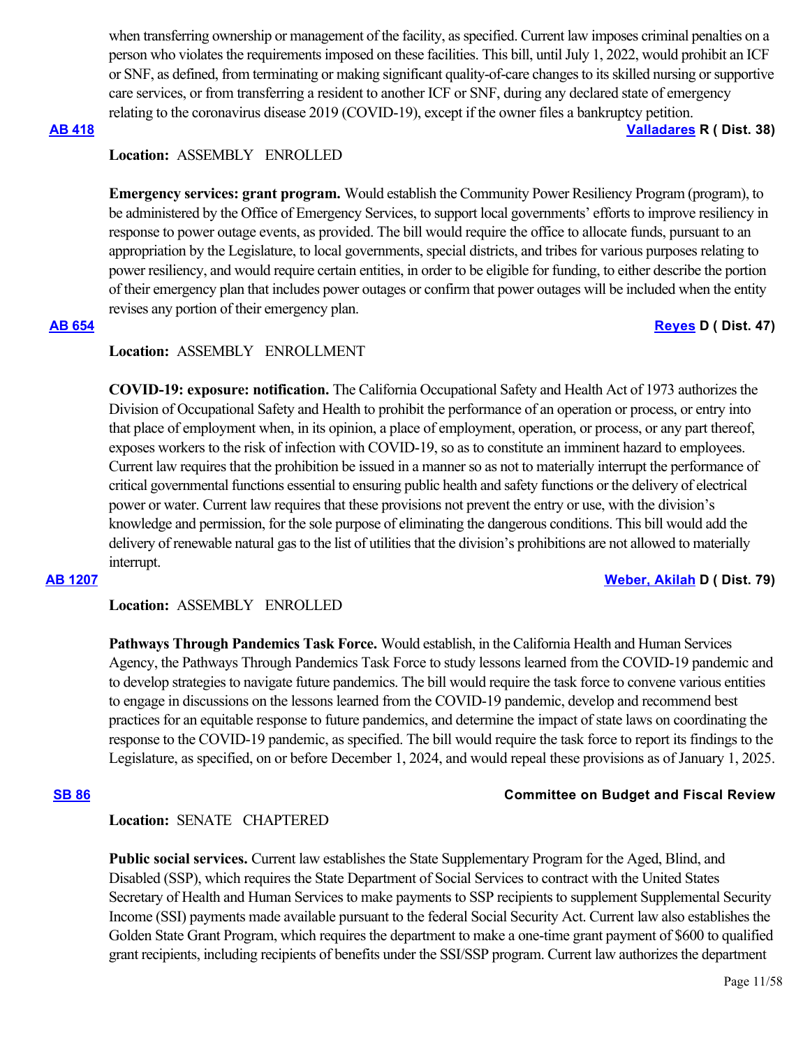when transferring ownership or management of the facility, as specified. Current law imposes criminal penalties on a person who violates the requirements imposed on these facilities. This bill, until July 1, 2022, would prohibit an ICF or SNF, as defined, from terminating or making significant quality-of-care changes to its skilled nursing or supportive care services, or from transferring a resident to another ICF or SNF, during any declared state of emergency relating to the coronavirus disease 2019 (COVID-19), except if the owner files a bankruptcy petition.

**AB 418** **Valladares R ( Dist. 38)**

**Location:** ASSEMBLY ENROLLED

**Emergency services: grant program.** Would establish the Community Power Resiliency Program (program), to be administered by the Office of Emergency Services, to support local governments' efforts to improve resiliency in response to power outage events, as provided. The bill would require the office to allocate funds, pursuant to an appropriation by the Legislature, to local governments, special districts, and tribes for various purposes relating to power resiliency, and would require certain entities, in order to be eligible for funding, to either describe the portion of their emergency plan that includes power outages or confirm that power outages will be included when the entity revises any portion of their emergency plan.

**AB 654** **Reyes D ( Dist. 47)**

**Location:** ASSEMBLY ENROLLMENT

**COVID-19: exposure: notification.** The California Occupational Safety and Health Act of 1973 authorizes the Division of Occupational Safety and Health to prohibit the performance of an operation or process, or entry into that place of employment when, in its opinion, a place of employment, operation, or process, or any part thereof, exposes workers to the risk of infection with COVID-19, so as to constitute an imminent hazard to employees. Current law requires that the prohibition be issued in a manner so as not to materially interrupt the performance of critical governmental functions essential to ensuring public health and safety functions or the delivery of electrical power or water. Current law requires that these provisions not prevent the entry or use, with the division's knowledge and permission, for the sole purpose of eliminating the dangerous conditions. This bill would add the delivery of renewable natural gas to the list of utilities that the division's prohibitions are not allowed to materially interrupt.

**AB 1207** **Weber, Akilah D ( Dist. 79)**

**Location:** ASSEMBLY ENROLLED

**Pathways Through Pandemics Task Force.** Would establish, in the California Health and Human Services Agency, the Pathways Through Pandemics Task Force to study lessons learned from the COVID-19 pandemic and to develop strategies to navigate future pandemics. The bill would require the task force to convene various entities to engage in discussions on the lessons learned from the COVID-19 pandemic, develop and recommend best practices for an equitable response to future pandemics, and determine the impact of state laws on coordinating the response to the COVID-19 pandemic, as specified. The bill would require the task force to report its findings to the Legislature, as specified, on or before December 1, 2024, and would repeal these provisions as of January 1, 2025.

**SB 86** **Committee on Budget and Fiscal Review**

**Location:** SENATE CHAPTERED

**Public social services.** Current law establishes the State Supplementary Program for the Aged, Blind, and Disabled (SSP), which requires the State Department of Social Services to contract with the United States Secretary of Health and Human Services to make payments to SSP recipients to supplement Supplemental Security Income (SSI) payments made available pursuant to the federal Social Security Act. Current law also establishes the Golden State Grant Program, which requires the department to make a one-time grant payment of $600 to qualified grant recipients, including recipients of benefits under the SSI/SSP program. Current law authorizes the department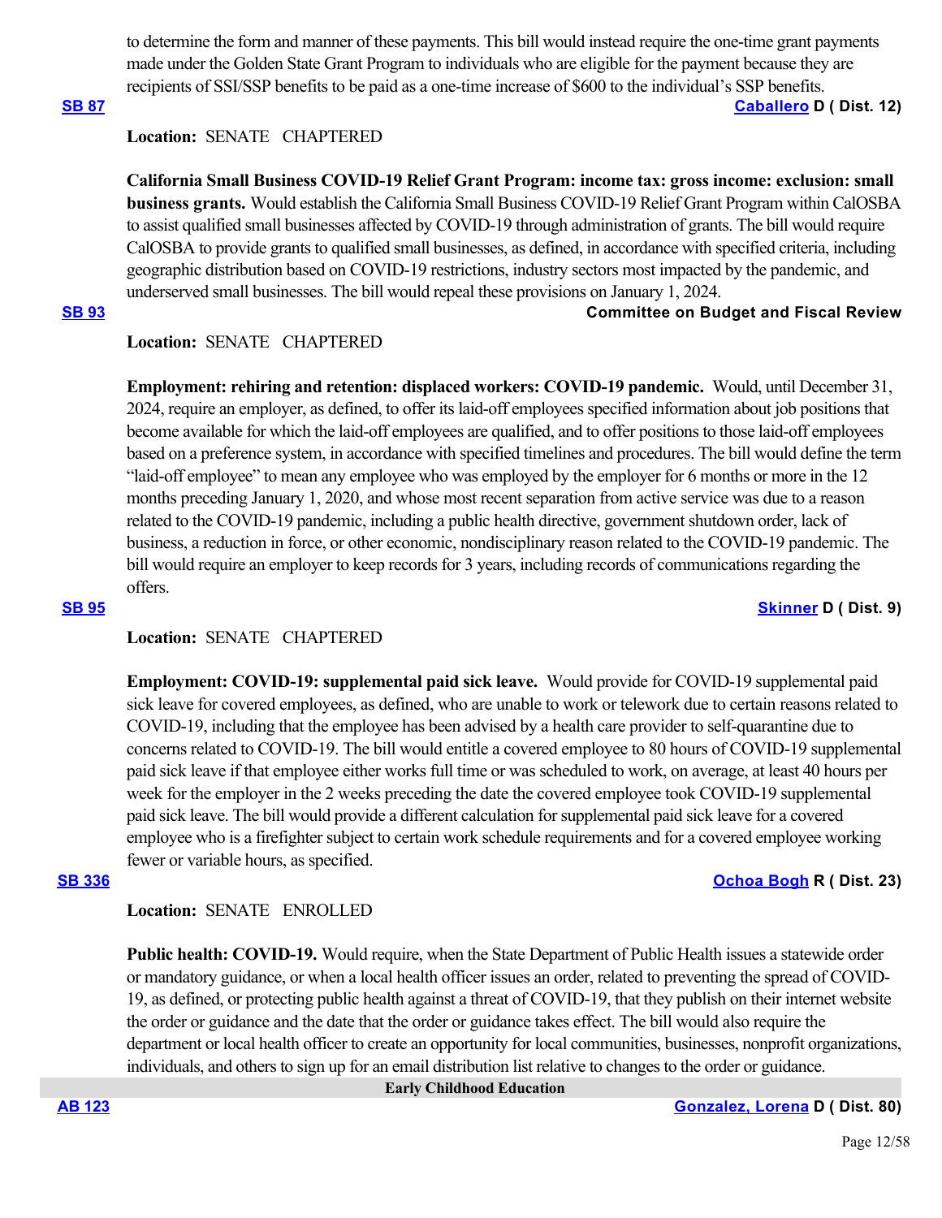to determine the form and manner of these payments. This bill would instead require the one-time grant payments made under the Golden State Grant Program to individuals who are eligible for the payment because they are recipients of SSI/SSP benefits to be paid as a one-time increase of $600 to the individual's SSP benefits.

**SB 87** **Caballero D ( Dist. 12)**

**Location:** SENATE CHAPTERED

**California Small Business COVID-19 Relief Grant Program: income tax: gross income: exclusion: small business grants.** Would establish the California Small Business COVID-19 Relief Grant Program within CalOSBA to assist qualified small businesses affected by COVID-19 through administration of grants. The bill would require CalOSBA to provide grants to qualified small businesses, as defined, in accordance with specified criteria, including geographic distribution based on COVID-19 restrictions, industry sectors most impacted by the pandemic, and underserved small businesses. The bill would repeal these provisions on January 1, 2024.

**SB 93** **Committee on Budget and Fiscal Review**

**Location:** SENATE CHAPTERED

**Employment: rehiring and retention: displaced workers: COVID-19 pandemic.** Would, until December 31, 2024, require an employer, as defined, to offer its laid-off employees specified information about job positions that become available for which the laid-off employees are qualified, and to offer positions to those laid-off employees based on a preference system, in accordance with specified timelines and procedures. The bill would define the term "laid-off employee" to mean any employee who was employed by the employer for 6 months or more in the 12 months preceding January 1, 2020, and whose most recent separation from active service was due to a reason related to the COVID-19 pandemic, including a public health directive, government shutdown order, lack of business, a reduction in force, or other economic, nondisciplinary reason related to the COVID-19 pandemic. The bill would require an employer to keep records for 3 years, including records of communications regarding the offers.

**SB 95** **Skinner D ( Dist. 9)**

**Location:** SENATE CHAPTERED

**Employment: COVID-19: supplemental paid sick leave.** Would provide for COVID-19 supplemental paid sick leave for covered employees, as defined, who are unable to work or telework due to certain reasons related to COVID-19, including that the employee has been advised by a health care provider to self-quarantine due to concerns related to COVID-19. The bill would entitle a covered employee to 80 hours of COVID-19 supplemental paid sick leave if that employee either works full time or was scheduled to work, on average, at least 40 hours per week for the employer in the 2 weeks preceding the date the covered employee took COVID-19 supplemental paid sick leave. The bill would provide a different calculation for supplemental paid sick leave for a covered employee who is a firefighter subject to certain work schedule requirements and for a covered employee working fewer or variable hours, as specified.

**SB 336** **Ochoa Bogh R ( Dist. 23)**

**Location:** SENATE ENROLLED

**Public health: COVID-19.** Would require, when the State Department of Public Health issues a statewide order or mandatory guidance, or when a local health officer issues an order, related to preventing the spread of COVID-19, as defined, or protecting public health against a threat of COVID-19, that they publish on their internet website the order or guidance and the date that the order or guidance takes effect. The bill would also require the department or local health officer to create an opportunity for local communities, businesses, nonprofit organizations, individuals, and others to sign up for an email distribution list relative to changes to the order or guidance.

## Early Childhood Education

**AB 123** **Gonzalez, Lorena D ( Dist. 80)**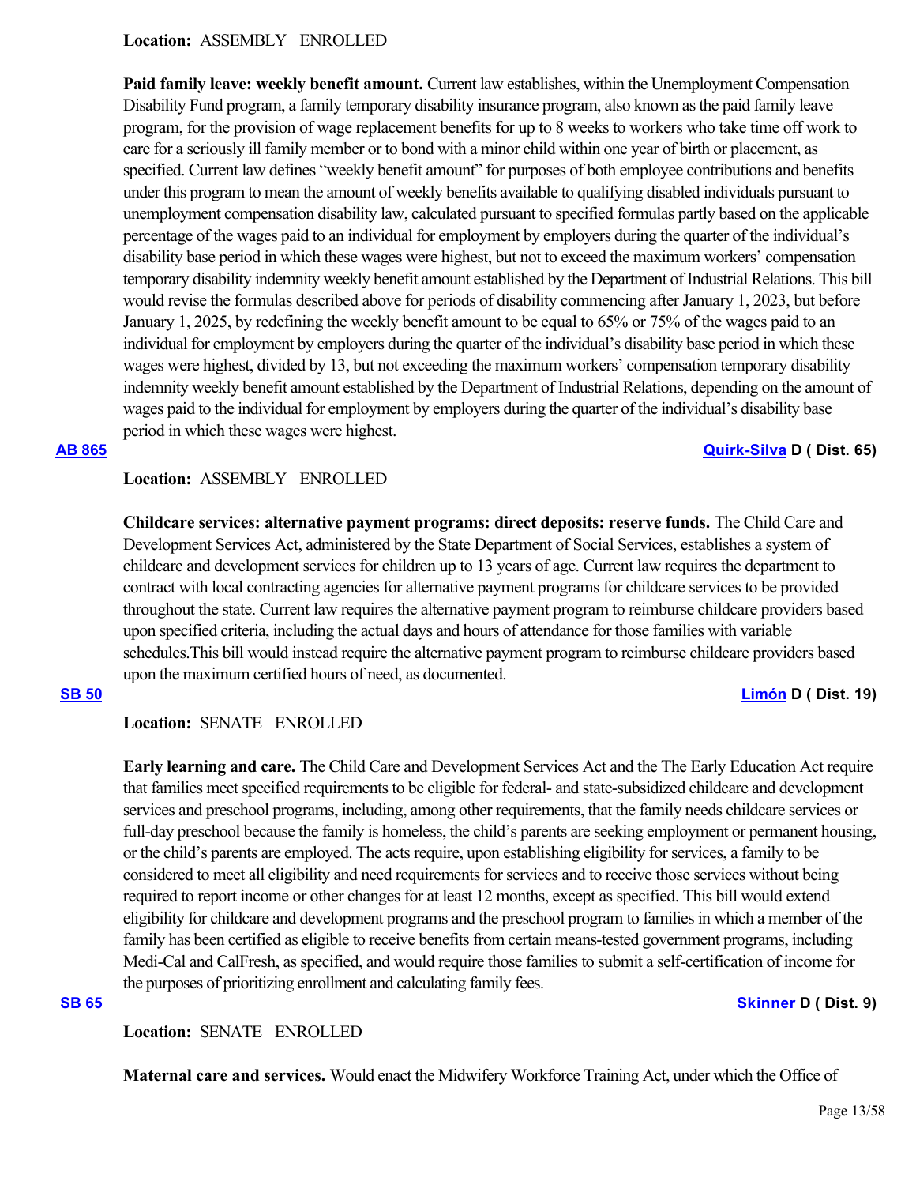**Location:** ASSEMBLY ENROLLED

**Paid family leave: weekly benefit amount.** Current law establishes, within the Unemployment Compensation Disability Fund program, a family temporary disability insurance program, also known as the paid family leave program, for the provision of wage replacement benefits for up to 8 weeks to workers who take time off work to care for a seriously ill family member or to bond with a minor child within one year of birth or placement, as specified. Current law defines "weekly benefit amount" for purposes of both employee contributions and benefits under this program to mean the amount of weekly benefits available to qualifying disabled individuals pursuant to unemployment compensation disability law, calculated pursuant to specified formulas partly based on the applicable percentage of the wages paid to an individual for employment by employers during the quarter of the individual's disability base period in which these wages were highest, but not to exceed the maximum workers' compensation temporary disability indemnity weekly benefit amount established by the Department of Industrial Relations. This bill would revise the formulas described above for periods of disability commencing after January 1, 2023, but before January 1, 2025, by redefining the weekly benefit amount to be equal to 65% or 75% of the wages paid to an individual for employment by employers during the quarter of the individual's disability base period in which these wages were highest, divided by 13, but not exceeding the maximum workers' compensation temporary disability indemnity weekly benefit amount established by the Department of Industrial Relations, depending on the amount of wages paid to the individual for employment by employers during the quarter of the individual's disability base period in which these wages were highest.

**AB 865** **Quirk-Silva D ( Dist. 65)**

**Location:** ASSEMBLY ENROLLED

**Childcare services: alternative payment programs: direct deposits: reserve funds.** The Child Care and Development Services Act, administered by the State Department of Social Services, establishes a system of childcare and development services for children up to 13 years of age. Current law requires the department to contract with local contracting agencies for alternative payment programs for childcare services to be provided throughout the state. Current law requires the alternative payment program to reimburse childcare providers based upon specified criteria, including the actual days and hours of attendance for those families with variable schedules.This bill would instead require the alternative payment program to reimburse childcare providers based upon the maximum certified hours of need, as documented.

**SB 50** **Limón D ( Dist. 19)**

**Location:** SENATE ENROLLED

**Early learning and care.** The Child Care and Development Services Act and the The Early Education Act require that families meet specified requirements to be eligible for federal- and state-subsidized childcare and development services and preschool programs, including, among other requirements, that the family needs childcare services or full-day preschool because the family is homeless, the child's parents are seeking employment or permanent housing, or the child's parents are employed. The acts require, upon establishing eligibility for services, a family to be considered to meet all eligibility and need requirements for services and to receive those services without being required to report income or other changes for at least 12 months, except as specified. This bill would extend eligibility for childcare and development programs and the preschool program to families in which a member of the family has been certified as eligible to receive benefits from certain means-tested government programs, including Medi-Cal and CalFresh, as specified, and would require those families to submit a self-certification of income for the purposes of prioritizing enrollment and calculating family fees.

**SB 65** **Skinner D ( Dist. 9)**

**Location:** SENATE ENROLLED

**Maternal care and services.** Would enact the Midwifery Workforce Training Act, under which the Office of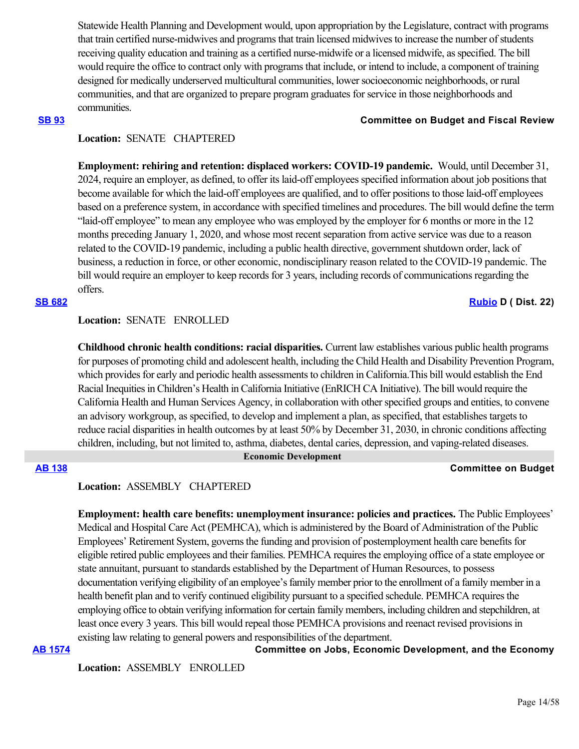Statewide Health Planning and Development would, upon appropriation by the Legislature, contract with programs that train certified nurse-midwives and programs that train licensed midwives to increase the number of students receiving quality education and training as a certified nurse-midwife or a licensed midwife, as specified. The bill would require the office to contract only with programs that include, or intend to include, a component of training designed for medically underserved multicultural communities, lower socioeconomic neighborhoods, or rural communities, and that are organized to prepare program graduates for service in those neighborhoods and communities.

**SB 93** **Committee on Budget and Fiscal Review**

**Location:** SENATE CHAPTERED

**Employment: rehiring and retention: displaced workers: COVID-19 pandemic.** Would, until December 31, 2024, require an employer, as defined, to offer its laid-off employees specified information about job positions that become available for which the laid-off employees are qualified, and to offer positions to those laid-off employees based on a preference system, in accordance with specified timelines and procedures. The bill would define the term "laid-off employee" to mean any employee who was employed by the employer for 6 months or more in the 12 months preceding January 1, 2020, and whose most recent separation from active service was due to a reason related to the COVID-19 pandemic, including a public health directive, government shutdown order, lack of business, a reduction in force, or other economic, nondisciplinary reason related to the COVID-19 pandemic. The bill would require an employer to keep records for 3 years, including records of communications regarding the offers.

**SB 682** **Rubio D ( Dist. 22)**

**Location:** SENATE ENROLLED

**Childhood chronic health conditions: racial disparities.** Current law establishes various public health programs for purposes of promoting child and adolescent health, including the Child Health and Disability Prevention Program, which provides for early and periodic health assessments to children in California.This bill would establish the End Racial Inequities in Children's Health in California Initiative (EnRICH CA Initiative). The bill would require the California Health and Human Services Agency, in collaboration with other specified groups and entities, to convene an advisory workgroup, as specified, to develop and implement a plan, as specified, that establishes targets to reduce racial disparities in health outcomes by at least 50% by December 31, 2030, in chronic conditions affecting children, including, but not limited to, asthma, diabetes, dental caries, depression, and vaping-related diseases.

## Economic Development

**AB 138** **Committee on Budget**

**Location:** ASSEMBLY CHAPTERED

**Employment: health care benefits: unemployment insurance: policies and practices.** The Public Employees' Medical and Hospital Care Act (PEMHCA), which is administered by the Board of Administration of the Public Employees' Retirement System, governs the funding and provision of postemployment health care benefits for eligible retired public employees and their families. PEMHCA requires the employing office of a state employee or state annuitant, pursuant to standards established by the Department of Human Resources, to possess documentation verifying eligibility of an employee's family member prior to the enrollment of a family member in a health benefit plan and to verify continued eligibility pursuant to a specified schedule. PEMHCA requires the employing office to obtain verifying information for certain family members, including children and stepchildren, at least once every 3 years. This bill would repeal those PEMHCA provisions and reenact revised provisions in existing law relating to general powers and responsibilities of the department.

**AB 1574** **Committee on Jobs, Economic Development, and the Economy**

**Location:** ASSEMBLY ENROLLED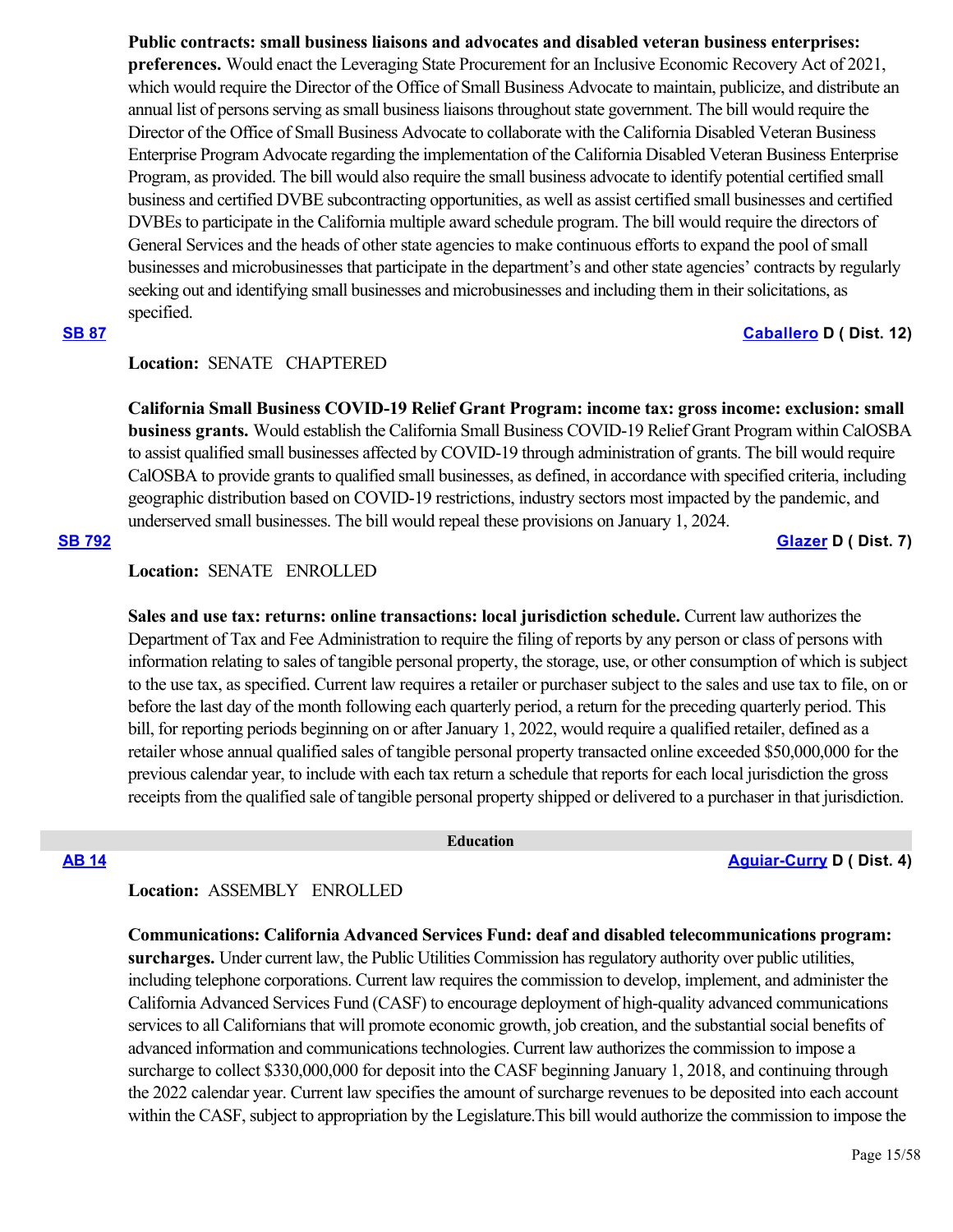**Public contracts: small business liaisons and advocates and disabled veteran business enterprises: preferences.** Would enact the Leveraging State Procurement for an Inclusive Economic Recovery Act of 2021, which would require the Director of the Office of Small Business Advocate to maintain, publicize, and distribute an annual list of persons serving as small business liaisons throughout state government. The bill would require the Director of the Office of Small Business Advocate to collaborate with the California Disabled Veteran Business Enterprise Program Advocate regarding the implementation of the California Disabled Veteran Business Enterprise Program, as provided. The bill would also require the small business advocate to identify potential certified small business and certified DVBE subcontracting opportunities, as well as assist certified small businesses and certified DVBEs to participate in the California multiple award schedule program. The bill would require the directors of General Services and the heads of other state agencies to make continuous efforts to expand the pool of small businesses and microbusinesses that participate in the department's and other state agencies' contracts by regularly seeking out and identifying small businesses and microbusinesses and including them in their solicitations, as specified.

**SB 87** **Caballero D ( Dist. 12)**

**Location:** SENATE CHAPTERED

**California Small Business COVID-19 Relief Grant Program: income tax: gross income: exclusion: small business grants.** Would establish the California Small Business COVID-19 Relief Grant Program within CalOSBA to assist qualified small businesses affected by COVID-19 through administration of grants. The bill would require CalOSBA to provide grants to qualified small businesses, as defined, in accordance with specified criteria, including geographic distribution based on COVID-19 restrictions, industry sectors most impacted by the pandemic, and underserved small businesses. The bill would repeal these provisions on January 1, 2024.

**SB 792** **Glazer D ( Dist. 7)**

**Location:** SENATE ENROLLED

**Sales and use tax: returns: online transactions: local jurisdiction schedule.** Current law authorizes the Department of Tax and Fee Administration to require the filing of reports by any person or class of persons with information relating to sales of tangible personal property, the storage, use, or other consumption of which is subject to the use tax, as specified. Current law requires a retailer or purchaser subject to the sales and use tax to file, on or before the last day of the month following each quarterly period, a return for the preceding quarterly period. This bill, for reporting periods beginning on or after January 1, 2022, would require a qualified retailer, defined as a retailer whose annual qualified sales of tangible personal property transacted online exceeded $50,000,000 for the previous calendar year, to include with each tax return a schedule that reports for each local jurisdiction the gross receipts from the qualified sale of tangible personal property shipped or delivered to a purchaser in that jurisdiction.

## Education

**AB 14** **Aguiar-Curry D ( Dist. 4)**

**Location:** ASSEMBLY ENROLLED

**Communications: California Advanced Services Fund: deaf and disabled telecommunications program: surcharges.** Under current law, the Public Utilities Commission has regulatory authority over public utilities, including telephone corporations. Current law requires the commission to develop, implement, and administer the California Advanced Services Fund (CASF) to encourage deployment of high-quality advanced communications services to all Californians that will promote economic growth, job creation, and the substantial social benefits of advanced information and communications technologies. Current law authorizes the commission to impose a surcharge to collect $330,000,000 for deposit into the CASF beginning January 1, 2018, and continuing through the 2022 calendar year. Current law specifies the amount of surcharge revenues to be deposited into each account within the CASF, subject to appropriation by the Legislature.This bill would authorize the commission to impose the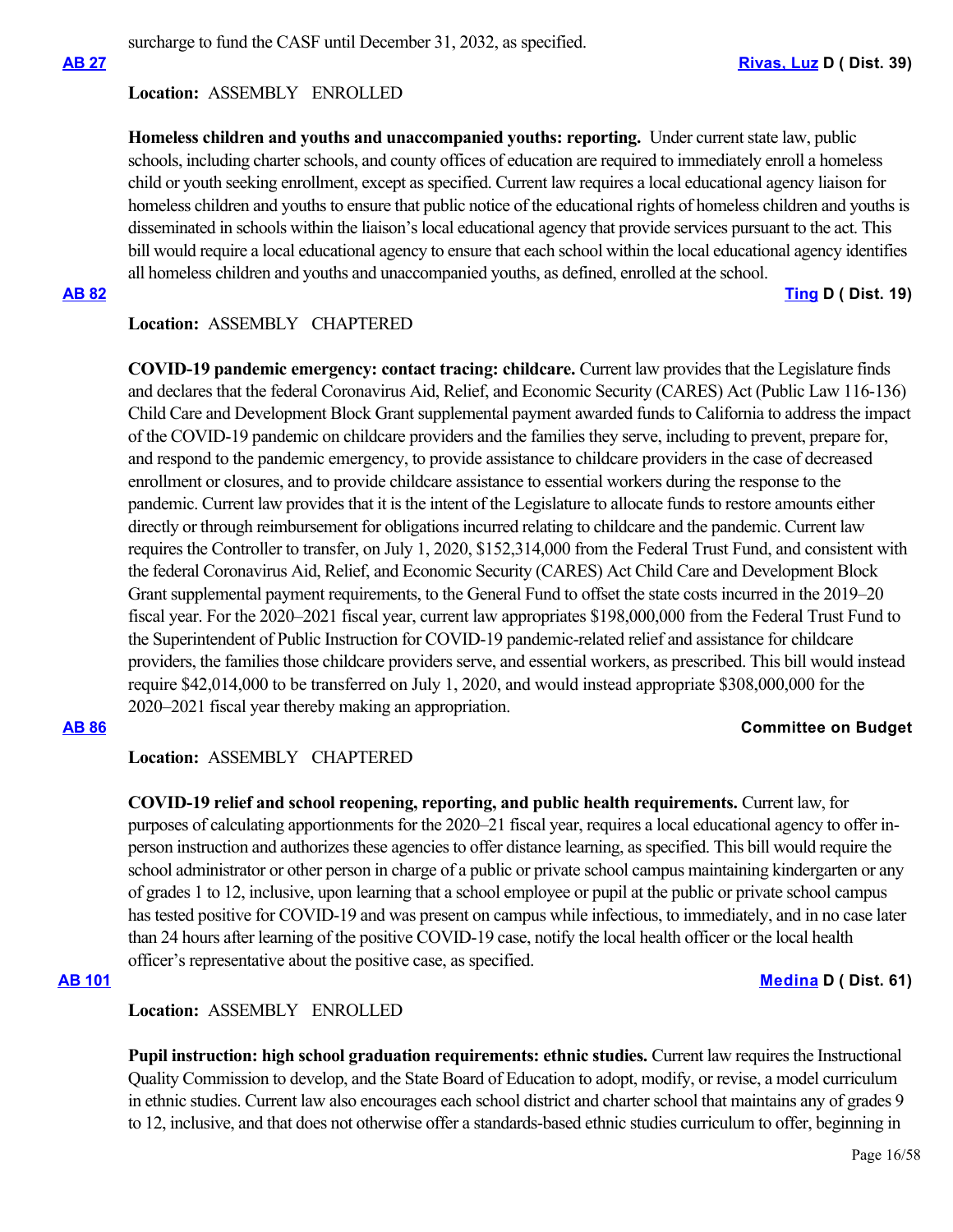surcharge to fund the CASF until December 31, 2032, as specified.

**AB 27** **Rivas, Luz D ( Dist. 39)**

**Location:** ASSEMBLY ENROLLED

**Homeless children and youths and unaccompanied youths: reporting.** Under current state law, public schools, including charter schools, and county offices of education are required to immediately enroll a homeless child or youth seeking enrollment, except as specified. Current law requires a local educational agency liaison for homeless children and youths to ensure that public notice of the educational rights of homeless children and youths is disseminated in schools within the liaison's local educational agency that provide services pursuant to the act. This bill would require a local educational agency to ensure that each school within the local educational agency identifies all homeless children and youths and unaccompanied youths, as defined, enrolled at the school.

**AB 82** **Ting D ( Dist. 19)**

**Location:** ASSEMBLY CHAPTERED

**COVID-19 pandemic emergency: contact tracing: childcare.** Current law provides that the Legislature finds and declares that the federal Coronavirus Aid, Relief, and Economic Security (CARES) Act (Public Law 116-136) Child Care and Development Block Grant supplemental payment awarded funds to California to address the impact of the COVID-19 pandemic on childcare providers and the families they serve, including to prevent, prepare for, and respond to the pandemic emergency, to provide assistance to childcare providers in the case of decreased enrollment or closures, and to provide childcare assistance to essential workers during the response to the pandemic. Current law provides that it is the intent of the Legislature to allocate funds to restore amounts either directly or through reimbursement for obligations incurred relating to childcare and the pandemic. Current law requires the Controller to transfer, on July 1, 2020, $152,314,000 from the Federal Trust Fund, and consistent with the federal Coronavirus Aid, Relief, and Economic Security (CARES) Act Child Care and Development Block Grant supplemental payment requirements, to the General Fund to offset the state costs incurred in the 2019–20 fiscal year. For the 2020–2021 fiscal year, current law appropriates $198,000,000 from the Federal Trust Fund to the Superintendent of Public Instruction for COVID-19 pandemic-related relief and assistance for childcare providers, the families those childcare providers serve, and essential workers, as prescribed. This bill would instead require $42,014,000 to be transferred on July 1, 2020, and would instead appropriate $308,000,000 for the 2020–2021 fiscal year thereby making an appropriation.

**AB 86** **Committee on Budget**

**Location:** ASSEMBLY CHAPTERED

**COVID-19 relief and school reopening, reporting, and public health requirements.** Current law, for purposes of calculating apportionments for the 2020–21 fiscal year, requires a local educational agency to offer in-person instruction and authorizes these agencies to offer distance learning, as specified. This bill would require the school administrator or other person in charge of a public or private school campus maintaining kindergarten or any of grades 1 to 12, inclusive, upon learning that a school employee or pupil at the public or private school campus has tested positive for COVID-19 and was present on campus while infectious, to immediately, and in no case later than 24 hours after learning of the positive COVID-19 case, notify the local health officer or the local health officer's representative about the positive case, as specified.

**AB 101** **Medina D ( Dist. 61)**

**Location:** ASSEMBLY ENROLLED

**Pupil instruction: high school graduation requirements: ethnic studies.** Current law requires the Instructional Quality Commission to develop, and the State Board of Education to adopt, modify, or revise, a model curriculum in ethnic studies. Current law also encourages each school district and charter school that maintains any of grades 9 to 12, inclusive, and that does not otherwise offer a standards-based ethnic studies curriculum to offer, beginning in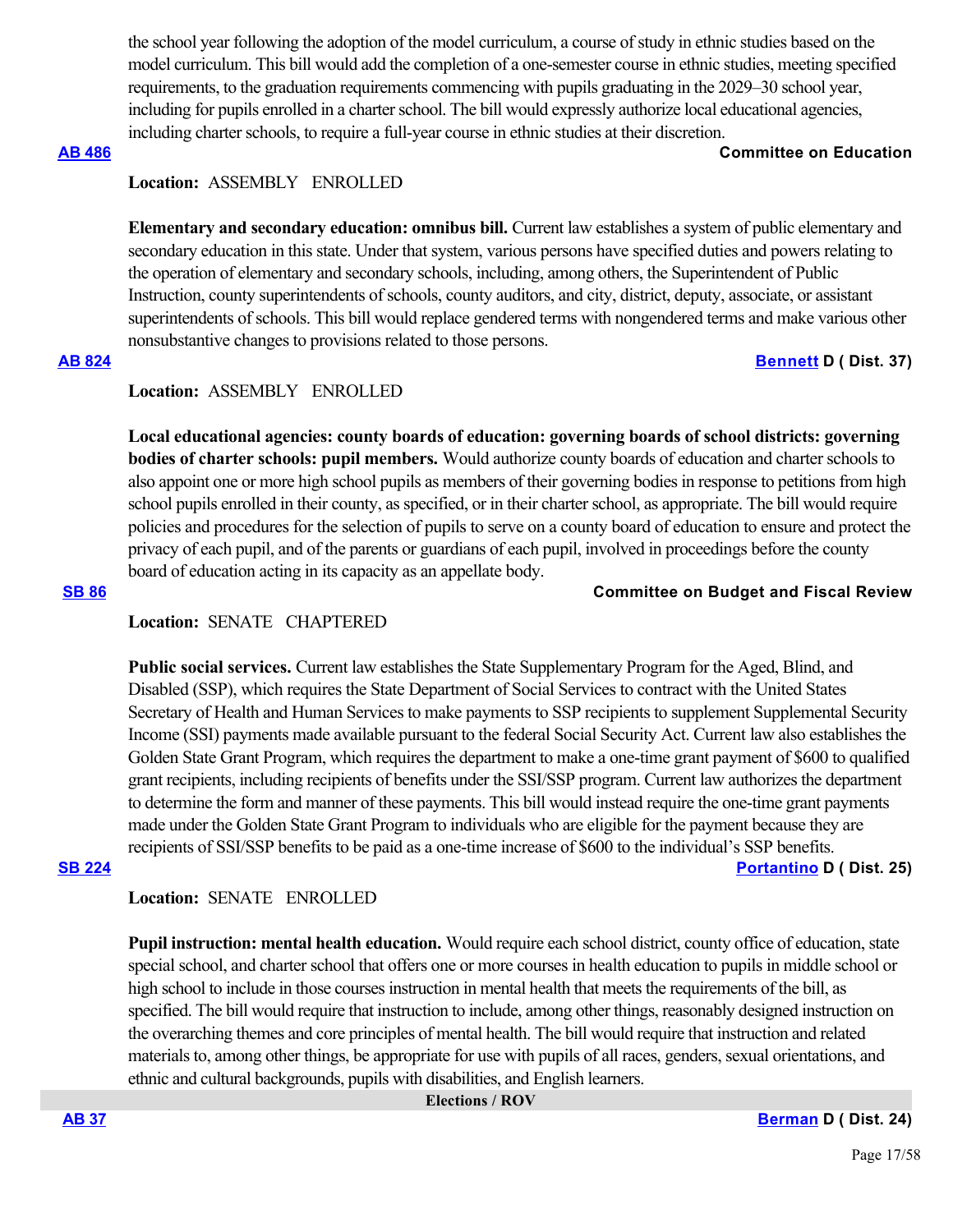the school year following the adoption of the model curriculum, a course of study in ethnic studies based on the model curriculum. This bill would add the completion of a one-semester course in ethnic studies, meeting specified requirements, to the graduation requirements commencing with pupils graduating in the 2029–30 school year, including for pupils enrolled in a charter school. The bill would expressly authorize local educational agencies, including charter schools, to require a full-year course in ethnic studies at their discretion.

**AB 486** — **Committee on Education**

**Location:** ASSEMBLY ENROLLED

**Elementary and secondary education: omnibus bill.** Current law establishes a system of public elementary and secondary education in this state. Under that system, various persons have specified duties and powers relating to the operation of elementary and secondary schools, including, among others, the Superintendent of Public Instruction, county superintendents of schools, county auditors, and city, district, deputy, associate, or assistant superintendents of schools. This bill would replace gendered terms with nongendered terms and make various other nonsubstantive changes to provisions related to those persons.

**AB 824** — **Bennett D ( Dist. 37)**

**Location:** ASSEMBLY ENROLLED

**Local educational agencies: county boards of education: governing boards of school districts: governing bodies of charter schools: pupil members.** Would authorize county boards of education and charter schools to also appoint one or more high school pupils as members of their governing bodies in response to petitions from high school pupils enrolled in their county, as specified, or in their charter school, as appropriate. The bill would require policies and procedures for the selection of pupils to serve on a county board of education to ensure and protect the privacy of each pupil, and of the parents or guardians of each pupil, involved in proceedings before the county board of education acting in its capacity as an appellate body.

**SB 86** — **Committee on Budget and Fiscal Review**

**Location:** SENATE CHAPTERED

**Public social services.** Current law establishes the State Supplementary Program for the Aged, Blind, and Disabled (SSP), which requires the State Department of Social Services to contract with the United States Secretary of Health and Human Services to make payments to SSP recipients to supplement Supplemental Security Income (SSI) payments made available pursuant to the federal Social Security Act. Current law also establishes the Golden State Grant Program, which requires the department to make a one-time grant payment of $600 to qualified grant recipients, including recipients of benefits under the SSI/SSP program. Current law authorizes the department to determine the form and manner of these payments. This bill would instead require the one-time grant payments made under the Golden State Grant Program to individuals who are eligible for the payment because they are recipients of SSI/SSP benefits to be paid as a one-time increase of $600 to the individual's SSP benefits.

**SB 224** — **Portantino D ( Dist. 25)**

**Location:** SENATE ENROLLED

**Pupil instruction: mental health education.** Would require each school district, county office of education, state special school, and charter school that offers one or more courses in health education to pupils in middle school or high school to include in those courses instruction in mental health that meets the requirements of the bill, as specified. The bill would require that instruction to include, among other things, reasonably designed instruction on the overarching themes and core principles of mental health. The bill would require that instruction and related materials to, among other things, be appropriate for use with pupils of all races, genders, sexual orientations, and ethnic and cultural backgrounds, pupils with disabilities, and English learners.

## Elections / ROV

**AB 37** — **Berman D ( Dist. 24)**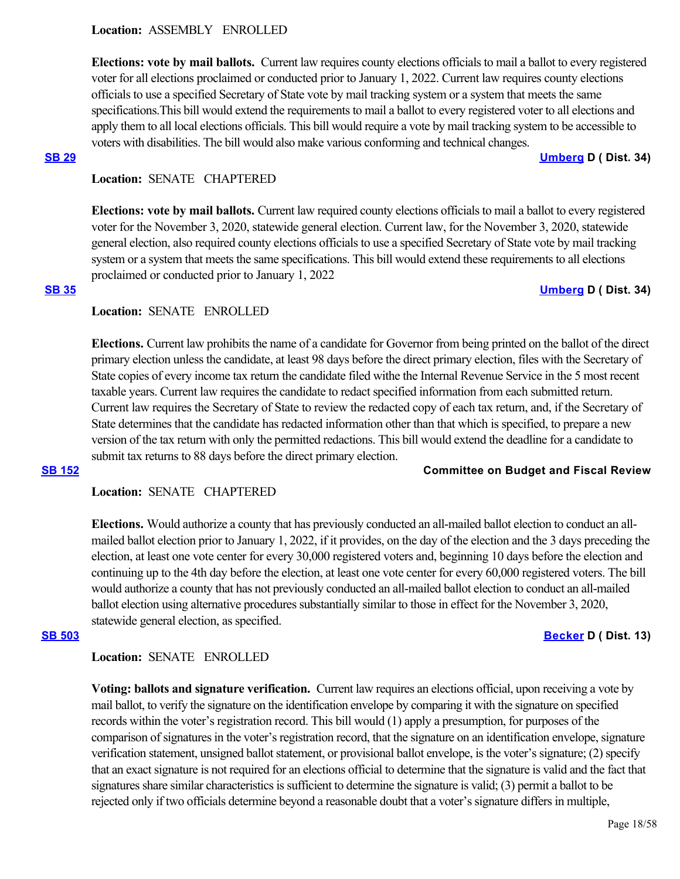**Location:** ASSEMBLY ENROLLED

**Elections: vote by mail ballots.** Current law requires county elections officials to mail a ballot to every registered voter for all elections proclaimed or conducted prior to January 1, 2022. Current law requires county elections officials to use a specified Secretary of State vote by mail tracking system or a system that meets the same specifications.This bill would extend the requirements to mail a ballot to every registered voter to all elections and apply them to all local elections officials. This bill would require a vote by mail tracking system to be accessible to voters with disabilities. The bill would also make various conforming and technical changes.

**SB 29** **Umberg D ( Dist. 34)**

**Location:** SENATE CHAPTERED

**Elections: vote by mail ballots.** Current law required county elections officials to mail a ballot to every registered voter for the November 3, 2020, statewide general election. Current law, for the November 3, 2020, statewide general election, also required county elections officials to use a specified Secretary of State vote by mail tracking system or a system that meets the same specifications. This bill would extend these requirements to all elections proclaimed or conducted prior to January 1, 2022

**SB 35** **Umberg D ( Dist. 34)**

**Location:** SENATE ENROLLED

**Elections.** Current law prohibits the name of a candidate for Governor from being printed on the ballot of the direct primary election unless the candidate, at least 98 days before the direct primary election, files with the Secretary of State copies of every income tax return the candidate filed withe the Internal Revenue Service in the 5 most recent taxable years. Current law requires the candidate to redact specified information from each submitted return. Current law requires the Secretary of State to review the redacted copy of each tax return, and, if the Secretary of State determines that the candidate has redacted information other than that which is specified, to prepare a new version of the tax return with only the permitted redactions. This bill would extend the deadline for a candidate to submit tax returns to 88 days before the direct primary election.

**SB 152** **Committee on Budget and Fiscal Review**

**Location:** SENATE CHAPTERED

**Elections.** Would authorize a county that has previously conducted an all-mailed ballot election to conduct an all-mailed ballot election prior to January 1, 2022, if it provides, on the day of the election and the 3 days preceding the election, at least one vote center for every 30,000 registered voters and, beginning 10 days before the election and continuing up to the 4th day before the election, at least one vote center for every 60,000 registered voters. The bill would authorize a county that has not previously conducted an all-mailed ballot election to conduct an all-mailed ballot election using alternative procedures substantially similar to those in effect for the November 3, 2020, statewide general election, as specified.

**SB 503** **Becker D ( Dist. 13)**

**Location:** SENATE ENROLLED

**Voting: ballots and signature verification.** Current law requires an elections official, upon receiving a vote by mail ballot, to verify the signature on the identification envelope by comparing it with the signature on specified records within the voter's registration record. This bill would (1) apply a presumption, for purposes of the comparison of signatures in the voter's registration record, that the signature on an identification envelope, signature verification statement, unsigned ballot statement, or provisional ballot envelope, is the voter's signature; (2) specify that an exact signature is not required for an elections official to determine that the signature is valid and the fact that signatures share similar characteristics is sufficient to determine the signature is valid; (3) permit a ballot to be rejected only if two officials determine beyond a reasonable doubt that a voter's signature differs in multiple,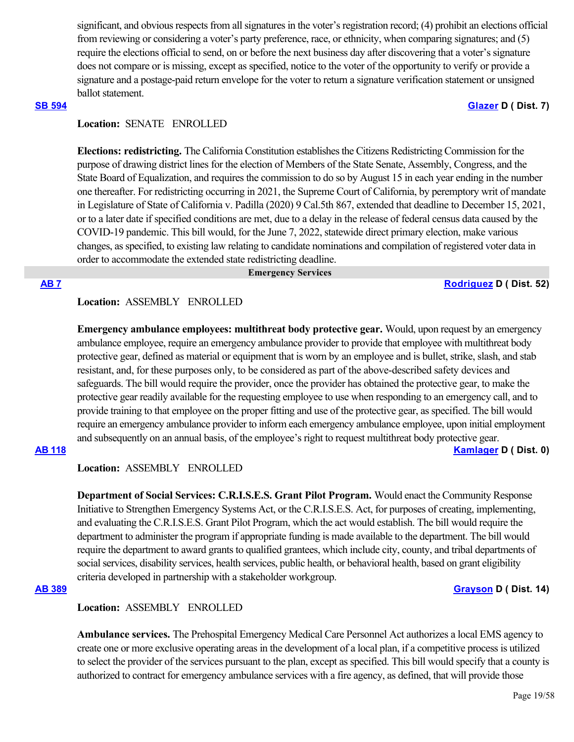significant, and obvious respects from all signatures in the voter's registration record; (4) prohibit an elections official from reviewing or considering a voter's party preference, race, or ethnicity, when comparing signatures; and (5) require the elections official to send, on or before the next business day after discovering that a voter's signature does not compare or is missing, except as specified, notice to the voter of the opportunity to verify or provide a signature and a postage-paid return envelope for the voter to return a signature verification statement or unsigned ballot statement.

**SB 594** **Glazer D ( Dist. 7)**

**Location:** SENATE ENROLLED

**Elections: redistricting.** The California Constitution establishes the Citizens Redistricting Commission for the purpose of drawing district lines for the election of Members of the State Senate, Assembly, Congress, and the State Board of Equalization, and requires the commission to do so by August 15 in each year ending in the number one thereafter. For redistricting occurring in 2021, the Supreme Court of California, by peremptory writ of mandate in Legislature of State of California v. Padilla (2020) 9 Cal.5th 867, extended that deadline to December 15, 2021, or to a later date if specified conditions are met, due to a delay in the release of federal census data caused by the COVID-19 pandemic. This bill would, for the June 7, 2022, statewide direct primary election, make various changes, as specified, to existing law relating to candidate nominations and compilation of registered voter data in order to accommodate the extended state redistricting deadline.

## Emergency Services

**AB 7** **Rodriguez D ( Dist. 52)**

**Location:** ASSEMBLY ENROLLED

**Emergency ambulance employees: multithreat body protective gear.** Would, upon request by an emergency ambulance employee, require an emergency ambulance provider to provide that employee with multithreat body protective gear, defined as material or equipment that is worn by an employee and is bullet, strike, slash, and stab resistant, and, for these purposes only, to be considered as part of the above-described safety devices and safeguards. The bill would require the provider, once the provider has obtained the protective gear, to make the protective gear readily available for the requesting employee to use when responding to an emergency call, and to provide training to that employee on the proper fitting and use of the protective gear, as specified. The bill would require an emergency ambulance provider to inform each emergency ambulance employee, upon initial employment and subsequently on an annual basis, of the employee's right to request multithreat body protective gear.

**AB 118** **Kamlager D ( Dist. 0)**

**Location:** ASSEMBLY ENROLLED

**Department of Social Services: C.R.I.S.E.S. Grant Pilot Program.** Would enact the Community Response Initiative to Strengthen Emergency Systems Act, or the C.R.I.S.E.S. Act, for purposes of creating, implementing, and evaluating the C.R.I.S.E.S. Grant Pilot Program, which the act would establish. The bill would require the department to administer the program if appropriate funding is made available to the department. The bill would require the department to award grants to qualified grantees, which include city, county, and tribal departments of social services, disability services, health services, public health, or behavioral health, based on grant eligibility criteria developed in partnership with a stakeholder workgroup.

**AB 389** **Grayson D ( Dist. 14)**

**Location:** ASSEMBLY ENROLLED

**Ambulance services.** The Prehospital Emergency Medical Care Personnel Act authorizes a local EMS agency to create one or more exclusive operating areas in the development of a local plan, if a competitive process is utilized to select the provider of the services pursuant to the plan, except as specified. This bill would specify that a county is authorized to contract for emergency ambulance services with a fire agency, as defined, that will provide those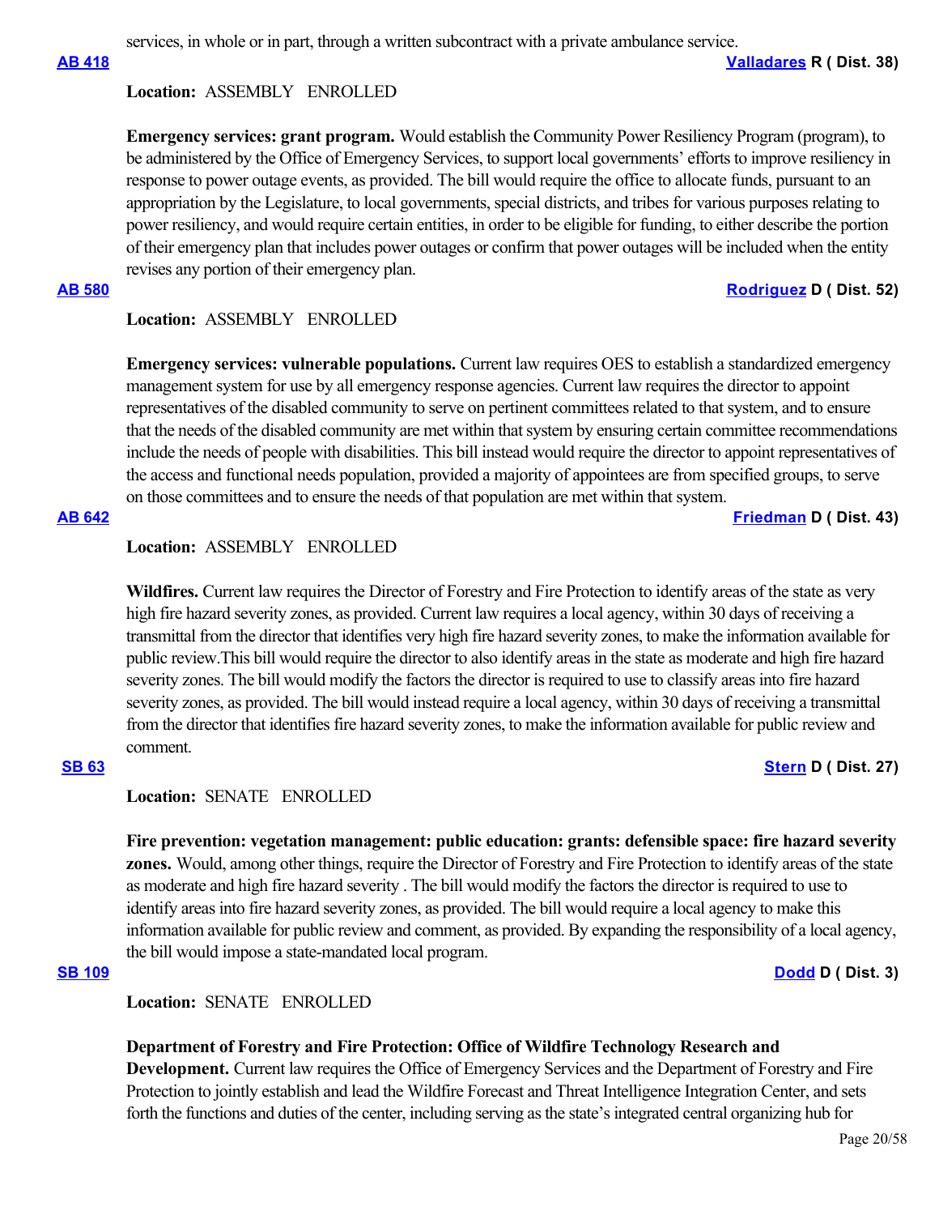services, in whole or in part, through a written subcontract with a private ambulance service.

**AB 418** **Valladares R ( Dist. 38)**

**Location:** ASSEMBLY ENROLLED

**Emergency services: grant program.** Would establish the Community Power Resiliency Program (program), to be administered by the Office of Emergency Services, to support local governments' efforts to improve resiliency in response to power outage events, as provided. The bill would require the office to allocate funds, pursuant to an appropriation by the Legislature, to local governments, special districts, and tribes for various purposes relating to power resiliency, and would require certain entities, in order to be eligible for funding, to either describe the portion of their emergency plan that includes power outages or confirm that power outages will be included when the entity revises any portion of their emergency plan.

**AB 580** **Rodriguez D ( Dist. 52)**

**Location:** ASSEMBLY ENROLLED

**Emergency services: vulnerable populations.** Current law requires OES to establish a standardized emergency management system for use by all emergency response agencies. Current law requires the director to appoint representatives of the disabled community to serve on pertinent committees related to that system, and to ensure that the needs of the disabled community are met within that system by ensuring certain committee recommendations include the needs of people with disabilities. This bill instead would require the director to appoint representatives of the access and functional needs population, provided a majority of appointees are from specified groups, to serve on those committees and to ensure the needs of that population are met within that system.

**AB 642** **Friedman D ( Dist. 43)**

**Location:** ASSEMBLY ENROLLED

**Wildfires.** Current law requires the Director of Forestry and Fire Protection to identify areas of the state as very high fire hazard severity zones, as provided. Current law requires a local agency, within 30 days of receiving a transmittal from the director that identifies very high fire hazard severity zones, to make the information available for public review.This bill would require the director to also identify areas in the state as moderate and high fire hazard severity zones. The bill would modify the factors the director is required to use to classify areas into fire hazard severity zones, as provided. The bill would instead require a local agency, within 30 days of receiving a transmittal from the director that identifies fire hazard severity zones, to make the information available for public review and comment.

**SB 63** **Stern D ( Dist. 27)**

**Location:** SENATE ENROLLED

**Fire prevention: vegetation management: public education: grants: defensible space: fire hazard severity zones.** Would, among other things, require the Director of Forestry and Fire Protection to identify areas of the state as moderate and high fire hazard severity . The bill would modify the factors the director is required to use to identify areas into fire hazard severity zones, as provided. The bill would require a local agency to make this information available for public review and comment, as provided. By expanding the responsibility of a local agency, the bill would impose a state-mandated local program.

**SB 109** **Dodd D ( Dist. 3)**

**Location:** SENATE ENROLLED

**Department of Forestry and Fire Protection: Office of Wildfire Technology Research and Development.** Current law requires the Office of Emergency Services and the Department of Forestry and Fire Protection to jointly establish and lead the Wildfire Forecast and Threat Intelligence Integration Center, and sets forth the functions and duties of the center, including serving as the state's integrated central organizing hub for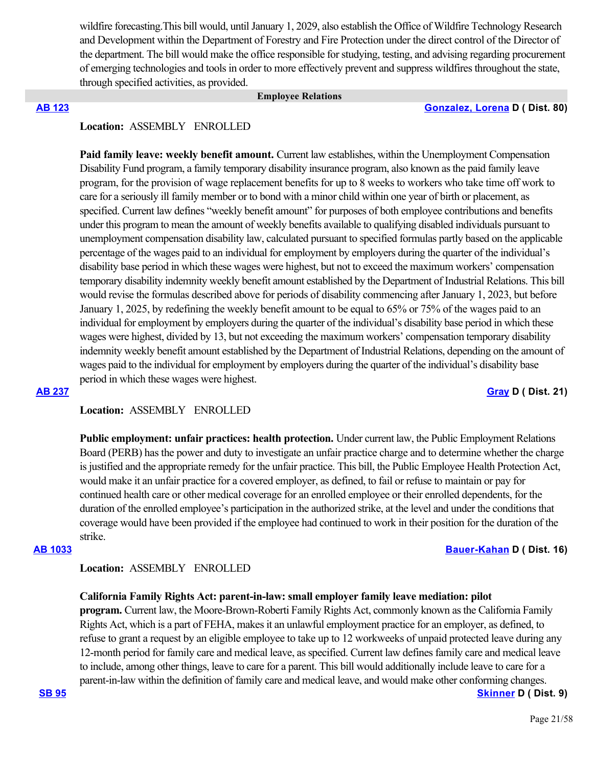wildfire forecasting.This bill would, until January 1, 2029, also establish the Office of Wildfire Technology Research and Development within the Department of Forestry and Fire Protection under the direct control of the Director of the department. The bill would make the office responsible for studying, testing, and advising regarding procurement of emerging technologies and tools in order to more effectively prevent and suppress wildfires throughout the state, through specified activities, as provided.

## Employee Relations

**AB 123** **Gonzalez, Lorena D ( Dist. 80)**

**Location:** ASSEMBLY ENROLLED

**Paid family leave: weekly benefit amount.** Current law establishes, within the Unemployment Compensation Disability Fund program, a family temporary disability insurance program, also known as the paid family leave program, for the provision of wage replacement benefits for up to 8 weeks to workers who take time off work to care for a seriously ill family member or to bond with a minor child within one year of birth or placement, as specified. Current law defines "weekly benefit amount" for purposes of both employee contributions and benefits under this program to mean the amount of weekly benefits available to qualifying disabled individuals pursuant to unemployment compensation disability law, calculated pursuant to specified formulas partly based on the applicable percentage of the wages paid to an individual for employment by employers during the quarter of the individual's disability base period in which these wages were highest, but not to exceed the maximum workers' compensation temporary disability indemnity weekly benefit amount established by the Department of Industrial Relations. This bill would revise the formulas described above for periods of disability commencing after January 1, 2023, but before January 1, 2025, by redefining the weekly benefit amount to be equal to 65% or 75% of the wages paid to an individual for employment by employers during the quarter of the individual's disability base period in which these wages were highest, divided by 13, but not exceeding the maximum workers' compensation temporary disability indemnity weekly benefit amount established by the Department of Industrial Relations, depending on the amount of wages paid to the individual for employment by employers during the quarter of the individual's disability base period in which these wages were highest.

**AB 237** **Gray D ( Dist. 21)**

**Location:** ASSEMBLY ENROLLED

**Public employment: unfair practices: health protection.** Under current law, the Public Employment Relations Board (PERB) has the power and duty to investigate an unfair practice charge and to determine whether the charge is justified and the appropriate remedy for the unfair practice. This bill, the Public Employee Health Protection Act, would make it an unfair practice for a covered employer, as defined, to fail or refuse to maintain or pay for continued health care or other medical coverage for an enrolled employee or their enrolled dependents, for the duration of the enrolled employee's participation in the authorized strike, at the level and under the conditions that coverage would have been provided if the employee had continued to work in their position for the duration of the strike.

**AB 1033** **Bauer-Kahan D ( Dist. 16)**

**Location:** ASSEMBLY ENROLLED

**California Family Rights Act: parent-in-law: small employer family leave mediation: pilot program.** Current law, the Moore-Brown-Roberti Family Rights Act, commonly known as the California Family Rights Act, which is a part of FEHA, makes it an unlawful employment practice for an employer, as defined, to refuse to grant a request by an eligible employee to take up to 12 workweeks of unpaid protected leave during any 12-month period for family care and medical leave, as specified. Current law defines family care and medical leave to include, among other things, leave to care for a parent. This bill would additionally include leave to care for a parent-in-law within the definition of family care and medical leave, and would make other conforming changes.

**SB 95** **Skinner D ( Dist. 9)**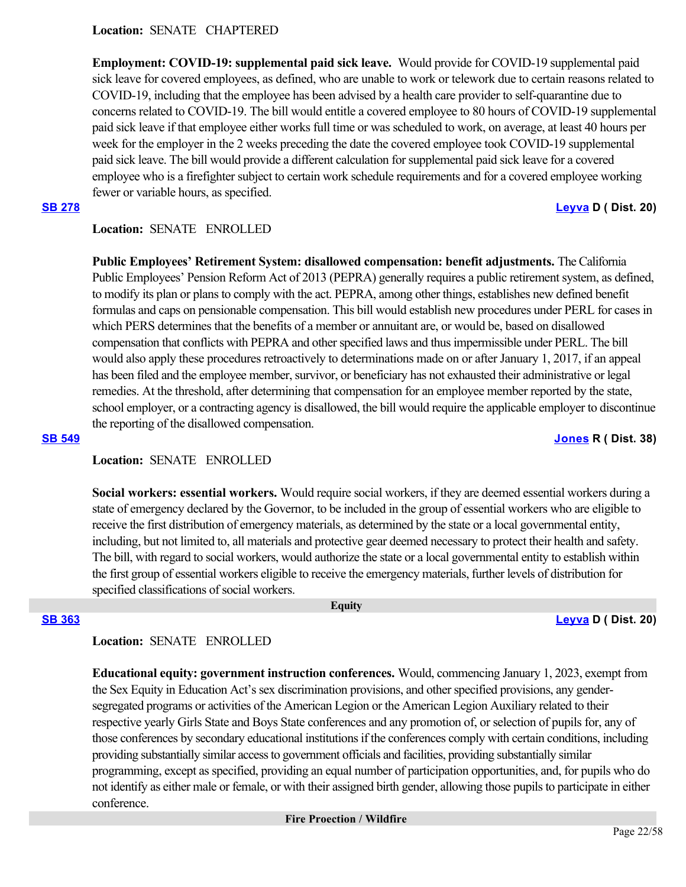**Location:** SENATE CHAPTERED

**Employment: COVID-19: supplemental paid sick leave.** Would provide for COVID-19 supplemental paid sick leave for covered employees, as defined, who are unable to work or telework due to certain reasons related to COVID-19, including that the employee has been advised by a health care provider to self-quarantine due to concerns related to COVID-19. The bill would entitle a covered employee to 80 hours of COVID-19 supplemental paid sick leave if that employee either works full time or was scheduled to work, on average, at least 40 hours per week for the employer in the 2 weeks preceding the date the covered employee took COVID-19 supplemental paid sick leave. The bill would provide a different calculation for supplemental paid sick leave for a covered employee who is a firefighter subject to certain work schedule requirements and for a covered employee working fewer or variable hours, as specified.

**SB 278** — **Leyva D ( Dist. 20)**

**Location:** SENATE ENROLLED

**Public Employees' Retirement System: disallowed compensation: benefit adjustments.** The California Public Employees' Pension Reform Act of 2013 (PEPRA) generally requires a public retirement system, as defined, to modify its plan or plans to comply with the act. PEPRA, among other things, establishes new defined benefit formulas and caps on pensionable compensation. This bill would establish new procedures under PERL for cases in which PERS determines that the benefits of a member or annuitant are, or would be, based on disallowed compensation that conflicts with PEPRA and other specified laws and thus impermissible under PERL. The bill would also apply these procedures retroactively to determinations made on or after January 1, 2017, if an appeal has been filed and the employee member, survivor, or beneficiary has not exhausted their administrative or legal remedies. At the threshold, after determining that compensation for an employee member reported by the state, school employer, or a contracting agency is disallowed, the bill would require the applicable employer to discontinue the reporting of the disallowed compensation.

**SB 549** — **Jones R ( Dist. 38)**

**Location:** SENATE ENROLLED

**Social workers: essential workers.** Would require social workers, if they are deemed essential workers during a state of emergency declared by the Governor, to be included in the group of essential workers who are eligible to receive the first distribution of emergency materials, as determined by the state or a local governmental entity, including, but not limited to, all materials and protective gear deemed necessary to protect their health and safety. The bill, with regard to social workers, would authorize the state or a local governmental entity to establish within the first group of essential workers eligible to receive the emergency materials, further levels of distribution for specified classifications of social workers.

## Equity

**SB 363** — **Leyva D ( Dist. 20)**

**Location:** SENATE ENROLLED

**Educational equity: government instruction conferences.** Would, commencing January 1, 2023, exempt from the Sex Equity in Education Act's sex discrimination provisions, and other specified provisions, any gender-segregated programs or activities of the American Legion or the American Legion Auxiliary related to their respective yearly Girls State and Boys State conferences and any promotion of, or selection of pupils for, any of those conferences by secondary educational institutions if the conferences comply with certain conditions, including providing substantially similar access to government officials and facilities, providing substantially similar programming, except as specified, providing an equal number of participation opportunities, and, for pupils who do not identify as either male or female, or with their assigned birth gender, allowing those pupils to participate in either conference.

## Fire Proection / Wildfire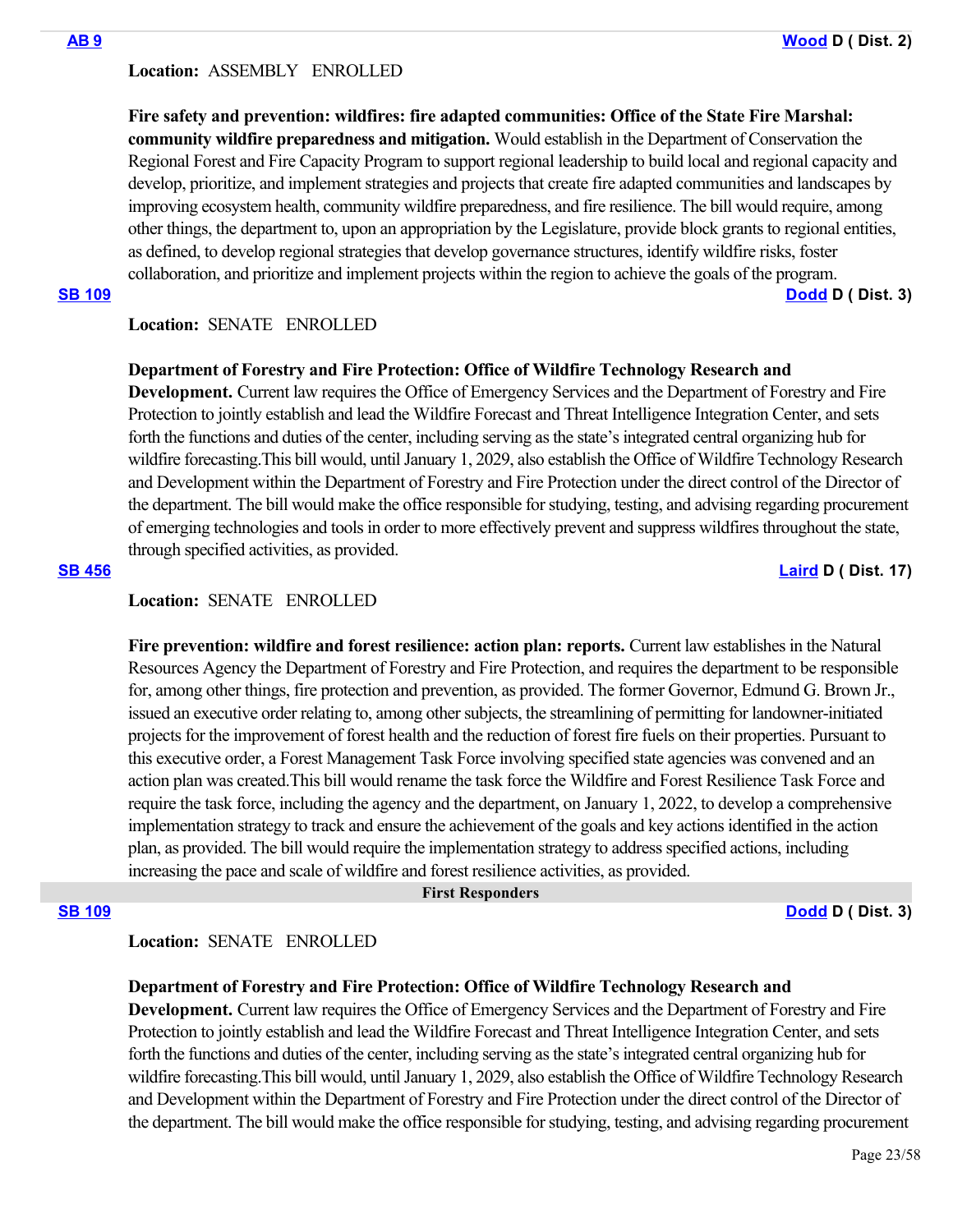**AB 9** **Wood D ( Dist. 2)**

**Location:** ASSEMBLY ENROLLED

**Fire safety and prevention: wildfires: fire adapted communities: Office of the State Fire Marshal: community wildfire preparedness and mitigation.** Would establish in the Department of Conservation the Regional Forest and Fire Capacity Program to support regional leadership to build local and regional capacity and develop, prioritize, and implement strategies and projects that create fire adapted communities and landscapes by improving ecosystem health, community wildfire preparedness, and fire resilience. The bill would require, among other things, the department to, upon an appropriation by the Legislature, provide block grants to regional entities, as defined, to develop regional strategies that develop governance structures, identify wildfire risks, foster collaboration, and prioritize and implement projects within the region to achieve the goals of the program.

**SB 109** **Dodd D ( Dist. 3)**

**Location:** SENATE ENROLLED

**Department of Forestry and Fire Protection: Office of Wildfire Technology Research and Development.** Current law requires the Office of Emergency Services and the Department of Forestry and Fire Protection to jointly establish and lead the Wildfire Forecast and Threat Intelligence Integration Center, and sets forth the functions and duties of the center, including serving as the state's integrated central organizing hub for wildfire forecasting.This bill would, until January 1, 2029, also establish the Office of Wildfire Technology Research and Development within the Department of Forestry and Fire Protection under the direct control of the Director of the department. The bill would make the office responsible for studying, testing, and advising regarding procurement of emerging technologies and tools in order to more effectively prevent and suppress wildfires throughout the state, through specified activities, as provided.

**SB 456** **Laird D ( Dist. 17)**

**Location:** SENATE ENROLLED

**Fire prevention: wildfire and forest resilience: action plan: reports.** Current law establishes in the Natural Resources Agency the Department of Forestry and Fire Protection, and requires the department to be responsible for, among other things, fire protection and prevention, as provided. The former Governor, Edmund G. Brown Jr., issued an executive order relating to, among other subjects, the streamlining of permitting for landowner-initiated projects for the improvement of forest health and the reduction of forest fire fuels on their properties. Pursuant to this executive order, a Forest Management Task Force involving specified state agencies was convened and an action plan was created.This bill would rename the task force the Wildfire and Forest Resilience Task Force and require the task force, including the agency and the department, on January 1, 2022, to develop a comprehensive implementation strategy to track and ensure the achievement of the goals and key actions identified in the action plan, as provided. The bill would require the implementation strategy to address specified actions, including increasing the pace and scale of wildfire and forest resilience activities, as provided.

## First Responders

**SB 109** **Dodd D ( Dist. 3)**

**Location:** SENATE ENROLLED

**Department of Forestry and Fire Protection: Office of Wildfire Technology Research and Development.** Current law requires the Office of Emergency Services and the Department of Forestry and Fire Protection to jointly establish and lead the Wildfire Forecast and Threat Intelligence Integration Center, and sets forth the functions and duties of the center, including serving as the state's integrated central organizing hub for wildfire forecasting.This bill would, until January 1, 2029, also establish the Office of Wildfire Technology Research and Development within the Department of Forestry and Fire Protection under the direct control of the Director of the department. The bill would make the office responsible for studying, testing, and advising regarding procurement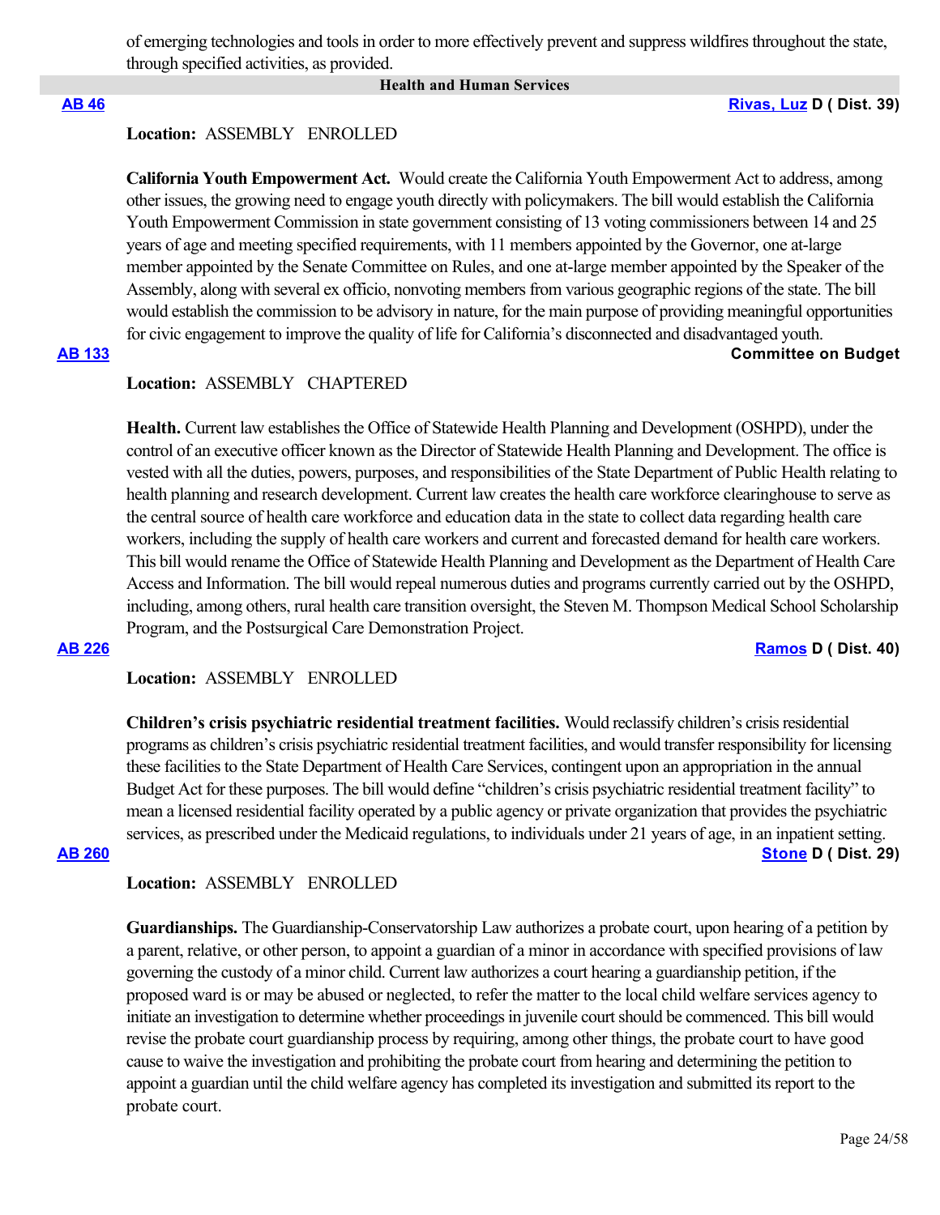of emerging technologies and tools in order to more effectively prevent and suppress wildfires throughout the state, through specified activities, as provided.

## Health and Human Services

**AB 46** — **Rivas, Luz D ( Dist. 39)**

**Location:** ASSEMBLY ENROLLED

**California Youth Empowerment Act.** Would create the California Youth Empowerment Act to address, among other issues, the growing need to engage youth directly with policymakers. The bill would establish the California Youth Empowerment Commission in state government consisting of 13 voting commissioners between 14 and 25 years of age and meeting specified requirements, with 11 members appointed by the Governor, one at-large member appointed by the Senate Committee on Rules, and one at-large member appointed by the Speaker of the Assembly, along with several ex officio, nonvoting members from various geographic regions of the state. The bill would establish the commission to be advisory in nature, for the main purpose of providing meaningful opportunities for civic engagement to improve the quality of life for California's disconnected and disadvantaged youth.

**AB 133** — **Committee on Budget**

**Location:** ASSEMBLY CHAPTERED

**Health.** Current law establishes the Office of Statewide Health Planning and Development (OSHPD), under the control of an executive officer known as the Director of Statewide Health Planning and Development. The office is vested with all the duties, powers, purposes, and responsibilities of the State Department of Public Health relating to health planning and research development. Current law creates the health care workforce clearinghouse to serve as the central source of health care workforce and education data in the state to collect data regarding health care workers, including the supply of health care workers and current and forecasted demand for health care workers. This bill would rename the Office of Statewide Health Planning and Development as the Department of Health Care Access and Information. The bill would repeal numerous duties and programs currently carried out by the OSHPD, including, among others, rural health care transition oversight, the Steven M. Thompson Medical School Scholarship Program, and the Postsurgical Care Demonstration Project.

**AB 226** — **Ramos D ( Dist. 40)**

**Location:** ASSEMBLY ENROLLED

**Children's crisis psychiatric residential treatment facilities.** Would reclassify children's crisis residential programs as children's crisis psychiatric residential treatment facilities, and would transfer responsibility for licensing these facilities to the State Department of Health Care Services, contingent upon an appropriation in the annual Budget Act for these purposes. The bill would define "children's crisis psychiatric residential treatment facility" to mean a licensed residential facility operated by a public agency or private organization that provides the psychiatric services, as prescribed under the Medicaid regulations, to individuals under 21 years of age, in an inpatient setting.

**AB 260** — **Stone D ( Dist. 29)**

**Location:** ASSEMBLY ENROLLED

**Guardianships.** The Guardianship-Conservatorship Law authorizes a probate court, upon hearing of a petition by a parent, relative, or other person, to appoint a guardian of a minor in accordance with specified provisions of law governing the custody of a minor child. Current law authorizes a court hearing a guardianship petition, if the proposed ward is or may be abused or neglected, to refer the matter to the local child welfare services agency to initiate an investigation to determine whether proceedings in juvenile court should be commenced. This bill would revise the probate court guardianship process by requiring, among other things, the probate court to have good cause to waive the investigation and prohibiting the probate court from hearing and determining the petition to appoint a guardian until the child welfare agency has completed its investigation and submitted its report to the probate court.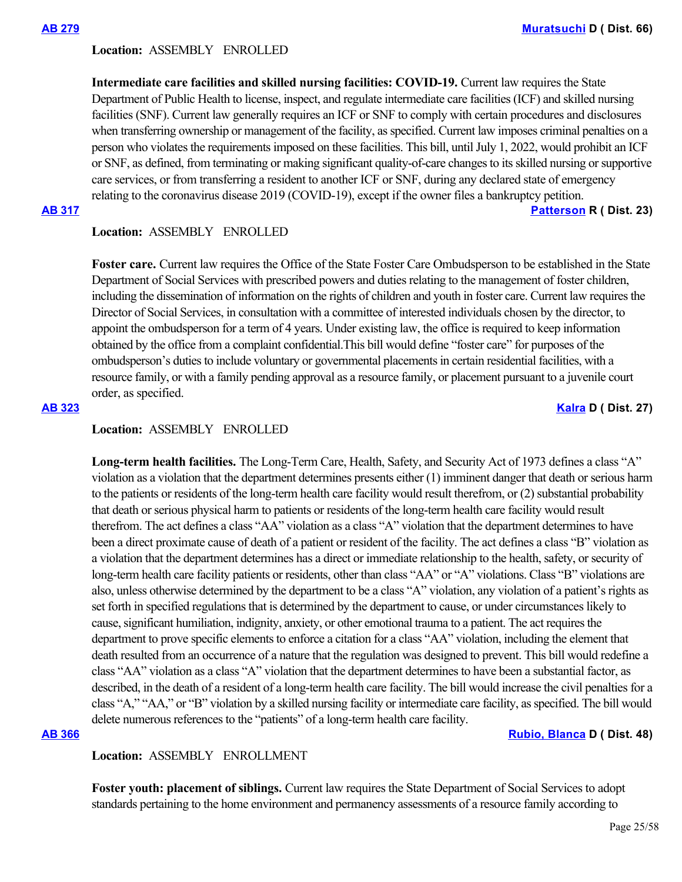**AB 279** **Muratsuchi D ( Dist. 66)**

**Location:** ASSEMBLY ENROLLED

**Intermediate care facilities and skilled nursing facilities: COVID-19.** Current law requires the State Department of Public Health to license, inspect, and regulate intermediate care facilities (ICF) and skilled nursing facilities (SNF). Current law generally requires an ICF or SNF to comply with certain procedures and disclosures when transferring ownership or management of the facility, as specified. Current law imposes criminal penalties on a person who violates the requirements imposed on these facilities. This bill, until July 1, 2022, would prohibit an ICF or SNF, as defined, from terminating or making significant quality-of-care changes to its skilled nursing or supportive care services, or from transferring a resident to another ICF or SNF, during any declared state of emergency relating to the coronavirus disease 2019 (COVID-19), except if the owner files a bankruptcy petition.

**AB 317** **Patterson R ( Dist. 23)**

**Location:** ASSEMBLY ENROLLED

**Foster care.** Current law requires the Office of the State Foster Care Ombudsperson to be established in the State Department of Social Services with prescribed powers and duties relating to the management of foster children, including the dissemination of information on the rights of children and youth in foster care. Current law requires the Director of Social Services, in consultation with a committee of interested individuals chosen by the director, to appoint the ombudsperson for a term of 4 years. Under existing law, the office is required to keep information obtained by the office from a complaint confidential.This bill would define "foster care" for purposes of the ombudsperson's duties to include voluntary or governmental placements in certain residential facilities, with a resource family, or with a family pending approval as a resource family, or placement pursuant to a juvenile court order, as specified.

**AB 323** **Kalra D ( Dist. 27)**

**Location:** ASSEMBLY ENROLLED

**Long-term health facilities.** The Long-Term Care, Health, Safety, and Security Act of 1973 defines a class "A" violation as a violation that the department determines presents either (1) imminent danger that death or serious harm to the patients or residents of the long-term health care facility would result therefrom, or (2) substantial probability that death or serious physical harm to patients or residents of the long-term health care facility would result therefrom. The act defines a class "AA" violation as a class "A" violation that the department determines to have been a direct proximate cause of death of a patient or resident of the facility. The act defines a class "B" violation as a violation that the department determines has a direct or immediate relationship to the health, safety, or security of long-term health care facility patients or residents, other than class "AA" or "A" violations. Class "B" violations are also, unless otherwise determined by the department to be a class "A" violation, any violation of a patient's rights as set forth in specified regulations that is determined by the department to cause, or under circumstances likely to cause, significant humiliation, indignity, anxiety, or other emotional trauma to a patient. The act requires the department to prove specific elements to enforce a citation for a class "AA" violation, including the element that death resulted from an occurrence of a nature that the regulation was designed to prevent. This bill would redefine a class "AA" violation as a class "A" violation that the department determines to have been a substantial factor, as described, in the death of a resident of a long-term health care facility. The bill would increase the civil penalties for a class "A," "AA," or "B" violation by a skilled nursing facility or intermediate care facility, as specified. The bill would delete numerous references to the "patients" of a long-term health care facility.

**AB 366** **Rubio, Blanca D ( Dist. 48)**

**Location:** ASSEMBLY ENROLLMENT

**Foster youth: placement of siblings.** Current law requires the State Department of Social Services to adopt standards pertaining to the home environment and permanency assessments of a resource family according to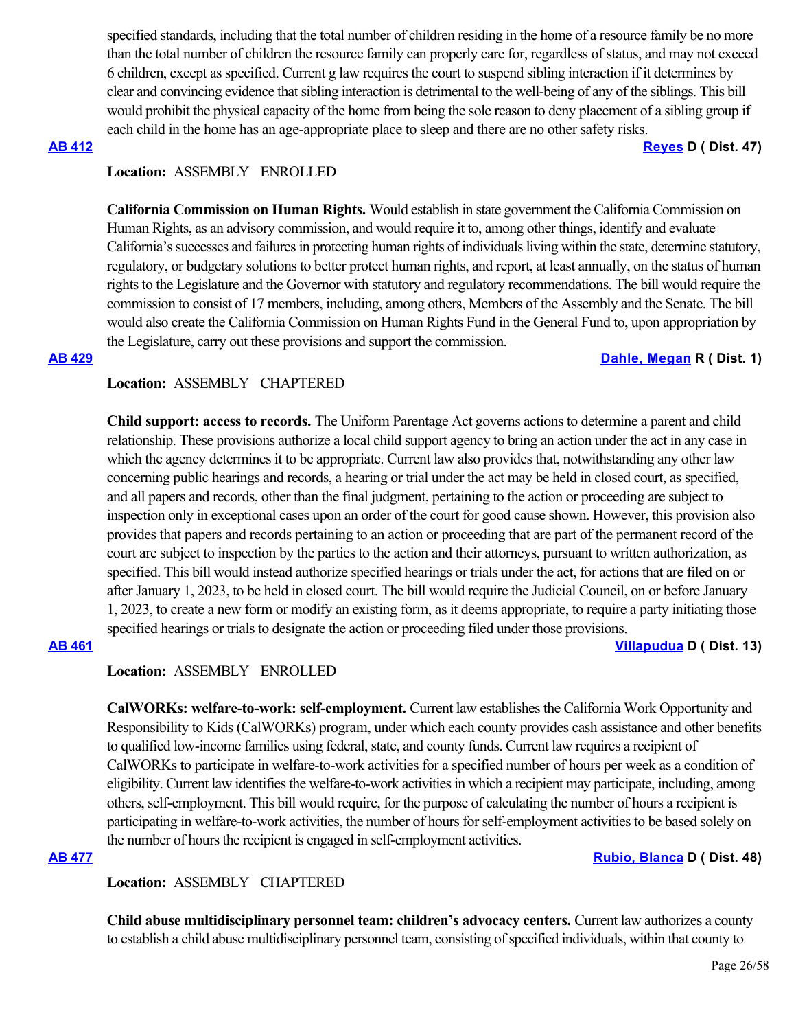specified standards, including that the total number of children residing in the home of a resource family be no more than the total number of children the resource family can properly care for, regardless of status, and may not exceed 6 children, except as specified. Current g law requires the court to suspend sibling interaction if it determines by clear and convincing evidence that sibling interaction is detrimental to the well-being of any of the siblings. This bill would prohibit the physical capacity of the home from being the sole reason to deny placement of a sibling group if each child in the home has an age-appropriate place to sleep and there are no other safety risks.

**AB 412** **Reyes D ( Dist. 47)**

**Location:** ASSEMBLY ENROLLED

**California Commission on Human Rights.** Would establish in state government the California Commission on Human Rights, as an advisory commission, and would require it to, among other things, identify and evaluate California's successes and failures in protecting human rights of individuals living within the state, determine statutory, regulatory, or budgetary solutions to better protect human rights, and report, at least annually, on the status of human rights to the Legislature and the Governor with statutory and regulatory recommendations. The bill would require the commission to consist of 17 members, including, among others, Members of the Assembly and the Senate. The bill would also create the California Commission on Human Rights Fund in the General Fund to, upon appropriation by the Legislature, carry out these provisions and support the commission.

**AB 429** **Dahle, Megan R ( Dist. 1)**

**Location:** ASSEMBLY CHAPTERED

**Child support: access to records.** The Uniform Parentage Act governs actions to determine a parent and child relationship. These provisions authorize a local child support agency to bring an action under the act in any case in which the agency determines it to be appropriate. Current law also provides that, notwithstanding any other law concerning public hearings and records, a hearing or trial under the act may be held in closed court, as specified, and all papers and records, other than the final judgment, pertaining to the action or proceeding are subject to inspection only in exceptional cases upon an order of the court for good cause shown. However, this provision also provides that papers and records pertaining to an action or proceeding that are part of the permanent record of the court are subject to inspection by the parties to the action and their attorneys, pursuant to written authorization, as specified. This bill would instead authorize specified hearings or trials under the act, for actions that are filed on or after January 1, 2023, to be held in closed court. The bill would require the Judicial Council, on or before January 1, 2023, to create a new form or modify an existing form, as it deems appropriate, to require a party initiating those specified hearings or trials to designate the action or proceeding filed under those provisions.

**AB 461** **Villapudua D ( Dist. 13)**

**Location:** ASSEMBLY ENROLLED

**CalWORKs: welfare-to-work: self-employment.** Current law establishes the California Work Opportunity and Responsibility to Kids (CalWORKs) program, under which each county provides cash assistance and other benefits to qualified low-income families using federal, state, and county funds. Current law requires a recipient of CalWORKs to participate in welfare-to-work activities for a specified number of hours per week as a condition of eligibility. Current law identifies the welfare-to-work activities in which a recipient may participate, including, among others, self-employment. This bill would require, for the purpose of calculating the number of hours a recipient is participating in welfare-to-work activities, the number of hours for self-employment activities to be based solely on the number of hours the recipient is engaged in self-employment activities.

**AB 477** **Rubio, Blanca D ( Dist. 48)**

**Location:** ASSEMBLY CHAPTERED

**Child abuse multidisciplinary personnel team: children's advocacy centers.** Current law authorizes a county to establish a child abuse multidisciplinary personnel team, consisting of specified individuals, within that county to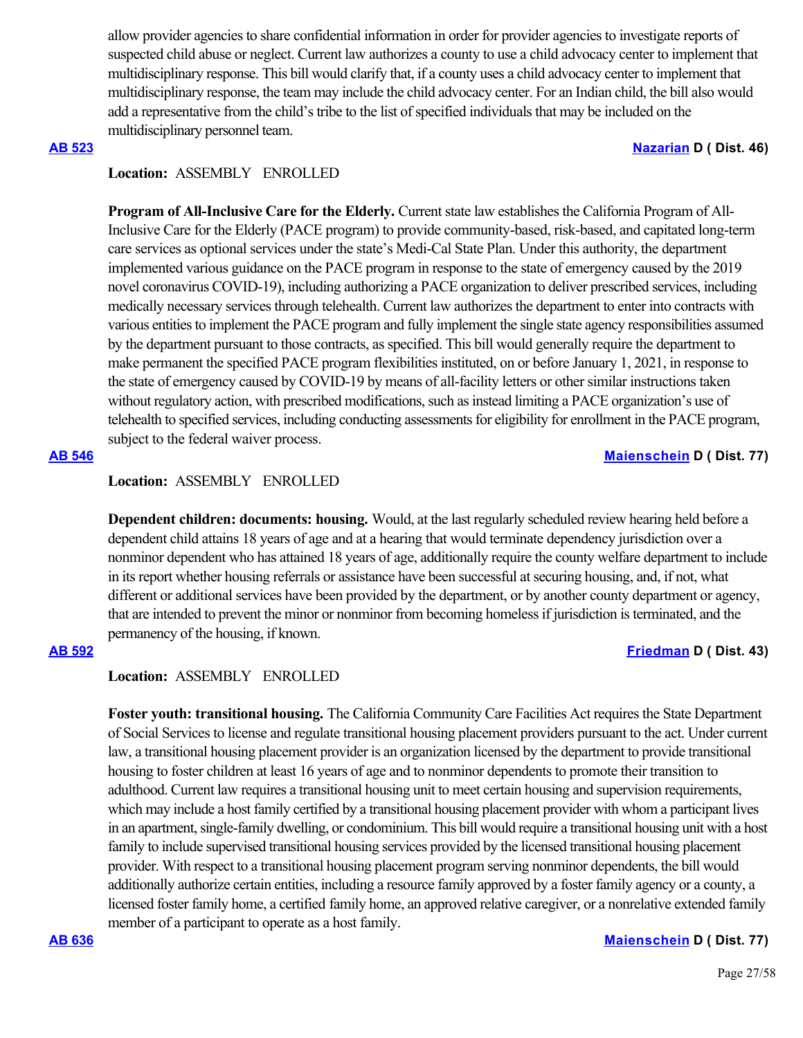allow provider agencies to share confidential information in order for provider agencies to investigate reports of suspected child abuse or neglect. Current law authorizes a county to use a child advocacy center to implement that multidisciplinary response. This bill would clarify that, if a county uses a child advocacy center to implement that multidisciplinary response, the team may include the child advocacy center. For an Indian child, the bill also would add a representative from the child's tribe to the list of specified individuals that may be included on the multidisciplinary personnel team.

**AB 523** **Nazarian D ( Dist. 46)**

**Location:** ASSEMBLY ENROLLED

**Program of All-Inclusive Care for the Elderly.** Current state law establishes the California Program of All-Inclusive Care for the Elderly (PACE program) to provide community-based, risk-based, and capitated long-term care services as optional services under the state's Medi-Cal State Plan. Under this authority, the department implemented various guidance on the PACE program in response to the state of emergency caused by the 2019 novel coronavirus COVID-19), including authorizing a PACE organization to deliver prescribed services, including medically necessary services through telehealth. Current law authorizes the department to enter into contracts with various entities to implement the PACE program and fully implement the single state agency responsibilities assumed by the department pursuant to those contracts, as specified. This bill would generally require the department to make permanent the specified PACE program flexibilities instituted, on or before January 1, 2021, in response to the state of emergency caused by COVID-19 by means of all-facility letters or other similar instructions taken without regulatory action, with prescribed modifications, such as instead limiting a PACE organization's use of telehealth to specified services, including conducting assessments for eligibility for enrollment in the PACE program, subject to the federal waiver process.

**AB 546** **Maienschein D ( Dist. 77)**

**Location:** ASSEMBLY ENROLLED

**Dependent children: documents: housing.** Would, at the last regularly scheduled review hearing held before a dependent child attains 18 years of age and at a hearing that would terminate dependency jurisdiction over a nonminor dependent who has attained 18 years of age, additionally require the county welfare department to include in its report whether housing referrals or assistance have been successful at securing housing, and, if not, what different or additional services have been provided by the department, or by another county department or agency, that are intended to prevent the minor or nonminor from becoming homeless if jurisdiction is terminated, and the permanency of the housing, if known.

**AB 592** **Friedman D ( Dist. 43)**

**Location:** ASSEMBLY ENROLLED

**Foster youth: transitional housing.** The California Community Care Facilities Act requires the State Department of Social Services to license and regulate transitional housing placement providers pursuant to the act. Under current law, a transitional housing placement provider is an organization licensed by the department to provide transitional housing to foster children at least 16 years of age and to nonminor dependents to promote their transition to adulthood. Current law requires a transitional housing unit to meet certain housing and supervision requirements, which may include a host family certified by a transitional housing placement provider with whom a participant lives in an apartment, single-family dwelling, or condominium. This bill would require a transitional housing unit with a host family to include supervised transitional housing services provided by the licensed transitional housing placement provider. With respect to a transitional housing placement program serving nonminor dependents, the bill would additionally authorize certain entities, including a resource family approved by a foster family agency or a county, a licensed foster family home, a certified family home, an approved relative caregiver, or a nonrelative extended family member of a participant to operate as a host family.

**AB 636** **Maienschein D ( Dist. 77)**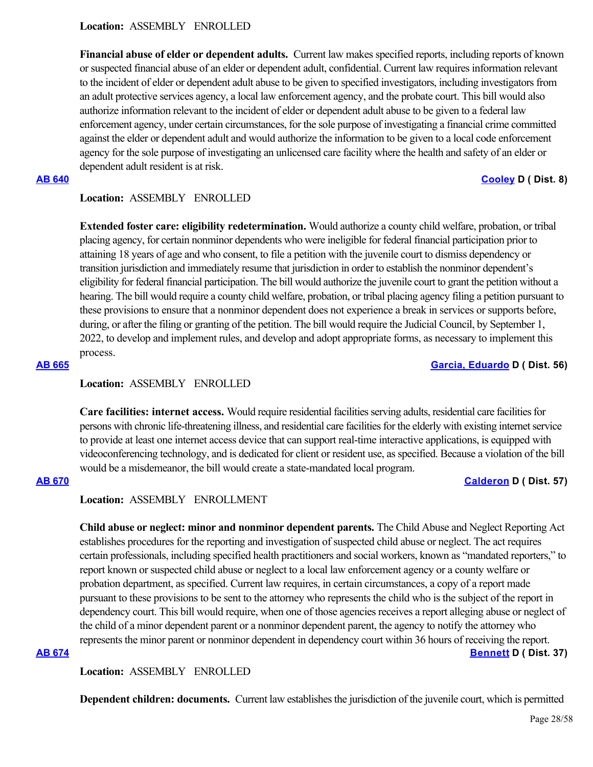**Location:** ASSEMBLY ENROLLED

**Financial abuse of elder or dependent adults.** Current law makes specified reports, including reports of known or suspected financial abuse of an elder or dependent adult, confidential. Current law requires information relevant to the incident of elder or dependent adult abuse to be given to specified investigators, including investigators from an adult protective services agency, a local law enforcement agency, and the probate court. This bill would also authorize information relevant to the incident of elder or dependent adult abuse to be given to a federal law enforcement agency, under certain circumstances, for the sole purpose of investigating a financial crime committed against the elder or dependent adult and would authorize the information to be given to a local code enforcement agency for the sole purpose of investigating an unlicensed care facility where the health and safety of an elder or dependent adult resident is at risk.

**AB 640** **Cooley D ( Dist. 8)**

**Location:** ASSEMBLY ENROLLED

**Extended foster care: eligibility redetermination.** Would authorize a county child welfare, probation, or tribal placing agency, for certain nonminor dependents who were ineligible for federal financial participation prior to attaining 18 years of age and who consent, to file a petition with the juvenile court to dismiss dependency or transition jurisdiction and immediately resume that jurisdiction in order to establish the nonminor dependent's eligibility for federal financial participation. The bill would authorize the juvenile court to grant the petition without a hearing. The bill would require a county child welfare, probation, or tribal placing agency filing a petition pursuant to these provisions to ensure that a nonminor dependent does not experience a break in services or supports before, during, or after the filing or granting of the petition. The bill would require the Judicial Council, by September 1, 2022, to develop and implement rules, and develop and adopt appropriate forms, as necessary to implement this process.

**AB 665** **Garcia, Eduardo D ( Dist. 56)**

**Location:** ASSEMBLY ENROLLED

**Care facilities: internet access.** Would require residential facilities serving adults, residential care facilities for persons with chronic life-threatening illness, and residential care facilities for the elderly with existing internet service to provide at least one internet access device that can support real-time interactive applications, is equipped with videoconferencing technology, and is dedicated for client or resident use, as specified. Because a violation of the bill would be a misdemeanor, the bill would create a state-mandated local program.

**AB 670** **Calderon D ( Dist. 57)**

**Location:** ASSEMBLY ENROLLMENT

**Child abuse or neglect: minor and nonminor dependent parents.** The Child Abuse and Neglect Reporting Act establishes procedures for the reporting and investigation of suspected child abuse or neglect. The act requires certain professionals, including specified health practitioners and social workers, known as "mandated reporters," to report known or suspected child abuse or neglect to a local law enforcement agency or a county welfare or probation department, as specified. Current law requires, in certain circumstances, a copy of a report made pursuant to these provisions to be sent to the attorney who represents the child who is the subject of the report in dependency court. This bill would require, when one of those agencies receives a report alleging abuse or neglect of the child of a minor dependent parent or a nonminor dependent parent, the agency to notify the attorney who represents the minor parent or nonminor dependent in dependency court within 36 hours of receiving the report.

**AB 674** **Bennett D ( Dist. 37)**

**Location:** ASSEMBLY ENROLLED

**Dependent children: documents.** Current law establishes the jurisdiction of the juvenile court, which is permitted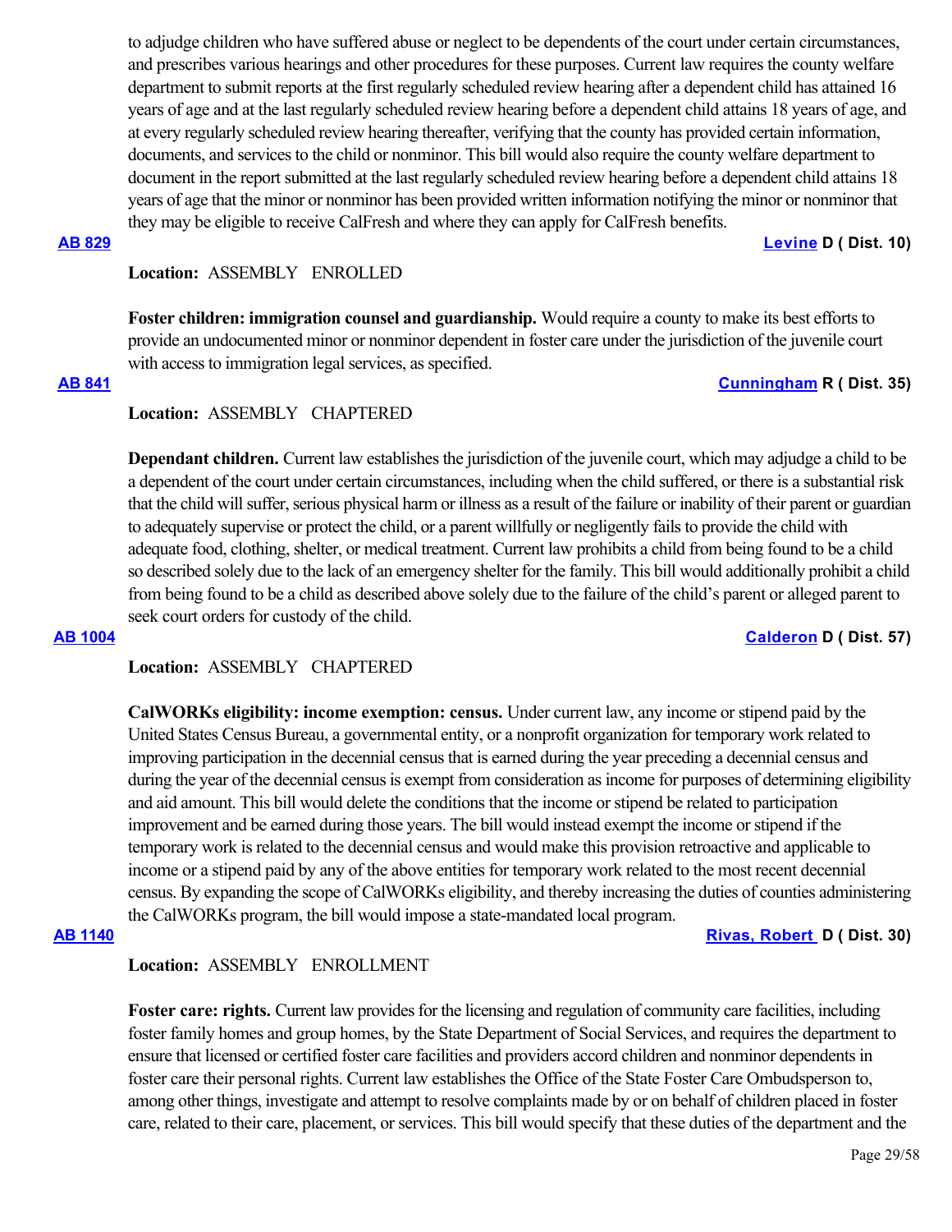to adjudge children who have suffered abuse or neglect to be dependents of the court under certain circumstances, and prescribes various hearings and other procedures for these purposes. Current law requires the county welfare department to submit reports at the first regularly scheduled review hearing after a dependent child has attained 16 years of age and at the last regularly scheduled review hearing before a dependent child attains 18 years of age, and at every regularly scheduled review hearing thereafter, verifying that the county has provided certain information, documents, and services to the child or nonminor. This bill would also require the county welfare department to document in the report submitted at the last regularly scheduled review hearing before a dependent child attains 18 years of age that the minor or nonminor has been provided written information notifying the minor or nonminor that they may be eligible to receive CalFresh and where they can apply for CalFresh benefits.

**AB 829** **Levine D ( Dist. 10)**

**Location:** ASSEMBLY ENROLLED

**Foster children: immigration counsel and guardianship.** Would require a county to make its best efforts to provide an undocumented minor or nonminor dependent in foster care under the jurisdiction of the juvenile court with access to immigration legal services, as specified.

**AB 841** **Cunningham R ( Dist. 35)**

**Location:** ASSEMBLY CHAPTERED

**Dependant children.** Current law establishes the jurisdiction of the juvenile court, which may adjudge a child to be a dependent of the court under certain circumstances, including when the child suffered, or there is a substantial risk that the child will suffer, serious physical harm or illness as a result of the failure or inability of their parent or guardian to adequately supervise or protect the child, or a parent willfully or negligently fails to provide the child with adequate food, clothing, shelter, or medical treatment. Current law prohibits a child from being found to be a child so described solely due to the lack of an emergency shelter for the family. This bill would additionally prohibit a child from being found to be a child as described above solely due to the failure of the child's parent or alleged parent to seek court orders for custody of the child.

**AB 1004** **Calderon D ( Dist. 57)**

**Location:** ASSEMBLY CHAPTERED

**CalWORKs eligibility: income exemption: census.** Under current law, any income or stipend paid by the United States Census Bureau, a governmental entity, or a nonprofit organization for temporary work related to improving participation in the decennial census that is earned during the year preceding a decennial census and during the year of the decennial census is exempt from consideration as income for purposes of determining eligibility and aid amount. This bill would delete the conditions that the income or stipend be related to participation improvement and be earned during those years. The bill would instead exempt the income or stipend if the temporary work is related to the decennial census and would make this provision retroactive and applicable to income or a stipend paid by any of the above entities for temporary work related to the most recent decennial census. By expanding the scope of CalWORKs eligibility, and thereby increasing the duties of counties administering the CalWORKs program, the bill would impose a state-mandated local program.

**AB 1140** **Rivas, Robert D ( Dist. 30)**

**Location:** ASSEMBLY ENROLLMENT

**Foster care: rights.** Current law provides for the licensing and regulation of community care facilities, including foster family homes and group homes, by the State Department of Social Services, and requires the department to ensure that licensed or certified foster care facilities and providers accord children and nonminor dependents in foster care their personal rights. Current law establishes the Office of the State Foster Care Ombudsperson to, among other things, investigate and attempt to resolve complaints made by or on behalf of children placed in foster care, related to their care, placement, or services. This bill would specify that these duties of the department and the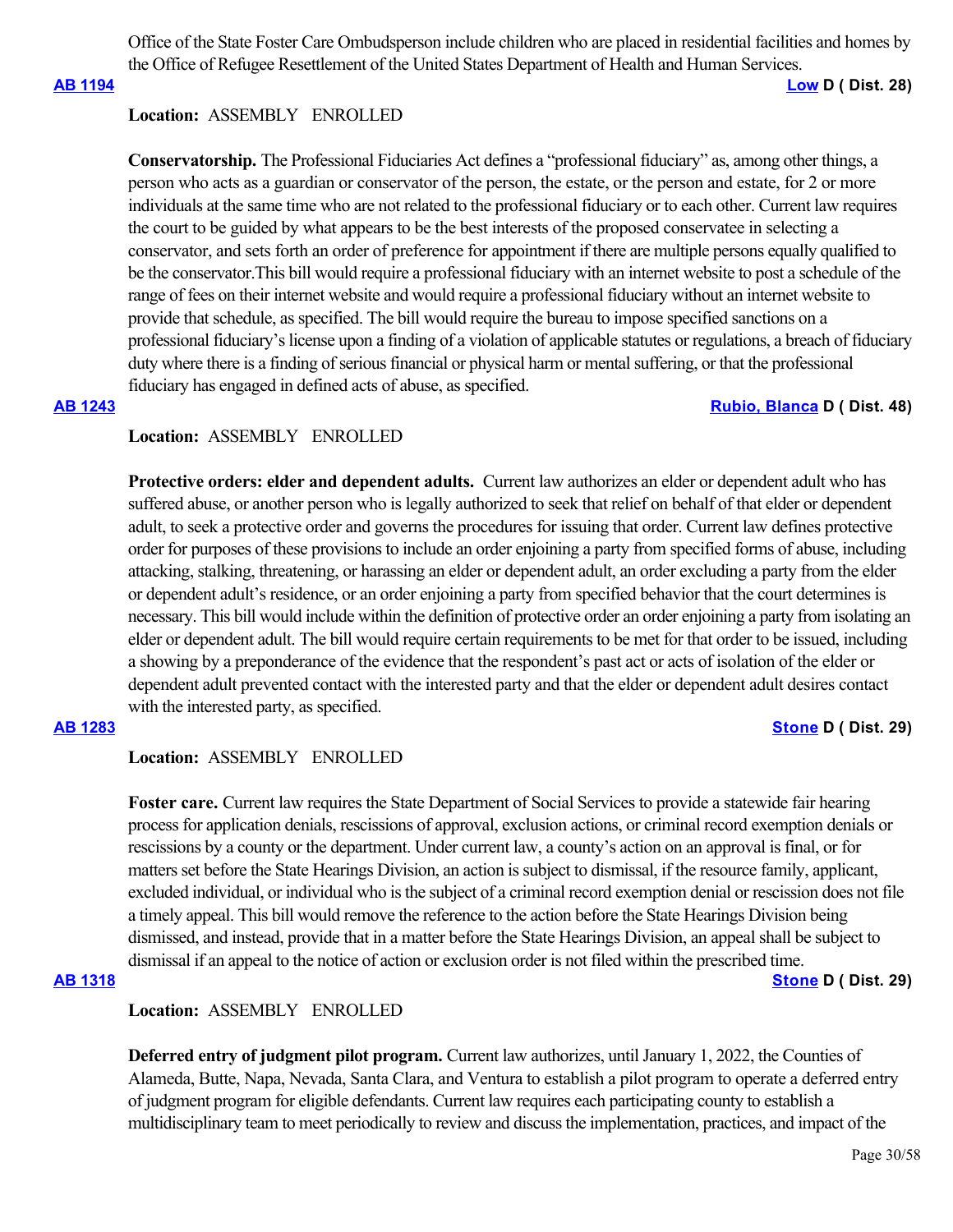Office of the State Foster Care Ombudsperson include children who are placed in residential facilities and homes by the Office of Refugee Resettlement of the United States Department of Health and Human Services.

**AB 1194** **Low D ( Dist. 28)**

**Location:** ASSEMBLY ENROLLED

**Conservatorship.** The Professional Fiduciaries Act defines a "professional fiduciary" as, among other things, a person who acts as a guardian or conservator of the person, the estate, or the person and estate, for 2 or more individuals at the same time who are not related to the professional fiduciary or to each other. Current law requires the court to be guided by what appears to be the best interests of the proposed conservatee in selecting a conservator, and sets forth an order of preference for appointment if there are multiple persons equally qualified to be the conservator.This bill would require a professional fiduciary with an internet website to post a schedule of the range of fees on their internet website and would require a professional fiduciary without an internet website to provide that schedule, as specified. The bill would require the bureau to impose specified sanctions on a professional fiduciary's license upon a finding of a violation of applicable statutes or regulations, a breach of fiduciary duty where there is a finding of serious financial or physical harm or mental suffering, or that the professional fiduciary has engaged in defined acts of abuse, as specified.

**AB 1243** **Rubio, Blanca D ( Dist. 48)**

**Location:** ASSEMBLY ENROLLED

**Protective orders: elder and dependent adults.** Current law authorizes an elder or dependent adult who has suffered abuse, or another person who is legally authorized to seek that relief on behalf of that elder or dependent adult, to seek a protective order and governs the procedures for issuing that order. Current law defines protective order for purposes of these provisions to include an order enjoining a party from specified forms of abuse, including attacking, stalking, threatening, or harassing an elder or dependent adult, an order excluding a party from the elder or dependent adult's residence, or an order enjoining a party from specified behavior that the court determines is necessary. This bill would include within the definition of protective order an order enjoining a party from isolating an elder or dependent adult. The bill would require certain requirements to be met for that order to be issued, including a showing by a preponderance of the evidence that the respondent's past act or acts of isolation of the elder or dependent adult prevented contact with the interested party and that the elder or dependent adult desires contact with the interested party, as specified.

**AB 1283** **Stone D ( Dist. 29)**

**Location:** ASSEMBLY ENROLLED

**Foster care.** Current law requires the State Department of Social Services to provide a statewide fair hearing process for application denials, rescissions of approval, exclusion actions, or criminal record exemption denials or rescissions by a county or the department. Under current law, a county's action on an approval is final, or for matters set before the State Hearings Division, an action is subject to dismissal, if the resource family, applicant, excluded individual, or individual who is the subject of a criminal record exemption denial or rescission does not file a timely appeal. This bill would remove the reference to the action before the State Hearings Division being dismissed, and instead, provide that in a matter before the State Hearings Division, an appeal shall be subject to dismissal if an appeal to the notice of action or exclusion order is not filed within the prescribed time.

**AB 1318** **Stone D ( Dist. 29)**

**Location:** ASSEMBLY ENROLLED

**Deferred entry of judgment pilot program.** Current law authorizes, until January 1, 2022, the Counties of Alameda, Butte, Napa, Nevada, Santa Clara, and Ventura to establish a pilot program to operate a deferred entry of judgment program for eligible defendants. Current law requires each participating county to establish a multidisciplinary team to meet periodically to review and discuss the implementation, practices, and impact of the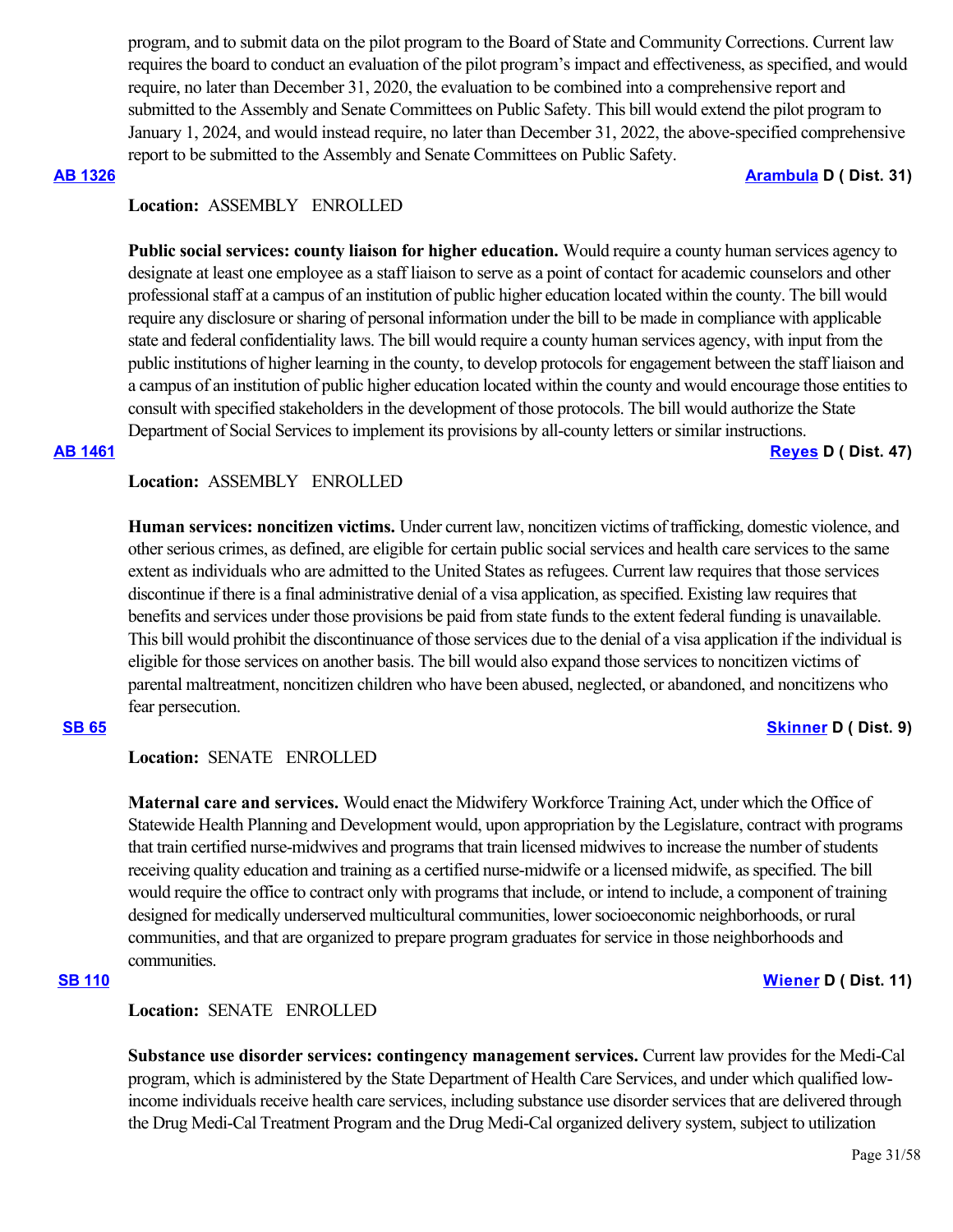program, and to submit data on the pilot program to the Board of State and Community Corrections. Current law requires the board to conduct an evaluation of the pilot program's impact and effectiveness, as specified, and would require, no later than December 31, 2020, the evaluation to be combined into a comprehensive report and submitted to the Assembly and Senate Committees on Public Safety. This bill would extend the pilot program to January 1, 2024, and would instead require, no later than December 31, 2022, the above-specified comprehensive report to be submitted to the Assembly and Senate Committees on Public Safety.

**AB 1326** **Arambula D ( Dist. 31)**

**Location:** ASSEMBLY ENROLLED

**Public social services: county liaison for higher education.** Would require a county human services agency to designate at least one employee as a staff liaison to serve as a point of contact for academic counselors and other professional staff at a campus of an institution of public higher education located within the county. The bill would require any disclosure or sharing of personal information under the bill to be made in compliance with applicable state and federal confidentiality laws. The bill would require a county human services agency, with input from the public institutions of higher learning in the county, to develop protocols for engagement between the staff liaison and a campus of an institution of public higher education located within the county and would encourage those entities to consult with specified stakeholders in the development of those protocols. The bill would authorize the State Department of Social Services to implement its provisions by all-county letters or similar instructions.

**AB 1461** **Reyes D ( Dist. 47)**

**Location:** ASSEMBLY ENROLLED

**Human services: noncitizen victims.** Under current law, noncitizen victims of trafficking, domestic violence, and other serious crimes, as defined, are eligible for certain public social services and health care services to the same extent as individuals who are admitted to the United States as refugees. Current law requires that those services discontinue if there is a final administrative denial of a visa application, as specified. Existing law requires that benefits and services under those provisions be paid from state funds to the extent federal funding is unavailable. This bill would prohibit the discontinuance of those services due to the denial of a visa application if the individual is eligible for those services on another basis. The bill would also expand those services to noncitizen victims of parental maltreatment, noncitizen children who have been abused, neglected, or abandoned, and noncitizens who fear persecution.

**SB 65** **Skinner D ( Dist. 9)**

**Location:** SENATE ENROLLED

**Maternal care and services.** Would enact the Midwifery Workforce Training Act, under which the Office of Statewide Health Planning and Development would, upon appropriation by the Legislature, contract with programs that train certified nurse-midwives and programs that train licensed midwives to increase the number of students receiving quality education and training as a certified nurse-midwife or a licensed midwife, as specified. The bill would require the office to contract only with programs that include, or intend to include, a component of training designed for medically underserved multicultural communities, lower socioeconomic neighborhoods, or rural communities, and that are organized to prepare program graduates for service in those neighborhoods and communities.

**SB 110** **Wiener D ( Dist. 11)**

**Location:** SENATE ENROLLED

**Substance use disorder services: contingency management services.** Current law provides for the Medi-Cal program, which is administered by the State Department of Health Care Services, and under which qualified low-income individuals receive health care services, including substance use disorder services that are delivered through the Drug Medi-Cal Treatment Program and the Drug Medi-Cal organized delivery system, subject to utilization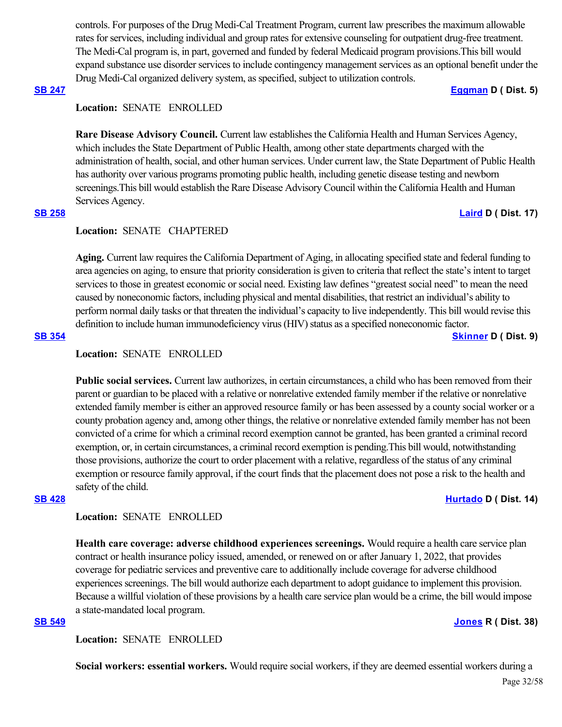controls. For purposes of the Drug Medi-Cal Treatment Program, current law prescribes the maximum allowable rates for services, including individual and group rates for extensive counseling for outpatient drug-free treatment. The Medi-Cal program is, in part, governed and funded by federal Medicaid program provisions.This bill would expand substance use disorder services to include contingency management services as an optional benefit under the Drug Medi-Cal organized delivery system, as specified, subject to utilization controls.

**SB 247** **Eggman D ( Dist. 5)**

**Location:** SENATE ENROLLED

**Rare Disease Advisory Council.** Current law establishes the California Health and Human Services Agency, which includes the State Department of Public Health, among other state departments charged with the administration of health, social, and other human services. Under current law, the State Department of Public Health has authority over various programs promoting public health, including genetic disease testing and newborn screenings.This bill would establish the Rare Disease Advisory Council within the California Health and Human Services Agency.

**SB 258** **Laird D ( Dist. 17)**

**Location:** SENATE CHAPTERED

**Aging.** Current law requires the California Department of Aging, in allocating specified state and federal funding to area agencies on aging, to ensure that priority consideration is given to criteria that reflect the state's intent to target services to those in greatest economic or social need. Existing law defines "greatest social need" to mean the need caused by noneconomic factors, including physical and mental disabilities, that restrict an individual's ability to perform normal daily tasks or that threaten the individual's capacity to live independently. This bill would revise this definition to include human immunodeficiency virus (HIV) status as a specified noneconomic factor.

**SB 354** **Skinner D ( Dist. 9)**

**Location:** SENATE ENROLLED

**Public social services.** Current law authorizes, in certain circumstances, a child who has been removed from their parent or guardian to be placed with a relative or nonrelative extended family member if the relative or nonrelative extended family member is either an approved resource family or has been assessed by a county social worker or a county probation agency and, among other things, the relative or nonrelative extended family member has not been convicted of a crime for which a criminal record exemption cannot be granted, has been granted a criminal record exemption, or, in certain circumstances, a criminal record exemption is pending.This bill would, notwithstanding those provisions, authorize the court to order placement with a relative, regardless of the status of any criminal exemption or resource family approval, if the court finds that the placement does not pose a risk to the health and safety of the child.

**SB 428** **Hurtado D ( Dist. 14)**

**Location:** SENATE ENROLLED

**Health care coverage: adverse childhood experiences screenings.** Would require a health care service plan contract or health insurance policy issued, amended, or renewed on or after January 1, 2022, that provides coverage for pediatric services and preventive care to additionally include coverage for adverse childhood experiences screenings. The bill would authorize each department to adopt guidance to implement this provision. Because a willful violation of these provisions by a health care service plan would be a crime, the bill would impose a state-mandated local program.

**SB 549** **Jones R ( Dist. 38)**

**Location:** SENATE ENROLLED

**Social workers: essential workers.** Would require social workers, if they are deemed essential workers during a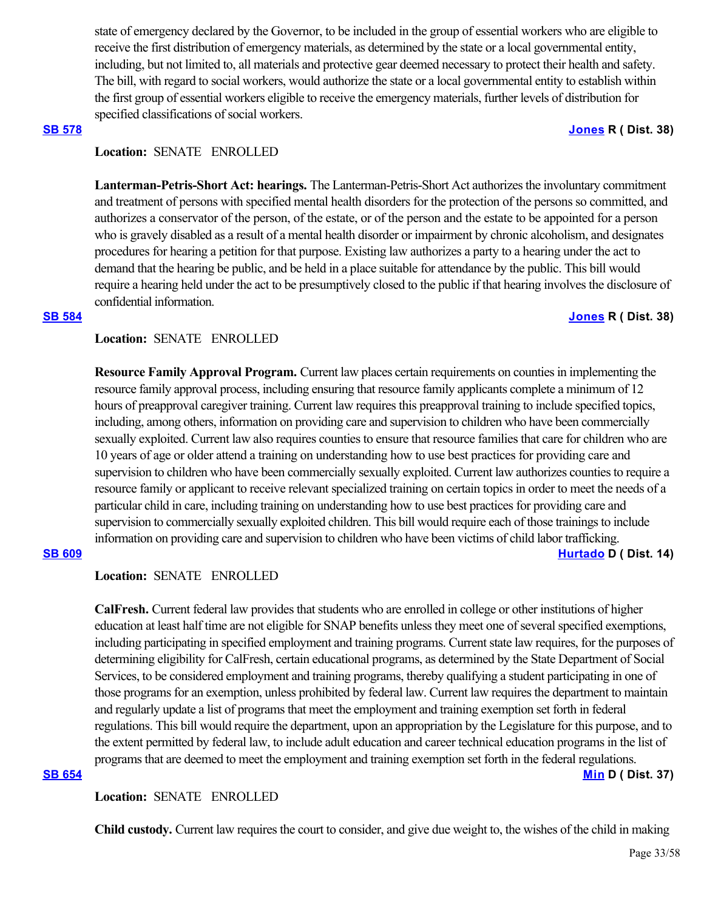state of emergency declared by the Governor, to be included in the group of essential workers who are eligible to receive the first distribution of emergency materials, as determined by the state or a local governmental entity, including, but not limited to, all materials and protective gear deemed necessary to protect their health and safety. The bill, with regard to social workers, would authorize the state or a local governmental entity to establish within the first group of essential workers eligible to receive the emergency materials, further levels of distribution for specified classifications of social workers.

**SB 578** **Jones R ( Dist. 38)**

**Location:** SENATE ENROLLED

**Lanterman-Petris-Short Act: hearings.** The Lanterman-Petris-Short Act authorizes the involuntary commitment and treatment of persons with specified mental health disorders for the protection of the persons so committed, and authorizes a conservator of the person, of the estate, or of the person and the estate to be appointed for a person who is gravely disabled as a result of a mental health disorder or impairment by chronic alcoholism, and designates procedures for hearing a petition for that purpose. Existing law authorizes a party to a hearing under the act to demand that the hearing be public, and be held in a place suitable for attendance by the public. This bill would require a hearing held under the act to be presumptively closed to the public if that hearing involves the disclosure of confidential information.

**SB 584** **Jones R ( Dist. 38)**

**Location:** SENATE ENROLLED

**Resource Family Approval Program.** Current law places certain requirements on counties in implementing the resource family approval process, including ensuring that resource family applicants complete a minimum of 12 hours of preapproval caregiver training. Current law requires this preapproval training to include specified topics, including, among others, information on providing care and supervision to children who have been commercially sexually exploited. Current law also requires counties to ensure that resource families that care for children who are 10 years of age or older attend a training on understanding how to use best practices for providing care and supervision to children who have been commercially sexually exploited. Current law authorizes counties to require a resource family or applicant to receive relevant specialized training on certain topics in order to meet the needs of a particular child in care, including training on understanding how to use best practices for providing care and supervision to commercially sexually exploited children. This bill would require each of those trainings to include information on providing care and supervision to children who have been victims of child labor trafficking.

**SB 609** **Hurtado D ( Dist. 14)**

**Location:** SENATE ENROLLED

**CalFresh.** Current federal law provides that students who are enrolled in college or other institutions of higher education at least half time are not eligible for SNAP benefits unless they meet one of several specified exemptions, including participating in specified employment and training programs. Current state law requires, for the purposes of determining eligibility for CalFresh, certain educational programs, as determined by the State Department of Social Services, to be considered employment and training programs, thereby qualifying a student participating in one of those programs for an exemption, unless prohibited by federal law. Current law requires the department to maintain and regularly update a list of programs that meet the employment and training exemption set forth in federal regulations. This bill would require the department, upon an appropriation by the Legislature for this purpose, and to the extent permitted by federal law, to include adult education and career technical education programs in the list of programs that are deemed to meet the employment and training exemption set forth in the federal regulations.

**SB 654** **Min D ( Dist. 37)**

**Location:** SENATE ENROLLED

**Child custody.** Current law requires the court to consider, and give due weight to, the wishes of the child in making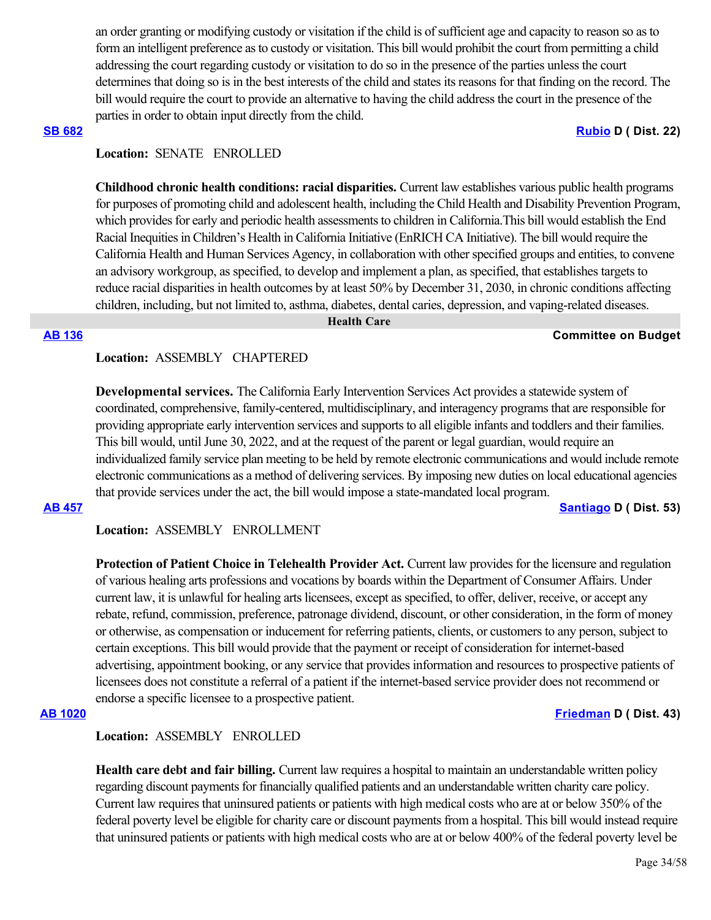an order granting or modifying custody or visitation if the child is of sufficient age and capacity to reason so as to form an intelligent preference as to custody or visitation. This bill would prohibit the court from permitting a child addressing the court regarding custody or visitation to do so in the presence of the parties unless the court determines that doing so is in the best interests of the child and states its reasons for that finding on the record. The bill would require the court to provide an alternative to having the child address the court in the presence of the parties in order to obtain input directly from the child.

**SB 682** **Rubio D ( Dist. 22)**

**Location:** SENATE ENROLLED

**Childhood chronic health conditions: racial disparities.** Current law establishes various public health programs for purposes of promoting child and adolescent health, including the Child Health and Disability Prevention Program, which provides for early and periodic health assessments to children in California.This bill would establish the End Racial Inequities in Children's Health in California Initiative (EnRICH CA Initiative). The bill would require the California Health and Human Services Agency, in collaboration with other specified groups and entities, to convene an advisory workgroup, as specified, to develop and implement a plan, as specified, that establishes targets to reduce racial disparities in health outcomes by at least 50% by December 31, 2030, in chronic conditions affecting children, including, but not limited to, asthma, diabetes, dental caries, depression, and vaping-related diseases.

## Health Care

**AB 136** **Committee on Budget**

**Location:** ASSEMBLY CHAPTERED

**Developmental services.** The California Early Intervention Services Act provides a statewide system of coordinated, comprehensive, family-centered, multidisciplinary, and interagency programs that are responsible for providing appropriate early intervention services and supports to all eligible infants and toddlers and their families. This bill would, until June 30, 2022, and at the request of the parent or legal guardian, would require an individualized family service plan meeting to be held by remote electronic communications and would include remote electronic communications as a method of delivering services. By imposing new duties on local educational agencies that provide services under the act, the bill would impose a state-mandated local program.

**AB 457** **Santiago D ( Dist. 53)**

**Location:** ASSEMBLY ENROLLMENT

**Protection of Patient Choice in Telehealth Provider Act.** Current law provides for the licensure and regulation of various healing arts professions and vocations by boards within the Department of Consumer Affairs. Under current law, it is unlawful for healing arts licensees, except as specified, to offer, deliver, receive, or accept any rebate, refund, commission, preference, patronage dividend, discount, or other consideration, in the form of money or otherwise, as compensation or inducement for referring patients, clients, or customers to any person, subject to certain exceptions. This bill would provide that the payment or receipt of consideration for internet-based advertising, appointment booking, or any service that provides information and resources to prospective patients of licensees does not constitute a referral of a patient if the internet-based service provider does not recommend or endorse a specific licensee to a prospective patient.

**AB 1020** **Friedman D ( Dist. 43)**

**Location:** ASSEMBLY ENROLLED

**Health care debt and fair billing.** Current law requires a hospital to maintain an understandable written policy regarding discount payments for financially qualified patients and an understandable written charity care policy. Current law requires that uninsured patients or patients with high medical costs who are at or below 350% of the federal poverty level be eligible for charity care or discount payments from a hospital. This bill would instead require that uninsured patients or patients with high medical costs who are at or below 400% of the federal poverty level be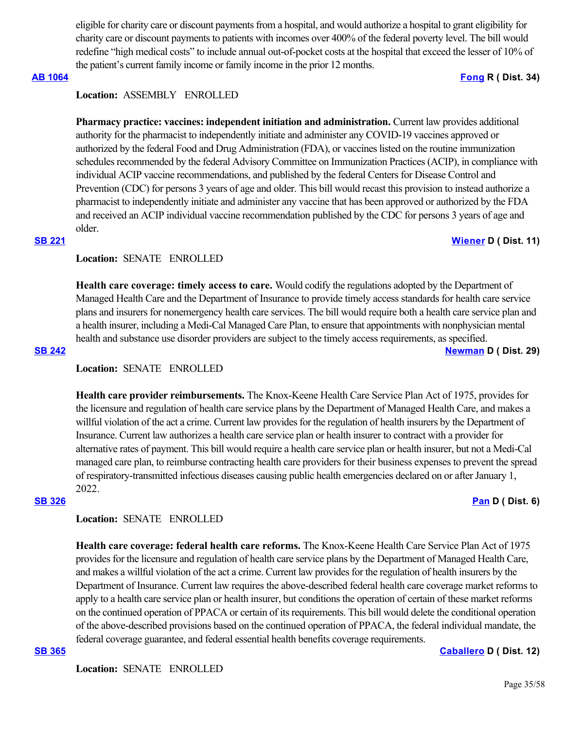eligible for charity care or discount payments from a hospital, and would authorize a hospital to grant eligibility for charity care or discount payments to patients with incomes over 400% of the federal poverty level. The bill would redefine "high medical costs" to include annual out-of-pocket costs at the hospital that exceed the lesser of 10% of the patient's current family income or family income in the prior 12 months.

**AB 1064** **Fong R ( Dist. 34)**

**Location:** ASSEMBLY ENROLLED

**Pharmacy practice: vaccines: independent initiation and administration.** Current law provides additional authority for the pharmacist to independently initiate and administer any COVID-19 vaccines approved or authorized by the federal Food and Drug Administration (FDA), or vaccines listed on the routine immunization schedules recommended by the federal Advisory Committee on Immunization Practices (ACIP), in compliance with individual ACIP vaccine recommendations, and published by the federal Centers for Disease Control and Prevention (CDC) for persons 3 years of age and older. This bill would recast this provision to instead authorize a pharmacist to independently initiate and administer any vaccine that has been approved or authorized by the FDA and received an ACIP individual vaccine recommendation published by the CDC for persons 3 years of age and older.

**SB 221** **Wiener D ( Dist. 11)**

**Location:** SENATE ENROLLED

**Health care coverage: timely access to care.** Would codify the regulations adopted by the Department of Managed Health Care and the Department of Insurance to provide timely access standards for health care service plans and insurers for nonemergency health care services. The bill would require both a health care service plan and a health insurer, including a Medi-Cal Managed Care Plan, to ensure that appointments with nonphysician mental health and substance use disorder providers are subject to the timely access requirements, as specified.

**SB 242** **Newman D ( Dist. 29)**

**Location:** SENATE ENROLLED

**Health care provider reimbursements.** The Knox-Keene Health Care Service Plan Act of 1975, provides for the licensure and regulation of health care service plans by the Department of Managed Health Care, and makes a willful violation of the act a crime. Current law provides for the regulation of health insurers by the Department of Insurance. Current law authorizes a health care service plan or health insurer to contract with a provider for alternative rates of payment. This bill would require a health care service plan or health insurer, but not a Medi-Cal managed care plan, to reimburse contracting health care providers for their business expenses to prevent the spread of respiratory-transmitted infectious diseases causing public health emergencies declared on or after January 1, 2022.

**SB 326** **Pan D ( Dist. 6)**

**Location:** SENATE ENROLLED

**Health care coverage: federal health care reforms.** The Knox-Keene Health Care Service Plan Act of 1975 provides for the licensure and regulation of health care service plans by the Department of Managed Health Care, and makes a willful violation of the act a crime. Current law provides for the regulation of health insurers by the Department of Insurance. Current law requires the above-described federal health care coverage market reforms to apply to a health care service plan or health insurer, but conditions the operation of certain of these market reforms on the continued operation of PPACA or certain of its requirements. This bill would delete the conditional operation of the above-described provisions based on the continued operation of PPACA, the federal individual mandate, the federal coverage guarantee, and federal essential health benefits coverage requirements.

**SB 365** **Caballero D ( Dist. 12)**

**Location:** SENATE ENROLLED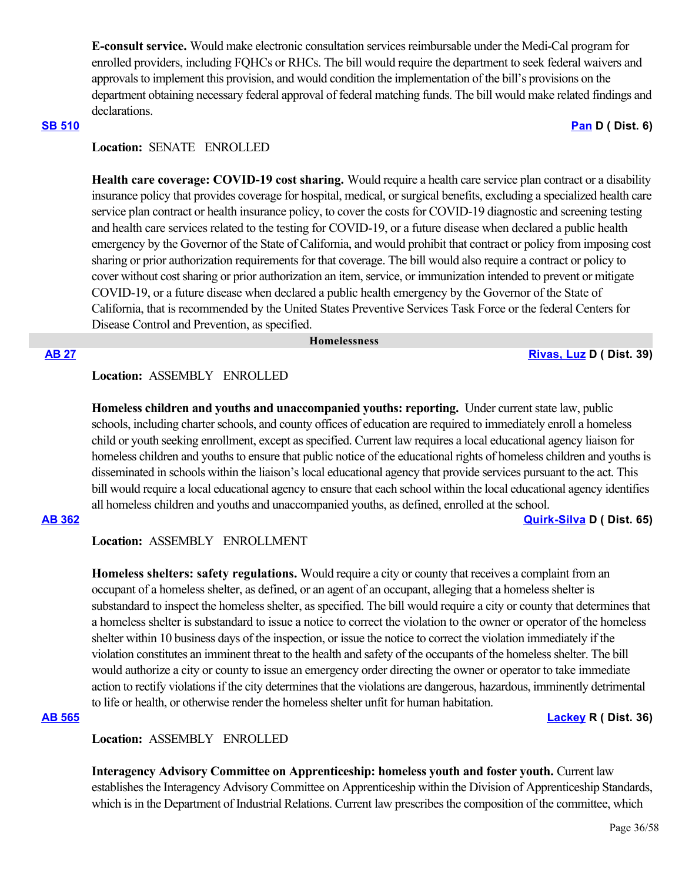**E-consult service.** Would make electronic consultation services reimbursable under the Medi-Cal program for enrolled providers, including FQHCs or RHCs. The bill would require the department to seek federal waivers and approvals to implement this provision, and would condition the implementation of the bill's provisions on the department obtaining necessary federal approval of federal matching funds. The bill would make related findings and declarations.

**SB 510** **Pan D ( Dist. 6)**

**Location:** SENATE ENROLLED

**Health care coverage: COVID-19 cost sharing.** Would require a health care service plan contract or a disability insurance policy that provides coverage for hospital, medical, or surgical benefits, excluding a specialized health care service plan contract or health insurance policy, to cover the costs for COVID-19 diagnostic and screening testing and health care services related to the testing for COVID-19, or a future disease when declared a public health emergency by the Governor of the State of California, and would prohibit that contract or policy from imposing cost sharing or prior authorization requirements for that coverage. The bill would also require a contract or policy to cover without cost sharing or prior authorization an item, service, or immunization intended to prevent or mitigate COVID-19, or a future disease when declared a public health emergency by the Governor of the State of California, that is recommended by the United States Preventive Services Task Force or the federal Centers for Disease Control and Prevention, as specified.

## Homelessness

**AB 27** **Rivas, Luz D ( Dist. 39)**

**Location:** ASSEMBLY ENROLLED

**Homeless children and youths and unaccompanied youths: reporting.** Under current state law, public schools, including charter schools, and county offices of education are required to immediately enroll a homeless child or youth seeking enrollment, except as specified. Current law requires a local educational agency liaison for homeless children and youths to ensure that public notice of the educational rights of homeless children and youths is disseminated in schools within the liaison's local educational agency that provide services pursuant to the act. This bill would require a local educational agency to ensure that each school within the local educational agency identifies all homeless children and youths and unaccompanied youths, as defined, enrolled at the school.

**AB 362** **Quirk-Silva D ( Dist. 65)**

**Location:** ASSEMBLY ENROLLMENT

**Homeless shelters: safety regulations.** Would require a city or county that receives a complaint from an occupant of a homeless shelter, as defined, or an agent of an occupant, alleging that a homeless shelter is substandard to inspect the homeless shelter, as specified. The bill would require a city or county that determines that a homeless shelter is substandard to issue a notice to correct the violation to the owner or operator of the homeless shelter within 10 business days of the inspection, or issue the notice to correct the violation immediately if the violation constitutes an imminent threat to the health and safety of the occupants of the homeless shelter. The bill would authorize a city or county to issue an emergency order directing the owner or operator to take immediate action to rectify violations if the city determines that the violations are dangerous, hazardous, imminently detrimental to life or health, or otherwise render the homeless shelter unfit for human habitation.

**AB 565** **Lackey R ( Dist. 36)**

**Location:** ASSEMBLY ENROLLED

**Interagency Advisory Committee on Apprenticeship: homeless youth and foster youth.** Current law establishes the Interagency Advisory Committee on Apprenticeship within the Division of Apprenticeship Standards, which is in the Department of Industrial Relations. Current law prescribes the composition of the committee, which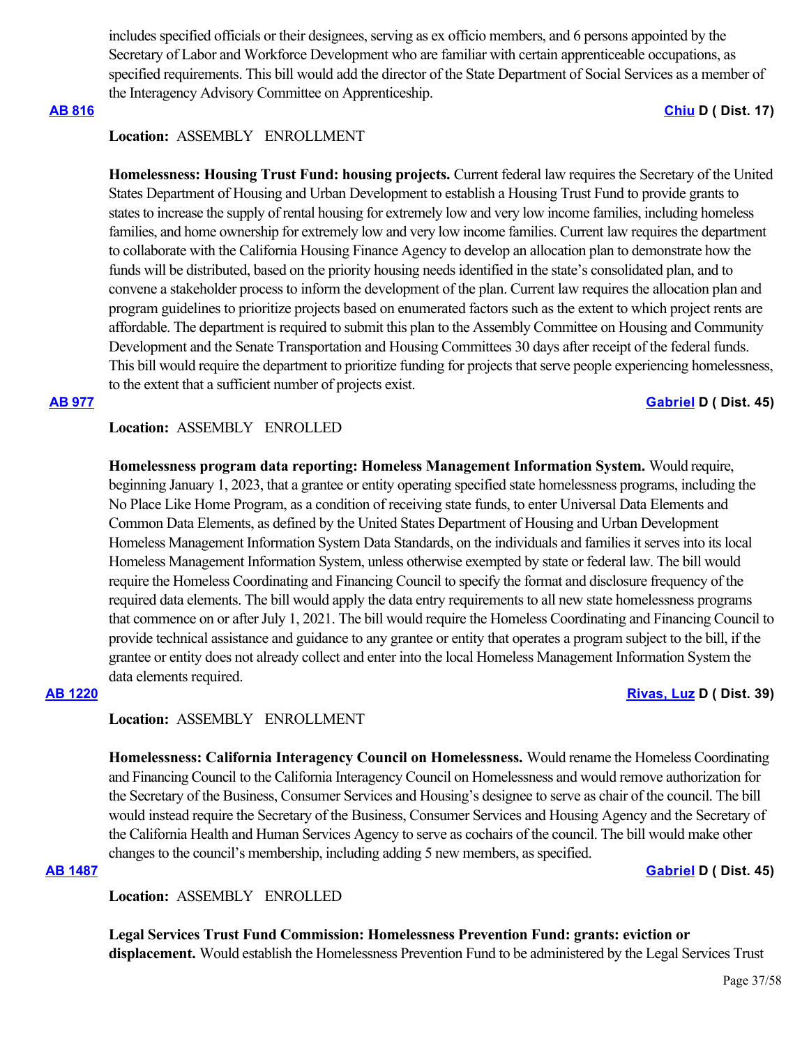includes specified officials or their designees, serving as ex officio members, and 6 persons appointed by the Secretary of Labor and Workforce Development who are familiar with certain apprenticeable occupations, as specified requirements. This bill would add the director of the State Department of Social Services as a member of the Interagency Advisory Committee on Apprenticeship.

**AB 816** **Chiu D ( Dist. 17)**

**Location:** ASSEMBLY ENROLLMENT

**Homelessness: Housing Trust Fund: housing projects.** Current federal law requires the Secretary of the United States Department of Housing and Urban Development to establish a Housing Trust Fund to provide grants to states to increase the supply of rental housing for extremely low and very low income families, including homeless families, and home ownership for extremely low and very low income families. Current law requires the department to collaborate with the California Housing Finance Agency to develop an allocation plan to demonstrate how the funds will be distributed, based on the priority housing needs identified in the state's consolidated plan, and to convene a stakeholder process to inform the development of the plan. Current law requires the allocation plan and program guidelines to prioritize projects based on enumerated factors such as the extent to which project rents are affordable. The department is required to submit this plan to the Assembly Committee on Housing and Community Development and the Senate Transportation and Housing Committees 30 days after receipt of the federal funds. This bill would require the department to prioritize funding for projects that serve people experiencing homelessness, to the extent that a sufficient number of projects exist.

**AB 977** **Gabriel D ( Dist. 45)**

**Location:** ASSEMBLY ENROLLED

**Homelessness program data reporting: Homeless Management Information System.** Would require, beginning January 1, 2023, that a grantee or entity operating specified state homelessness programs, including the No Place Like Home Program, as a condition of receiving state funds, to enter Universal Data Elements and Common Data Elements, as defined by the United States Department of Housing and Urban Development Homeless Management Information System Data Standards, on the individuals and families it serves into its local Homeless Management Information System, unless otherwise exempted by state or federal law. The bill would require the Homeless Coordinating and Financing Council to specify the format and disclosure frequency of the required data elements. The bill would apply the data entry requirements to all new state homelessness programs that commence on or after July 1, 2021. The bill would require the Homeless Coordinating and Financing Council to provide technical assistance and guidance to any grantee or entity that operates a program subject to the bill, if the grantee or entity does not already collect and enter into the local Homeless Management Information System the data elements required.

**AB 1220** **Rivas, Luz D ( Dist. 39)**

**Location:** ASSEMBLY ENROLLMENT

**Homelessness: California Interagency Council on Homelessness.** Would rename the Homeless Coordinating and Financing Council to the California Interagency Council on Homelessness and would remove authorization for the Secretary of the Business, Consumer Services and Housing's designee to serve as chair of the council. The bill would instead require the Secretary of the Business, Consumer Services and Housing Agency and the Secretary of the California Health and Human Services Agency to serve as cochairs of the council. The bill would make other changes to the council's membership, including adding 5 new members, as specified.

**AB 1487** **Gabriel D ( Dist. 45)**

**Location:** ASSEMBLY ENROLLED

**Legal Services Trust Fund Commission: Homelessness Prevention Fund: grants: eviction or displacement.** Would establish the Homelessness Prevention Fund to be administered by the Legal Services Trust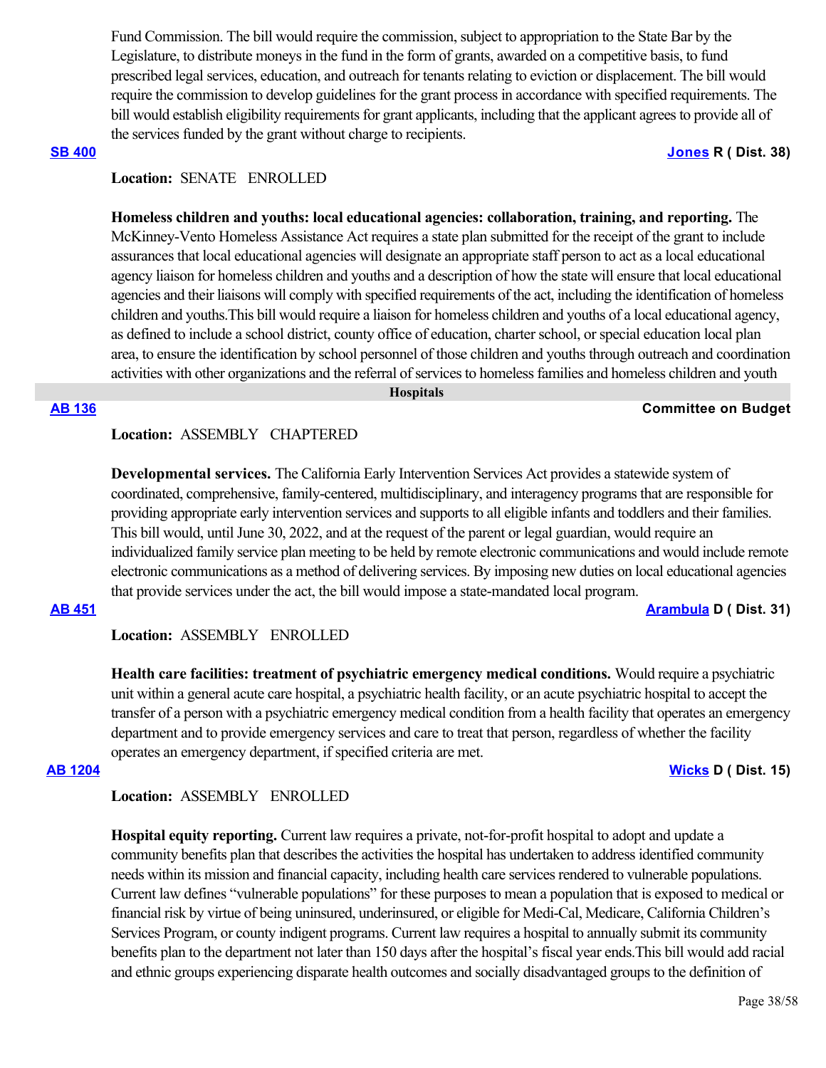Fund Commission. The bill would require the commission, subject to appropriation to the State Bar by the Legislature, to distribute moneys in the fund in the form of grants, awarded on a competitive basis, to fund prescribed legal services, education, and outreach for tenants relating to eviction or displacement. The bill would require the commission to develop guidelines for the grant process in accordance with specified requirements. The bill would establish eligibility requirements for grant applicants, including that the applicant agrees to provide all of the services funded by the grant without charge to recipients.

**SB 400** **Jones R ( Dist. 38)**

**Location:** SENATE ENROLLED

**Homeless children and youths: local educational agencies: collaboration, training, and reporting.** The McKinney-Vento Homeless Assistance Act requires a state plan submitted for the receipt of the grant to include assurances that local educational agencies will designate an appropriate staff person to act as a local educational agency liaison for homeless children and youths and a description of how the state will ensure that local educational agencies and their liaisons will comply with specified requirements of the act, including the identification of homeless children and youths.This bill would require a liaison for homeless children and youths of a local educational agency, as defined to include a school district, county office of education, charter school, or special education local plan area, to ensure the identification by school personnel of those children and youths through outreach and coordination activities with other organizations and the referral of services to homeless families and homeless children and youth

## Hospitals

**AB 136** **Committee on Budget**

**Location:** ASSEMBLY CHAPTERED

**Developmental services.** The California Early Intervention Services Act provides a statewide system of coordinated, comprehensive, family-centered, multidisciplinary, and interagency programs that are responsible for providing appropriate early intervention services and supports to all eligible infants and toddlers and their families. This bill would, until June 30, 2022, and at the request of the parent or legal guardian, would require an individualized family service plan meeting to be held by remote electronic communications and would include remote electronic communications as a method of delivering services. By imposing new duties on local educational agencies that provide services under the act, the bill would impose a state-mandated local program.

**AB 451** **Arambula D ( Dist. 31)**

**Location:** ASSEMBLY ENROLLED

**Health care facilities: treatment of psychiatric emergency medical conditions.** Would require a psychiatric unit within a general acute care hospital, a psychiatric health facility, or an acute psychiatric hospital to accept the transfer of a person with a psychiatric emergency medical condition from a health facility that operates an emergency department and to provide emergency services and care to treat that person, regardless of whether the facility operates an emergency department, if specified criteria are met.

**AB 1204** **Wicks D ( Dist. 15)**

**Location:** ASSEMBLY ENROLLED

**Hospital equity reporting.** Current law requires a private, not-for-profit hospital to adopt and update a community benefits plan that describes the activities the hospital has undertaken to address identified community needs within its mission and financial capacity, including health care services rendered to vulnerable populations. Current law defines "vulnerable populations" for these purposes to mean a population that is exposed to medical or financial risk by virtue of being uninsured, underinsured, or eligible for Medi-Cal, Medicare, California Children's Services Program, or county indigent programs. Current law requires a hospital to annually submit its community benefits plan to the department not later than 150 days after the hospital's fiscal year ends.This bill would add racial and ethnic groups experiencing disparate health outcomes and socially disadvantaged groups to the definition of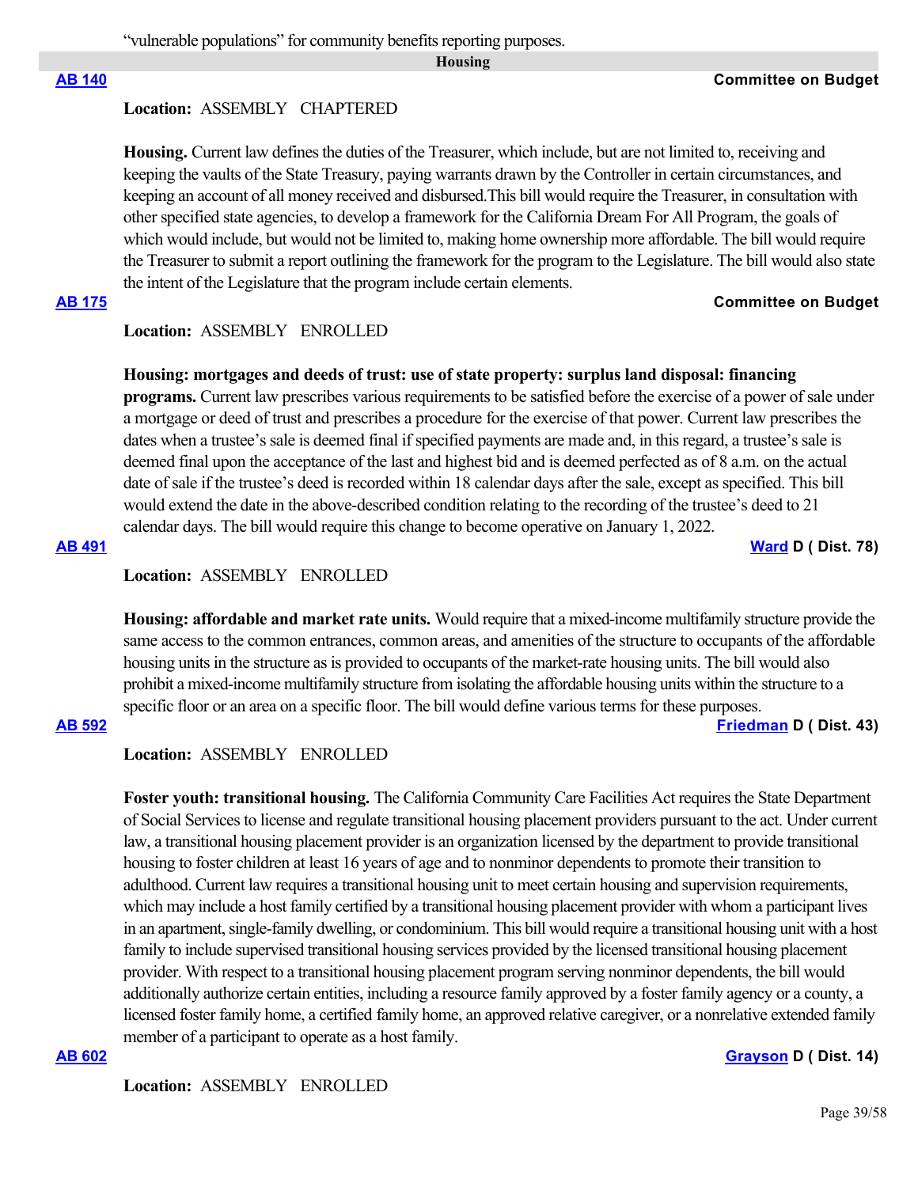"vulnerable populations" for community benefits reporting purposes.

## Housing

**[AB 140](#)** — **Committee on Budget**

**Location:** ASSEMBLY CHAPTERED

**Housing.** Current law defines the duties of the Treasurer, which include, but are not limited to, receiving and keeping the vaults of the State Treasury, paying warrants drawn by the Controller in certain circumstances, and keeping an account of all money received and disbursed.This bill would require the Treasurer, in consultation with other specified state agencies, to develop a framework for the California Dream For All Program, the goals of which would include, but would not be limited to, making home ownership more affordable. The bill would require the Treasurer to submit a report outlining the framework for the program to the Legislature. The bill would also state the intent of the Legislature that the program include certain elements.

**[AB 175](#)** — **Committee on Budget**

**Location:** ASSEMBLY ENROLLED

**Housing: mortgages and deeds of trust: use of state property: surplus land disposal: financing programs.** Current law prescribes various requirements to be satisfied before the exercise of a power of sale under a mortgage or deed of trust and prescribes a procedure for the exercise of that power. Current law prescribes the dates when a trustee's sale is deemed final if specified payments are made and, in this regard, a trustee's sale is deemed final upon the acceptance of the last and highest bid and is deemed perfected as of 8 a.m. on the actual date of sale if the trustee's deed is recorded within 18 calendar days after the sale, except as specified. This bill would extend the date in the above-described condition relating to the recording of the trustee's deed to 21 calendar days. The bill would require this change to become operative on January 1, 2022.

**[AB 491](#)** — **[Ward](#) D ( Dist. 78)**

**Location:** ASSEMBLY ENROLLED

**Housing: affordable and market rate units.** Would require that a mixed-income multifamily structure provide the same access to the common entrances, common areas, and amenities of the structure to occupants of the affordable housing units in the structure as is provided to occupants of the market-rate housing units. The bill would also prohibit a mixed-income multifamily structure from isolating the affordable housing units within the structure to a specific floor or an area on a specific floor. The bill would define various terms for these purposes.

**[AB 592](#)** — **[Friedman](#) D ( Dist. 43)**

**Location:** ASSEMBLY ENROLLED

**Foster youth: transitional housing.** The California Community Care Facilities Act requires the State Department of Social Services to license and regulate transitional housing placement providers pursuant to the act. Under current law, a transitional housing placement provider is an organization licensed by the department to provide transitional housing to foster children at least 16 years of age and to nonminor dependents to promote their transition to adulthood. Current law requires a transitional housing unit to meet certain housing and supervision requirements, which may include a host family certified by a transitional housing placement provider with whom a participant lives in an apartment, single-family dwelling, or condominium. This bill would require a transitional housing unit with a host family to include supervised transitional housing services provided by the licensed transitional housing placement provider. With respect to a transitional housing placement program serving nonminor dependents, the bill would additionally authorize certain entities, including a resource family approved by a foster family agency or a county, a licensed foster family home, a certified family home, an approved relative caregiver, or a nonrelative extended family member of a participant to operate as a host family.

**[AB 602](#)** — **[Grayson](#) D ( Dist. 14)**

**Location:** ASSEMBLY ENROLLED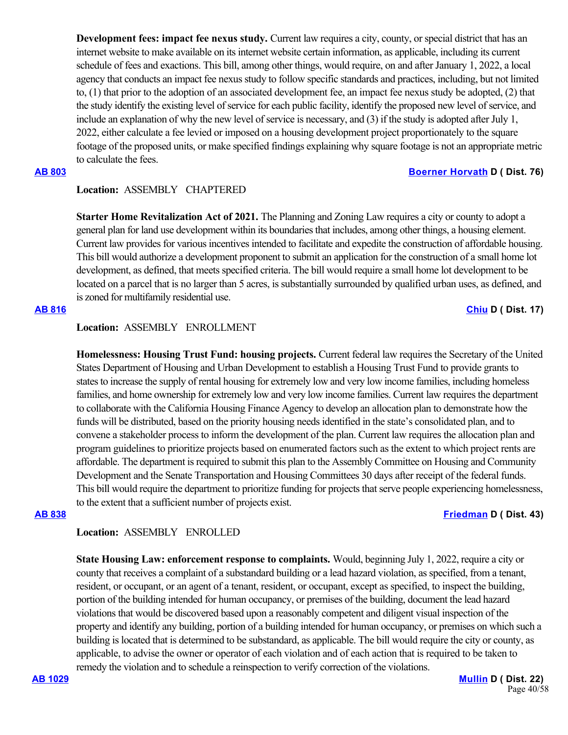**Development fees: impact fee nexus study.** Current law requires a city, county, or special district that has an internet website to make available on its internet website certain information, as applicable, including its current schedule of fees and exactions. This bill, among other things, would require, on and after January 1, 2022, a local agency that conducts an impact fee nexus study to follow specific standards and practices, including, but not limited to, (1) that prior to the adoption of an associated development fee, an impact fee nexus study be adopted, (2) that the study identify the existing level of service for each public facility, identify the proposed new level of service, and include an explanation of why the new level of service is necessary, and (3) if the study is adopted after July 1, 2022, either calculate a fee levied or imposed on a housing development project proportionately to the square footage of the proposed units, or make specified findings explaining why square footage is not an appropriate metric to calculate the fees.

**AB 803** **Boerner Horvath D ( Dist. 76)**

**Location:** ASSEMBLY CHAPTERED

**Starter Home Revitalization Act of 2021.** The Planning and Zoning Law requires a city or county to adopt a general plan for land use development within its boundaries that includes, among other things, a housing element. Current law provides for various incentives intended to facilitate and expedite the construction of affordable housing. This bill would authorize a development proponent to submit an application for the construction of a small home lot development, as defined, that meets specified criteria. The bill would require a small home lot development to be located on a parcel that is no larger than 5 acres, is substantially surrounded by qualified urban uses, as defined, and is zoned for multifamily residential use.

**AB 816** **Chiu D ( Dist. 17)**

**Location:** ASSEMBLY ENROLLMENT

**Homelessness: Housing Trust Fund: housing projects.** Current federal law requires the Secretary of the United States Department of Housing and Urban Development to establish a Housing Trust Fund to provide grants to states to increase the supply of rental housing for extremely low and very low income families, including homeless families, and home ownership for extremely low and very low income families. Current law requires the department to collaborate with the California Housing Finance Agency to develop an allocation plan to demonstrate how the funds will be distributed, based on the priority housing needs identified in the state's consolidated plan, and to convene a stakeholder process to inform the development of the plan. Current law requires the allocation plan and program guidelines to prioritize projects based on enumerated factors such as the extent to which project rents are affordable. The department is required to submit this plan to the Assembly Committee on Housing and Community Development and the Senate Transportation and Housing Committees 30 days after receipt of the federal funds. This bill would require the department to prioritize funding for projects that serve people experiencing homelessness, to the extent that a sufficient number of projects exist.

**AB 838** **Friedman D ( Dist. 43)**

**Location:** ASSEMBLY ENROLLED

**State Housing Law: enforcement response to complaints.** Would, beginning July 1, 2022, require a city or county that receives a complaint of a substandard building or a lead hazard violation, as specified, from a tenant, resident, or occupant, or an agent of a tenant, resident, or occupant, except as specified, to inspect the building, portion of the building intended for human occupancy, or premises of the building, document the lead hazard violations that would be discovered based upon a reasonably competent and diligent visual inspection of the property and identify any building, portion of a building intended for human occupancy, or premises on which such a building is located that is determined to be substandard, as applicable. The bill would require the city or county, as applicable, to advise the owner or operator of each violation and of each action that is required to be taken to remedy the violation and to schedule a reinspection to verify correction of the violations.

**AB 1029** **Mullin D ( Dist. 22)**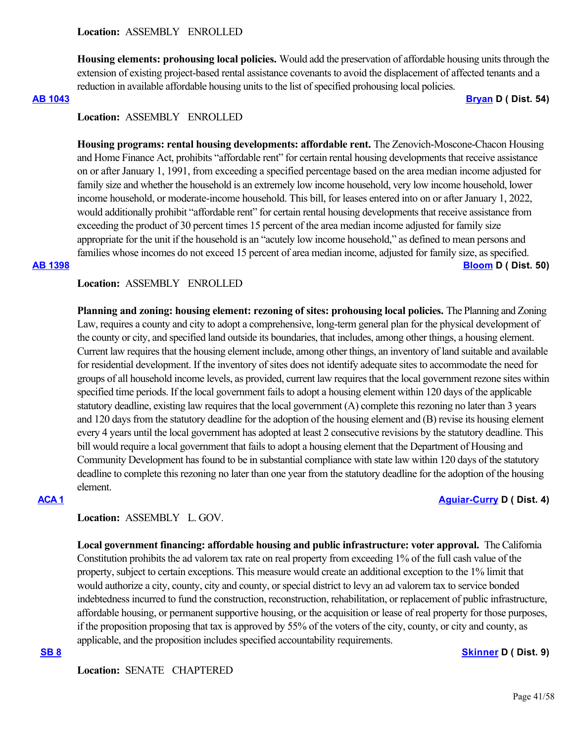**Location:** ASSEMBLY ENROLLED

**Housing elements: prohousing local policies.** Would add the preservation of affordable housing units through the extension of existing project-based rental assistance covenants to avoid the displacement of affected tenants and a reduction in available affordable housing units to the list of specified prohousing local policies.

**AB 1043** **Bryan D ( Dist. 54)**

**Location:** ASSEMBLY ENROLLED

**Housing programs: rental housing developments: affordable rent.** The Zenovich-Moscone-Chacon Housing and Home Finance Act, prohibits "affordable rent" for certain rental housing developments that receive assistance on or after January 1, 1991, from exceeding a specified percentage based on the area median income adjusted for family size and whether the household is an extremely low income household, very low income household, lower income household, or moderate-income household. This bill, for leases entered into on or after January 1, 2022, would additionally prohibit "affordable rent" for certain rental housing developments that receive assistance from exceeding the product of 30 percent times 15 percent of the area median income adjusted for family size appropriate for the unit if the household is an "acutely low income household," as defined to mean persons and families whose incomes do not exceed 15 percent of area median income, adjusted for family size, as specified.

**AB 1398** **Bloom D ( Dist. 50)**

**Location:** ASSEMBLY ENROLLED

**Planning and zoning: housing element: rezoning of sites: prohousing local policies.** The Planning and Zoning Law, requires a county and city to adopt a comprehensive, long-term general plan for the physical development of the county or city, and specified land outside its boundaries, that includes, among other things, a housing element. Current law requires that the housing element include, among other things, an inventory of land suitable and available for residential development. If the inventory of sites does not identify adequate sites to accommodate the need for groups of all household income levels, as provided, current law requires that the local government rezone sites within specified time periods. If the local government fails to adopt a housing element within 120 days of the applicable statutory deadline, existing law requires that the local government (A) complete this rezoning no later than 3 years and 120 days from the statutory deadline for the adoption of the housing element and (B) revise its housing element every 4 years until the local government has adopted at least 2 consecutive revisions by the statutory deadline. This bill would require a local government that fails to adopt a housing element that the Department of Housing and Community Development has found to be in substantial compliance with state law within 120 days of the statutory deadline to complete this rezoning no later than one year from the statutory deadline for the adoption of the housing element.

**ACA 1** **Aguiar-Curry D ( Dist. 4)**

**Location:** ASSEMBLY L. GOV.

**Local government financing: affordable housing and public infrastructure: voter approval.** The California Constitution prohibits the ad valorem tax rate on real property from exceeding 1% of the full cash value of the property, subject to certain exceptions. This measure would create an additional exception to the 1% limit that would authorize a city, county, city and county, or special district to levy an ad valorem tax to service bonded indebtedness incurred to fund the construction, reconstruction, rehabilitation, or replacement of public infrastructure, affordable housing, or permanent supportive housing, or the acquisition or lease of real property for those purposes, if the proposition proposing that tax is approved by 55% of the voters of the city, county, or city and county, as applicable, and the proposition includes specified accountability requirements.

**SB 8** **Skinner D ( Dist. 9)**

**Location:** SENATE CHAPTERED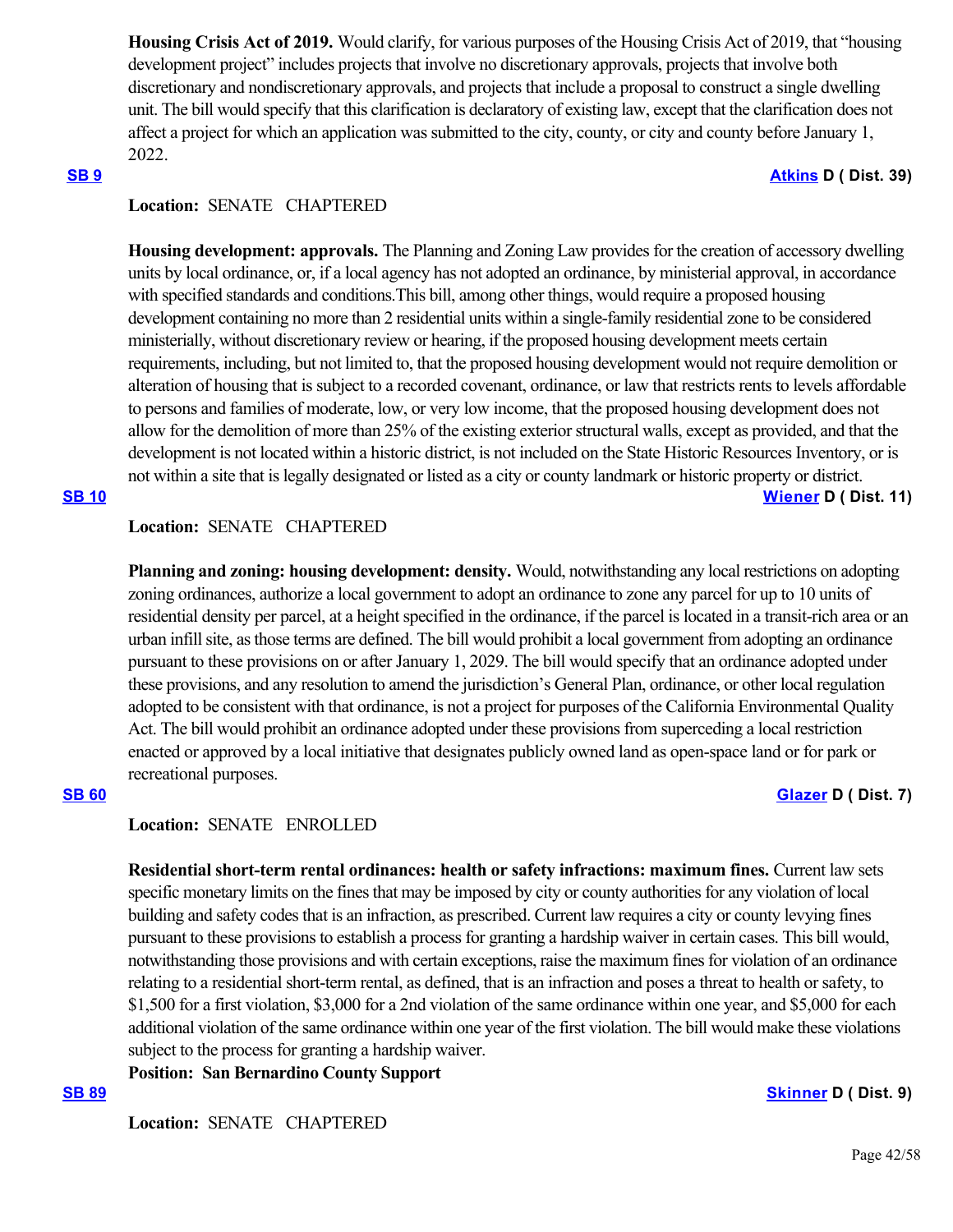**Housing Crisis Act of 2019.** Would clarify, for various purposes of the Housing Crisis Act of 2019, that "housing development project" includes projects that involve no discretionary approvals, projects that involve both discretionary and nondiscretionary approvals, and projects that include a proposal to construct a single dwelling unit. The bill would specify that this clarification is declaratory of existing law, except that the clarification does not affect a project for which an application was submitted to the city, county, or city and county before January 1, 2022.

**[SB 9](#)** **[Atkins](#) D ( Dist. 39)**

**Location:** SENATE CHAPTERED

**Housing development: approvals.** The Planning and Zoning Law provides for the creation of accessory dwelling units by local ordinance, or, if a local agency has not adopted an ordinance, by ministerial approval, in accordance with specified standards and conditions.This bill, among other things, would require a proposed housing development containing no more than 2 residential units within a single-family residential zone to be considered ministerially, without discretionary review or hearing, if the proposed housing development meets certain requirements, including, but not limited to, that the proposed housing development would not require demolition or alteration of housing that is subject to a recorded covenant, ordinance, or law that restricts rents to levels affordable to persons and families of moderate, low, or very low income, that the proposed housing development does not allow for the demolition of more than 25% of the existing exterior structural walls, except as provided, and that the development is not located within a historic district, is not included on the State Historic Resources Inventory, or is not within a site that is legally designated or listed as a city or county landmark or historic property or district.

**[SB 10](#)** **[Wiener](#) D ( Dist. 11)**

**Location:** SENATE CHAPTERED

**Planning and zoning: housing development: density.** Would, notwithstanding any local restrictions on adopting zoning ordinances, authorize a local government to adopt an ordinance to zone any parcel for up to 10 units of residential density per parcel, at a height specified in the ordinance, if the parcel is located in a transit-rich area or an urban infill site, as those terms are defined. The bill would prohibit a local government from adopting an ordinance pursuant to these provisions on or after January 1, 2029. The bill would specify that an ordinance adopted under these provisions, and any resolution to amend the jurisdiction's General Plan, ordinance, or other local regulation adopted to be consistent with that ordinance, is not a project for purposes of the California Environmental Quality Act. The bill would prohibit an ordinance adopted under these provisions from superceding a local restriction enacted or approved by a local initiative that designates publicly owned land as open-space land or for park or recreational purposes.

**[SB 60](#)** **[Glazer](#) D ( Dist. 7)**

**Location:** SENATE ENROLLED

**Residential short-term rental ordinances: health or safety infractions: maximum fines.** Current law sets specific monetary limits on the fines that may be imposed by city or county authorities for any violation of local building and safety codes that is an infraction, as prescribed. Current law requires a city or county levying fines pursuant to these provisions to establish a process for granting a hardship waiver in certain cases. This bill would, notwithstanding those provisions and with certain exceptions, raise the maximum fines for violation of an ordinance relating to a residential short-term rental, as defined, that is an infraction and poses a threat to health or safety, to $1,500 for a first violation, $3,000 for a 2nd violation of the same ordinance within one year, and $5,000 for each additional violation of the same ordinance within one year of the first violation. The bill would make these violations subject to the process for granting a hardship waiver.

**Position: San Bernardino County Support**

**[SB 89](#)** **[Skinner](#) D ( Dist. 9)**

**Location:** SENATE CHAPTERED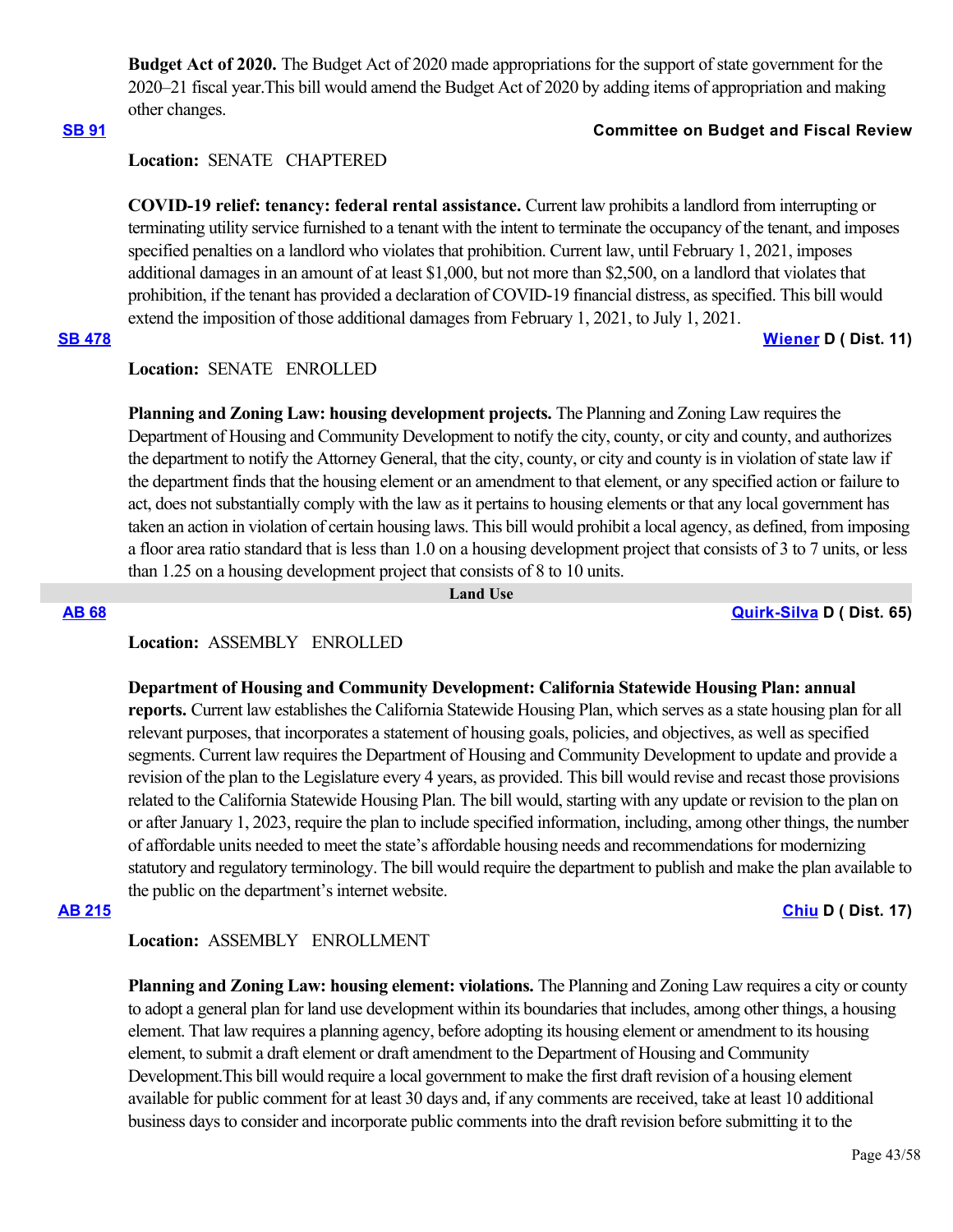**Budget Act of 2020.** The Budget Act of 2020 made appropriations for the support of state government for the 2020–21 fiscal year.This bill would amend the Budget Act of 2020 by adding items of appropriation and making other changes.

**SB 91** **Committee on Budget and Fiscal Review**

**Location:** SENATE CHAPTERED

**COVID-19 relief: tenancy: federal rental assistance.** Current law prohibits a landlord from interrupting or terminating utility service furnished to a tenant with the intent to terminate the occupancy of the tenant, and imposes specified penalties on a landlord who violates that prohibition. Current law, until February 1, 2021, imposes additional damages in an amount of at least $1,000, but not more than $2,500, on a landlord that violates that prohibition, if the tenant has provided a declaration of COVID-19 financial distress, as specified. This bill would extend the imposition of those additional damages from February 1, 2021, to July 1, 2021.

**SB 478** **Wiener D ( Dist. 11)**

**Location:** SENATE ENROLLED

**Planning and Zoning Law: housing development projects.** The Planning and Zoning Law requires the Department of Housing and Community Development to notify the city, county, or city and county, and authorizes the department to notify the Attorney General, that the city, county, or city and county is in violation of state law if the department finds that the housing element or an amendment to that element, or any specified action or failure to act, does not substantially comply with the law as it pertains to housing elements or that any local government has taken an action in violation of certain housing laws. This bill would prohibit a local agency, as defined, from imposing a floor area ratio standard that is less than 1.0 on a housing development project that consists of 3 to 7 units, or less than 1.25 on a housing development project that consists of 8 to 10 units.

## Land Use

**AB 68** **Quirk-Silva D ( Dist. 65)**

**Location:** ASSEMBLY ENROLLED

**Department of Housing and Community Development: California Statewide Housing Plan: annual reports.** Current law establishes the California Statewide Housing Plan, which serves as a state housing plan for all relevant purposes, that incorporates a statement of housing goals, policies, and objectives, as well as specified segments. Current law requires the Department of Housing and Community Development to update and provide a revision of the plan to the Legislature every 4 years, as provided. This bill would revise and recast those provisions related to the California Statewide Housing Plan. The bill would, starting with any update or revision to the plan on or after January 1, 2023, require the plan to include specified information, including, among other things, the number of affordable units needed to meet the state's affordable housing needs and recommendations for modernizing statutory and regulatory terminology. The bill would require the department to publish and make the plan available to the public on the department's internet website.

**AB 215** **Chiu D ( Dist. 17)**

**Location:** ASSEMBLY ENROLLMENT

**Planning and Zoning Law: housing element: violations.** The Planning and Zoning Law requires a city or county to adopt a general plan for land use development within its boundaries that includes, among other things, a housing element. That law requires a planning agency, before adopting its housing element or amendment to its housing element, to submit a draft element or draft amendment to the Department of Housing and Community Development.This bill would require a local government to make the first draft revision of a housing element available for public comment for at least 30 days and, if any comments are received, take at least 10 additional business days to consider and incorporate public comments into the draft revision before submitting it to the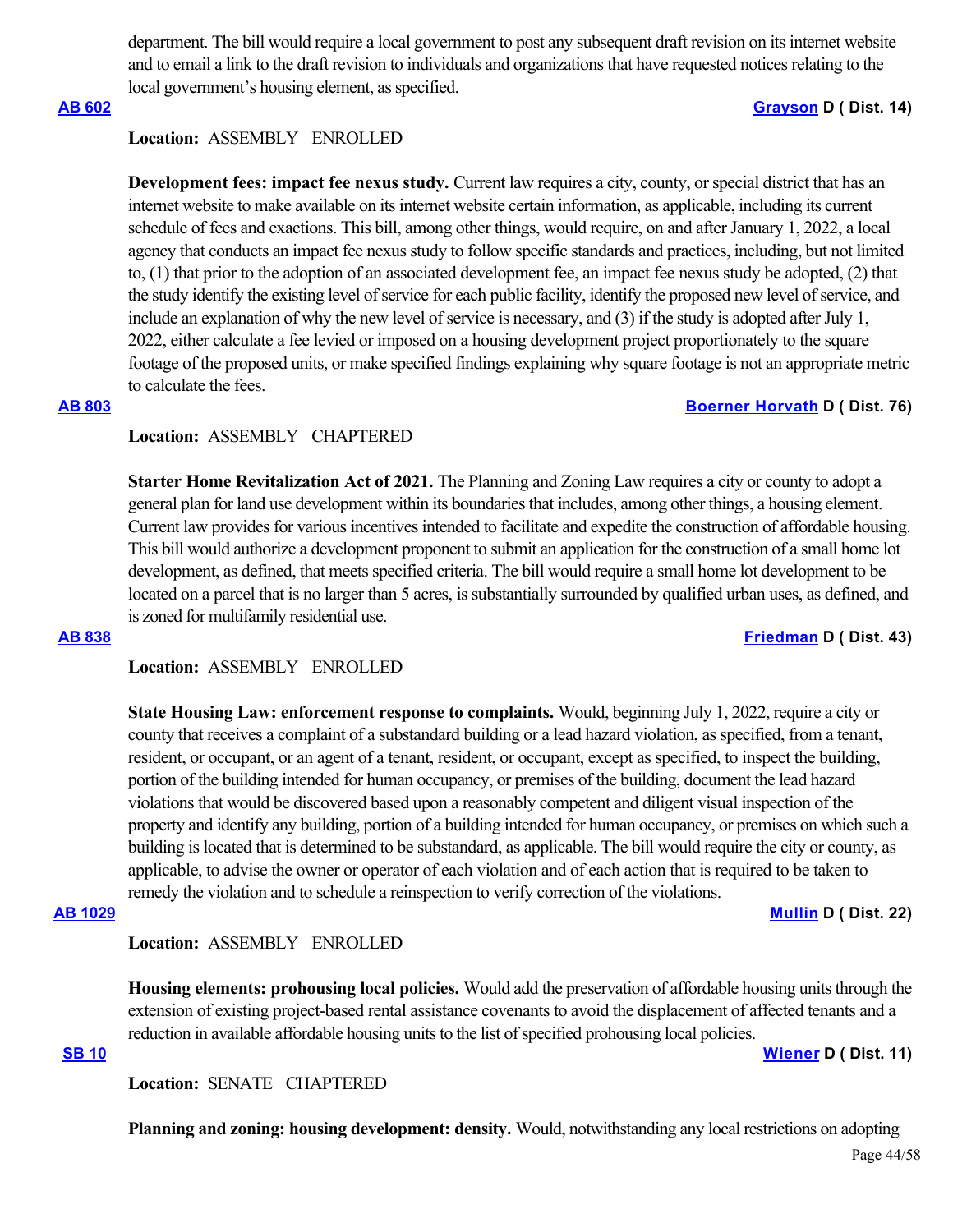department. The bill would require a local government to post any subsequent draft revision on its internet website and to email a link to the draft revision to individuals and organizations that have requested notices relating to the local government's housing element, as specified.

**AB 602** **Grayson D ( Dist. 14)**

**Location:** ASSEMBLY ENROLLED

**Development fees: impact fee nexus study.** Current law requires a city, county, or special district that has an internet website to make available on its internet website certain information, as applicable, including its current schedule of fees and exactions. This bill, among other things, would require, on and after January 1, 2022, a local agency that conducts an impact fee nexus study to follow specific standards and practices, including, but not limited to, (1) that prior to the adoption of an associated development fee, an impact fee nexus study be adopted, (2) that the study identify the existing level of service for each public facility, identify the proposed new level of service, and include an explanation of why the new level of service is necessary, and (3) if the study is adopted after July 1, 2022, either calculate a fee levied or imposed on a housing development project proportionately to the square footage of the proposed units, or make specified findings explaining why square footage is not an appropriate metric to calculate the fees.

**AB 803** **Boerner Horvath D ( Dist. 76)**

**Location:** ASSEMBLY CHAPTERED

**Starter Home Revitalization Act of 2021.** The Planning and Zoning Law requires a city or county to adopt a general plan for land use development within its boundaries that includes, among other things, a housing element. Current law provides for various incentives intended to facilitate and expedite the construction of affordable housing. This bill would authorize a development proponent to submit an application for the construction of a small home lot development, as defined, that meets specified criteria. The bill would require a small home lot development to be located on a parcel that is no larger than 5 acres, is substantially surrounded by qualified urban uses, as defined, and is zoned for multifamily residential use.

**AB 838** **Friedman D ( Dist. 43)**

**Location:** ASSEMBLY ENROLLED

**State Housing Law: enforcement response to complaints.** Would, beginning July 1, 2022, require a city or county that receives a complaint of a substandard building or a lead hazard violation, as specified, from a tenant, resident, or occupant, or an agent of a tenant, resident, or occupant, except as specified, to inspect the building, portion of the building intended for human occupancy, or premises of the building, document the lead hazard violations that would be discovered based upon a reasonably competent and diligent visual inspection of the property and identify any building, portion of a building intended for human occupancy, or premises on which such a building is located that is determined to be substandard, as applicable. The bill would require the city or county, as applicable, to advise the owner or operator of each violation and of each action that is required to be taken to remedy the violation and to schedule a reinspection to verify correction of the violations.

**AB 1029** **Mullin D ( Dist. 22)**

**Location:** ASSEMBLY ENROLLED

**Housing elements: prohousing local policies.** Would add the preservation of affordable housing units through the extension of existing project-based rental assistance covenants to avoid the displacement of affected tenants and a reduction in available affordable housing units to the list of specified prohousing local policies.

**SB 10** **Wiener D ( Dist. 11)**

**Location:** SENATE CHAPTERED

**Planning and zoning: housing development: density.** Would, notwithstanding any local restrictions on adopting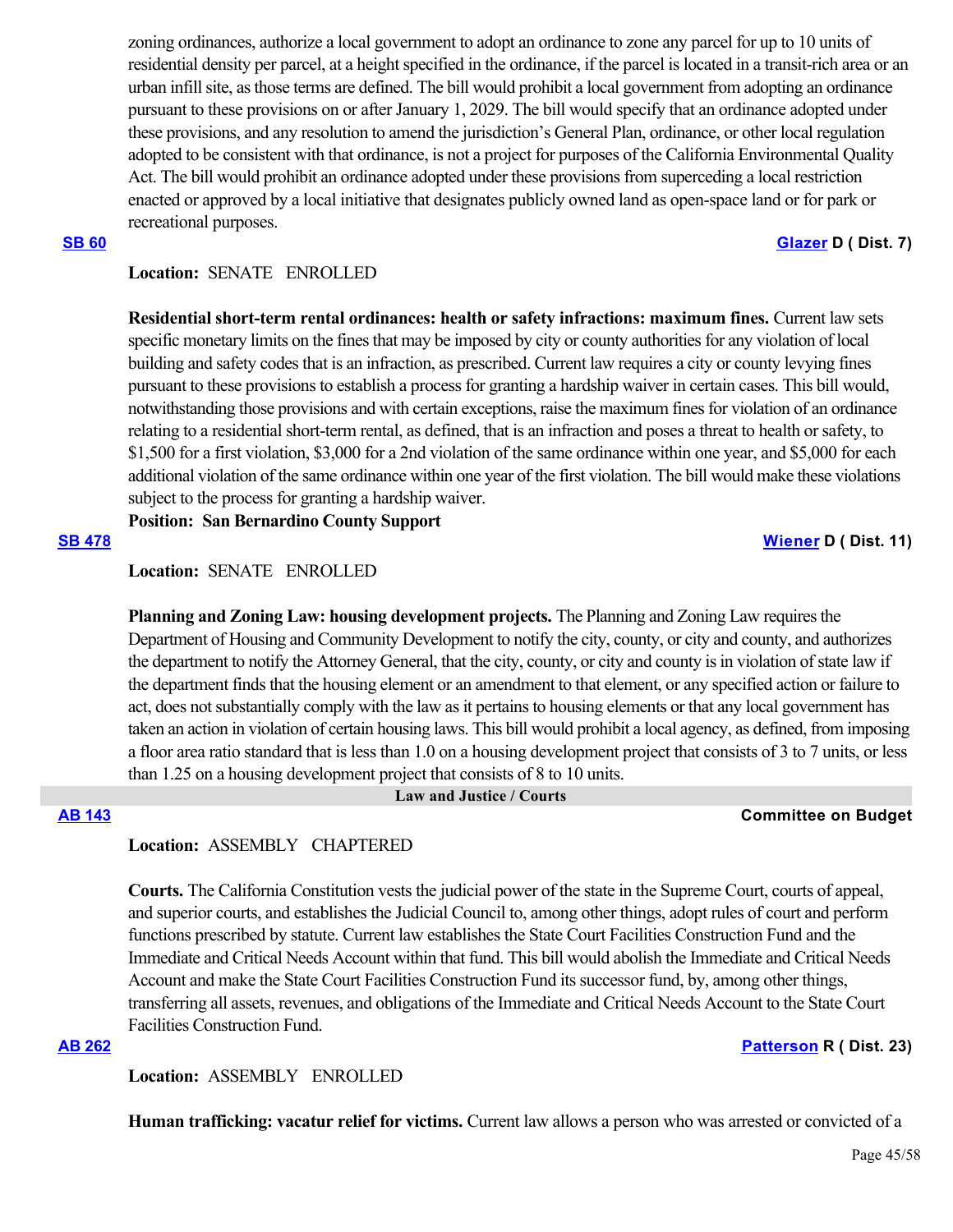zoning ordinances, authorize a local government to adopt an ordinance to zone any parcel for up to 10 units of residential density per parcel, at a height specified in the ordinance, if the parcel is located in a transit-rich area or an urban infill site, as those terms are defined. The bill would prohibit a local government from adopting an ordinance pursuant to these provisions on or after January 1, 2029. The bill would specify that an ordinance adopted under these provisions, and any resolution to amend the jurisdiction's General Plan, ordinance, or other local regulation adopted to be consistent with that ordinance, is not a project for purposes of the California Environmental Quality Act. The bill would prohibit an ordinance adopted under these provisions from superceding a local restriction enacted or approved by a local initiative that designates publicly owned land as open-space land or for park or recreational purposes.

**SB 60** **Glazer D ( Dist. 7)**

**Location:** SENATE ENROLLED

**Residential short-term rental ordinances: health or safety infractions: maximum fines.** Current law sets specific monetary limits on the fines that may be imposed by city or county authorities for any violation of local building and safety codes that is an infraction, as prescribed. Current law requires a city or county levying fines pursuant to these provisions to establish a process for granting a hardship waiver in certain cases. This bill would, notwithstanding those provisions and with certain exceptions, raise the maximum fines for violation of an ordinance relating to a residential short-term rental, as defined, that is an infraction and poses a threat to health or safety, to $1,500 for a first violation, $3,000 for a 2nd violation of the same ordinance within one year, and $5,000 for each additional violation of the same ordinance within one year of the first violation. The bill would make these violations subject to the process for granting a hardship waiver.

**Position: San Bernardino County Support**

**SB 478** **Wiener D ( Dist. 11)**

**Location:** SENATE ENROLLED

**Planning and Zoning Law: housing development projects.** The Planning and Zoning Law requires the Department of Housing and Community Development to notify the city, county, or city and county, and authorizes the department to notify the Attorney General, that the city, county, or city and county is in violation of state law if the department finds that the housing element or an amendment to that element, or any specified action or failure to act, does not substantially comply with the law as it pertains to housing elements or that any local government has taken an action in violation of certain housing laws. This bill would prohibit a local agency, as defined, from imposing a floor area ratio standard that is less than 1.0 on a housing development project that consists of 3 to 7 units, or less than 1.25 on a housing development project that consists of 8 to 10 units.

## Law and Justice / Courts

**AB 143** **Committee on Budget**

**Location:** ASSEMBLY CHAPTERED

**Courts.** The California Constitution vests the judicial power of the state in the Supreme Court, courts of appeal, and superior courts, and establishes the Judicial Council to, among other things, adopt rules of court and perform functions prescribed by statute. Current law establishes the State Court Facilities Construction Fund and the Immediate and Critical Needs Account within that fund. This bill would abolish the Immediate and Critical Needs Account and make the State Court Facilities Construction Fund its successor fund, by, among other things, transferring all assets, revenues, and obligations of the Immediate and Critical Needs Account to the State Court Facilities Construction Fund.

**AB 262** **Patterson R ( Dist. 23)**

**Location:** ASSEMBLY ENROLLED

**Human trafficking: vacatur relief for victims.** Current law allows a person who was arrested or convicted of a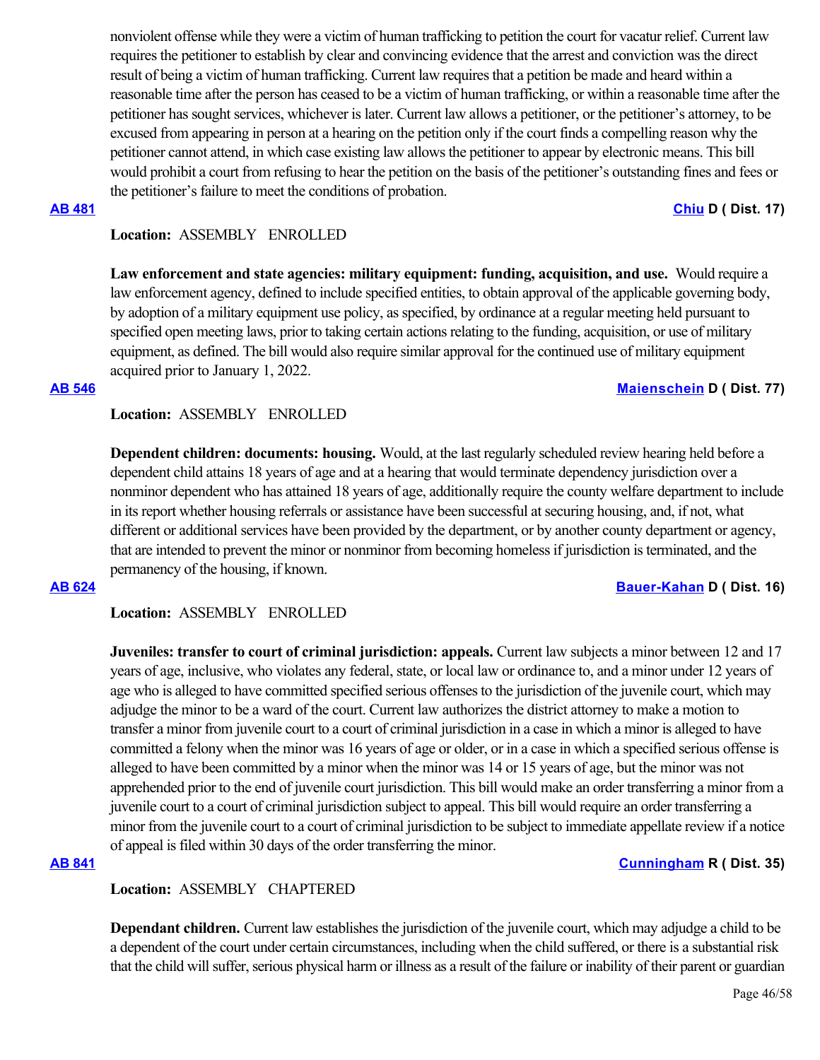nonviolent offense while they were a victim of human trafficking to petition the court for vacatur relief. Current law requires the petitioner to establish by clear and convincing evidence that the arrest and conviction was the direct result of being a victim of human trafficking. Current law requires that a petition be made and heard within a reasonable time after the person has ceased to be a victim of human trafficking, or within a reasonable time after the petitioner has sought services, whichever is later. Current law allows a petitioner, or the petitioner's attorney, to be excused from appearing in person at a hearing on the petition only if the court finds a compelling reason why the petitioner cannot attend, in which case existing law allows the petitioner to appear by electronic means. This bill would prohibit a court from refusing to hear the petition on the basis of the petitioner's outstanding fines and fees or the petitioner's failure to meet the conditions of probation.

**AB 481** **Chiu D ( Dist. 17)**

**Location:** ASSEMBLY ENROLLED

**Law enforcement and state agencies: military equipment: funding, acquisition, and use.** Would require a law enforcement agency, defined to include specified entities, to obtain approval of the applicable governing body, by adoption of a military equipment use policy, as specified, by ordinance at a regular meeting held pursuant to specified open meeting laws, prior to taking certain actions relating to the funding, acquisition, or use of military equipment, as defined. The bill would also require similar approval for the continued use of military equipment acquired prior to January 1, 2022.

**AB 546** **Maienschein D ( Dist. 77)**

**Location:** ASSEMBLY ENROLLED

**Dependent children: documents: housing.** Would, at the last regularly scheduled review hearing held before a dependent child attains 18 years of age and at a hearing that would terminate dependency jurisdiction over a nonminor dependent who has attained 18 years of age, additionally require the county welfare department to include in its report whether housing referrals or assistance have been successful at securing housing, and, if not, what different or additional services have been provided by the department, or by another county department or agency, that are intended to prevent the minor or nonminor from becoming homeless if jurisdiction is terminated, and the permanency of the housing, if known.

**AB 624** **Bauer-Kahan D ( Dist. 16)**

**Location:** ASSEMBLY ENROLLED

**Juveniles: transfer to court of criminal jurisdiction: appeals.** Current law subjects a minor between 12 and 17 years of age, inclusive, who violates any federal, state, or local law or ordinance to, and a minor under 12 years of age who is alleged to have committed specified serious offenses to the jurisdiction of the juvenile court, which may adjudge the minor to be a ward of the court. Current law authorizes the district attorney to make a motion to transfer a minor from juvenile court to a court of criminal jurisdiction in a case in which a minor is alleged to have committed a felony when the minor was 16 years of age or older, or in a case in which a specified serious offense is alleged to have been committed by a minor when the minor was 14 or 15 years of age, but the minor was not apprehended prior to the end of juvenile court jurisdiction. This bill would make an order transferring a minor from a juvenile court to a court of criminal jurisdiction subject to appeal. This bill would require an order transferring a minor from the juvenile court to a court of criminal jurisdiction to be subject to immediate appellate review if a notice of appeal is filed within 30 days of the order transferring the minor.

**AB 841** **Cunningham R ( Dist. 35)**

**Location:** ASSEMBLY CHAPTERED

**Dependant children.** Current law establishes the jurisdiction of the juvenile court, which may adjudge a child to be a dependent of the court under certain circumstances, including when the child suffered, or there is a substantial risk that the child will suffer, serious physical harm or illness as a result of the failure or inability of their parent or guardian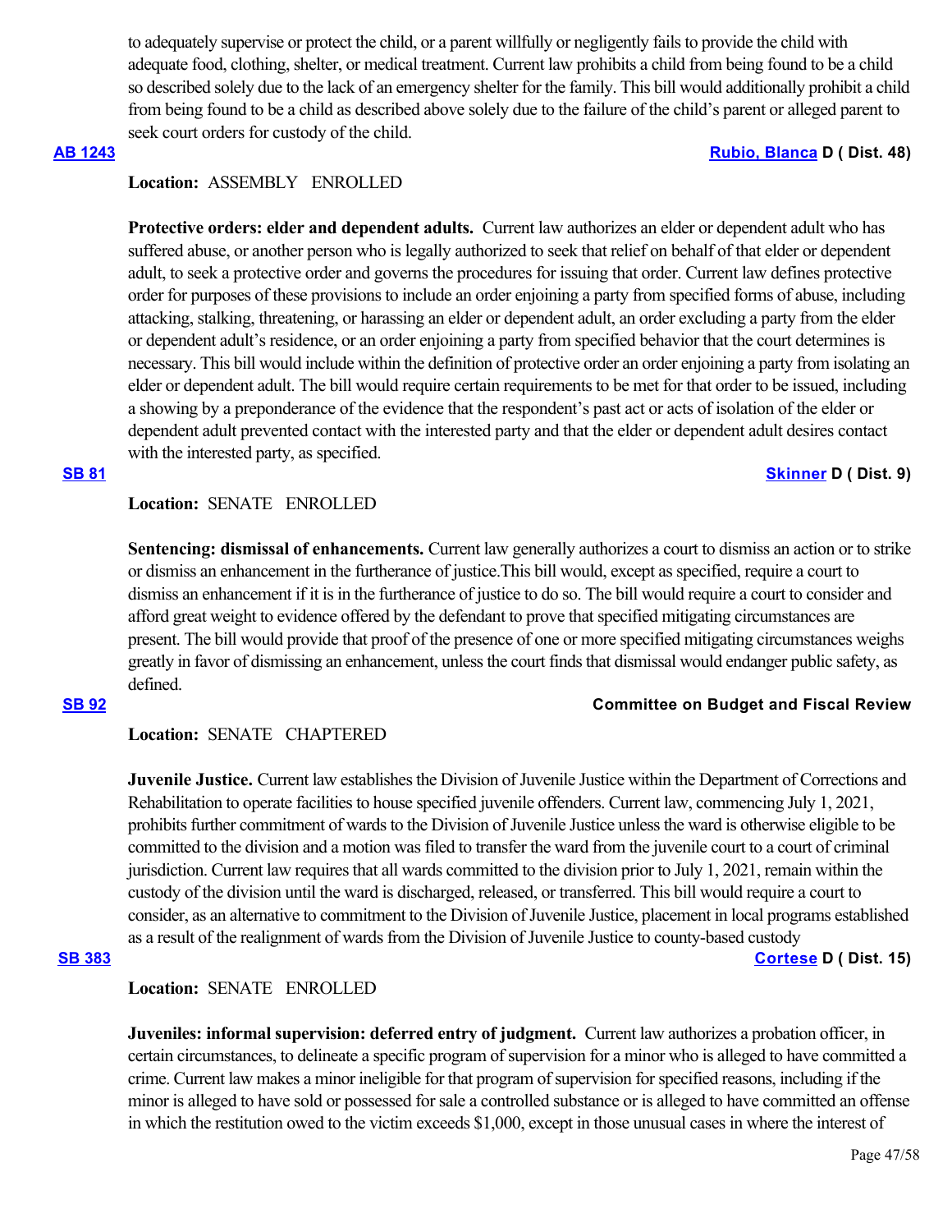to adequately supervise or protect the child, or a parent willfully or negligently fails to provide the child with adequate food, clothing, shelter, or medical treatment. Current law prohibits a child from being found to be a child so described solely due to the lack of an emergency shelter for the family. This bill would additionally prohibit a child from being found to be a child as described above solely due to the failure of the child's parent or alleged parent to seek court orders for custody of the child.

**AB 1243** **Rubio, Blanca D ( Dist. 48)**

**Location:** ASSEMBLY ENROLLED

**Protective orders: elder and dependent adults.** Current law authorizes an elder or dependent adult who has suffered abuse, or another person who is legally authorized to seek that relief on behalf of that elder or dependent adult, to seek a protective order and governs the procedures for issuing that order. Current law defines protective order for purposes of these provisions to include an order enjoining a party from specified forms of abuse, including attacking, stalking, threatening, or harassing an elder or dependent adult, an order excluding a party from the elder or dependent adult's residence, or an order enjoining a party from specified behavior that the court determines is necessary. This bill would include within the definition of protective order an order enjoining a party from isolating an elder or dependent adult. The bill would require certain requirements to be met for that order to be issued, including a showing by a preponderance of the evidence that the respondent's past act or acts of isolation of the elder or dependent adult prevented contact with the interested party and that the elder or dependent adult desires contact with the interested party, as specified.

**SB 81** **Skinner D ( Dist. 9)**

**Location:** SENATE ENROLLED

**Sentencing: dismissal of enhancements.** Current law generally authorizes a court to dismiss an action or to strike or dismiss an enhancement in the furtherance of justice.This bill would, except as specified, require a court to dismiss an enhancement if it is in the furtherance of justice to do so. The bill would require a court to consider and afford great weight to evidence offered by the defendant to prove that specified mitigating circumstances are present. The bill would provide that proof of the presence of one or more specified mitigating circumstances weighs greatly in favor of dismissing an enhancement, unless the court finds that dismissal would endanger public safety, as defined.

**SB 92** **Committee on Budget and Fiscal Review**

**Location:** SENATE CHAPTERED

**Juvenile Justice.** Current law establishes the Division of Juvenile Justice within the Department of Corrections and Rehabilitation to operate facilities to house specified juvenile offenders. Current law, commencing July 1, 2021, prohibits further commitment of wards to the Division of Juvenile Justice unless the ward is otherwise eligible to be committed to the division and a motion was filed to transfer the ward from the juvenile court to a court of criminal jurisdiction. Current law requires that all wards committed to the division prior to July 1, 2021, remain within the custody of the division until the ward is discharged, released, or transferred. This bill would require a court to consider, as an alternative to commitment to the Division of Juvenile Justice, placement in local programs established as a result of the realignment of wards from the Division of Juvenile Justice to county-based custody

**SB 383** **Cortese D ( Dist. 15)**

**Location:** SENATE ENROLLED

**Juveniles: informal supervision: deferred entry of judgment.** Current law authorizes a probation officer, in certain circumstances, to delineate a specific program of supervision for a minor who is alleged to have committed a crime. Current law makes a minor ineligible for that program of supervision for specified reasons, including if the minor is alleged to have sold or possessed for sale a controlled substance or is alleged to have committed an offense in which the restitution owed to the victim exceeds $1,000, except in those unusual cases in where the interest of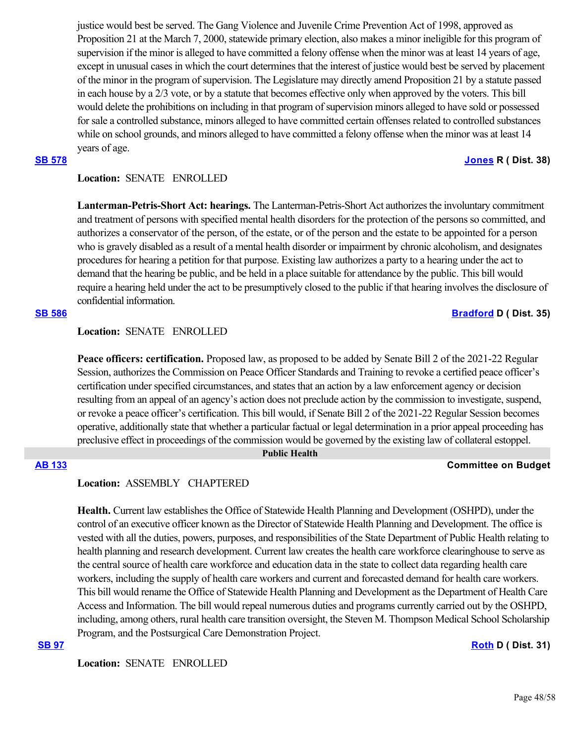justice would best be served. The Gang Violence and Juvenile Crime Prevention Act of 1998, approved as Proposition 21 at the March 7, 2000, statewide primary election, also makes a minor ineligible for this program of supervision if the minor is alleged to have committed a felony offense when the minor was at least 14 years of age, except in unusual cases in which the court determines that the interest of justice would best be served by placement of the minor in the program of supervision. The Legislature may directly amend Proposition 21 by a statute passed in each house by a 2/3 vote, or by a statute that becomes effective only when approved by the voters. This bill would delete the prohibitions on including in that program of supervision minors alleged to have sold or possessed for sale a controlled substance, minors alleged to have committed certain offenses related to controlled substances while on school grounds, and minors alleged to have committed a felony offense when the minor was at least 14 years of age.

**SB 578** **Jones R ( Dist. 38)**

**Location:** SENATE ENROLLED

**Lanterman-Petris-Short Act: hearings.** The Lanterman-Petris-Short Act authorizes the involuntary commitment and treatment of persons with specified mental health disorders for the protection of the persons so committed, and authorizes a conservator of the person, of the estate, or of the person and the estate to be appointed for a person who is gravely disabled as a result of a mental health disorder or impairment by chronic alcoholism, and designates procedures for hearing a petition for that purpose. Existing law authorizes a party to a hearing under the act to demand that the hearing be public, and be held in a place suitable for attendance by the public. This bill would require a hearing held under the act to be presumptively closed to the public if that hearing involves the disclosure of confidential information.

**SB 586** **Bradford D ( Dist. 35)**

**Location:** SENATE ENROLLED

**Peace officers: certification.** Proposed law, as proposed to be added by Senate Bill 2 of the 2021-22 Regular Session, authorizes the Commission on Peace Officer Standards and Training to revoke a certified peace officer's certification under specified circumstances, and states that an action by a law enforcement agency or decision resulting from an appeal of an agency's action does not preclude action by the commission to investigate, suspend, or revoke a peace officer's certification. This bill would, if Senate Bill 2 of the 2021-22 Regular Session becomes operative, additionally state that whether a particular factual or legal determination in a prior appeal proceeding has preclusive effect in proceedings of the commission would be governed by the existing law of collateral estoppel.

## Public Health

**AB 133** **Committee on Budget**

**Location:** ASSEMBLY CHAPTERED

**Health.** Current law establishes the Office of Statewide Health Planning and Development (OSHPD), under the control of an executive officer known as the Director of Statewide Health Planning and Development. The office is vested with all the duties, powers, purposes, and responsibilities of the State Department of Public Health relating to health planning and research development. Current law creates the health care workforce clearinghouse to serve as the central source of health care workforce and education data in the state to collect data regarding health care workers, including the supply of health care workers and current and forecasted demand for health care workers. This bill would rename the Office of Statewide Health Planning and Development as the Department of Health Care Access and Information. The bill would repeal numerous duties and programs currently carried out by the OSHPD, including, among others, rural health care transition oversight, the Steven M. Thompson Medical School Scholarship Program, and the Postsurgical Care Demonstration Project.

**SB 97** **Roth D ( Dist. 31)**

**Location:** SENATE ENROLLED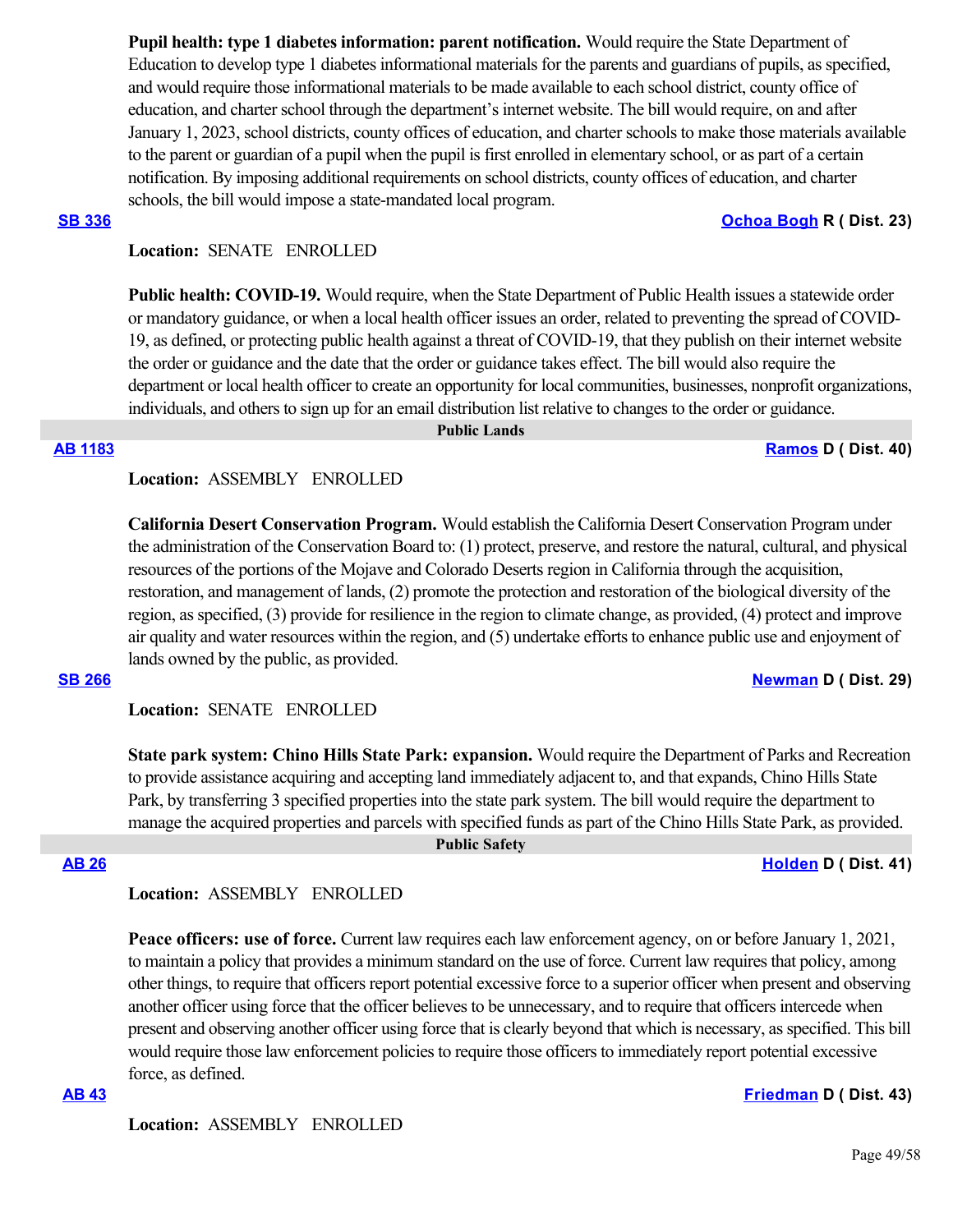**Pupil health: type 1 diabetes information: parent notification.** Would require the State Department of Education to develop type 1 diabetes informational materials for the parents and guardians of pupils, as specified, and would require those informational materials to be made available to each school district, county office of education, and charter school through the department's internet website. The bill would require, on and after January 1, 2023, school districts, county offices of education, and charter schools to make those materials available to the parent or guardian of a pupil when the pupil is first enrolled in elementary school, or as part of a certain notification. By imposing additional requirements on school districts, county offices of education, and charter schools, the bill would impose a state-mandated local program.

**SB 336** — **Ochoa Bogh R ( Dist. 23)**

**Location:** SENATE ENROLLED

**Public health: COVID-19.** Would require, when the State Department of Public Health issues a statewide order or mandatory guidance, or when a local health officer issues an order, related to preventing the spread of COVID-19, as defined, or protecting public health against a threat of COVID-19, that they publish on their internet website the order or guidance and the date that the order or guidance takes effect. The bill would also require the department or local health officer to create an opportunity for local communities, businesses, nonprofit organizations, individuals, and others to sign up for an email distribution list relative to changes to the order or guidance.

## Public Lands

**AB 1183** — **Ramos D ( Dist. 40)**

**Location:** ASSEMBLY ENROLLED

**California Desert Conservation Program.** Would establish the California Desert Conservation Program under the administration of the Conservation Board to: (1) protect, preserve, and restore the natural, cultural, and physical resources of the portions of the Mojave and Colorado Deserts region in California through the acquisition, restoration, and management of lands, (2) promote the protection and restoration of the biological diversity of the region, as specified, (3) provide for resilience in the region to climate change, as provided, (4) protect and improve air quality and water resources within the region, and (5) undertake efforts to enhance public use and enjoyment of lands owned by the public, as provided.

**SB 266** — **Newman D ( Dist. 29)**

**Location:** SENATE ENROLLED

**State park system: Chino Hills State Park: expansion.** Would require the Department of Parks and Recreation to provide assistance acquiring and accepting land immediately adjacent to, and that expands, Chino Hills State Park, by transferring 3 specified properties into the state park system. The bill would require the department to manage the acquired properties and parcels with specified funds as part of the Chino Hills State Park, as provided.

## Public Safety

**AB 26** — **Holden D ( Dist. 41)**

**Location:** ASSEMBLY ENROLLED

**Peace officers: use of force.** Current law requires each law enforcement agency, on or before January 1, 2021, to maintain a policy that provides a minimum standard on the use of force. Current law requires that policy, among other things, to require that officers report potential excessive force to a superior officer when present and observing another officer using force that the officer believes to be unnecessary, and to require that officers intercede when present and observing another officer using force that is clearly beyond that which is necessary, as specified. This bill would require those law enforcement policies to require those officers to immediately report potential excessive force, as defined.

**AB 43** — **Friedman D ( Dist. 43)**

**Location:** ASSEMBLY ENROLLED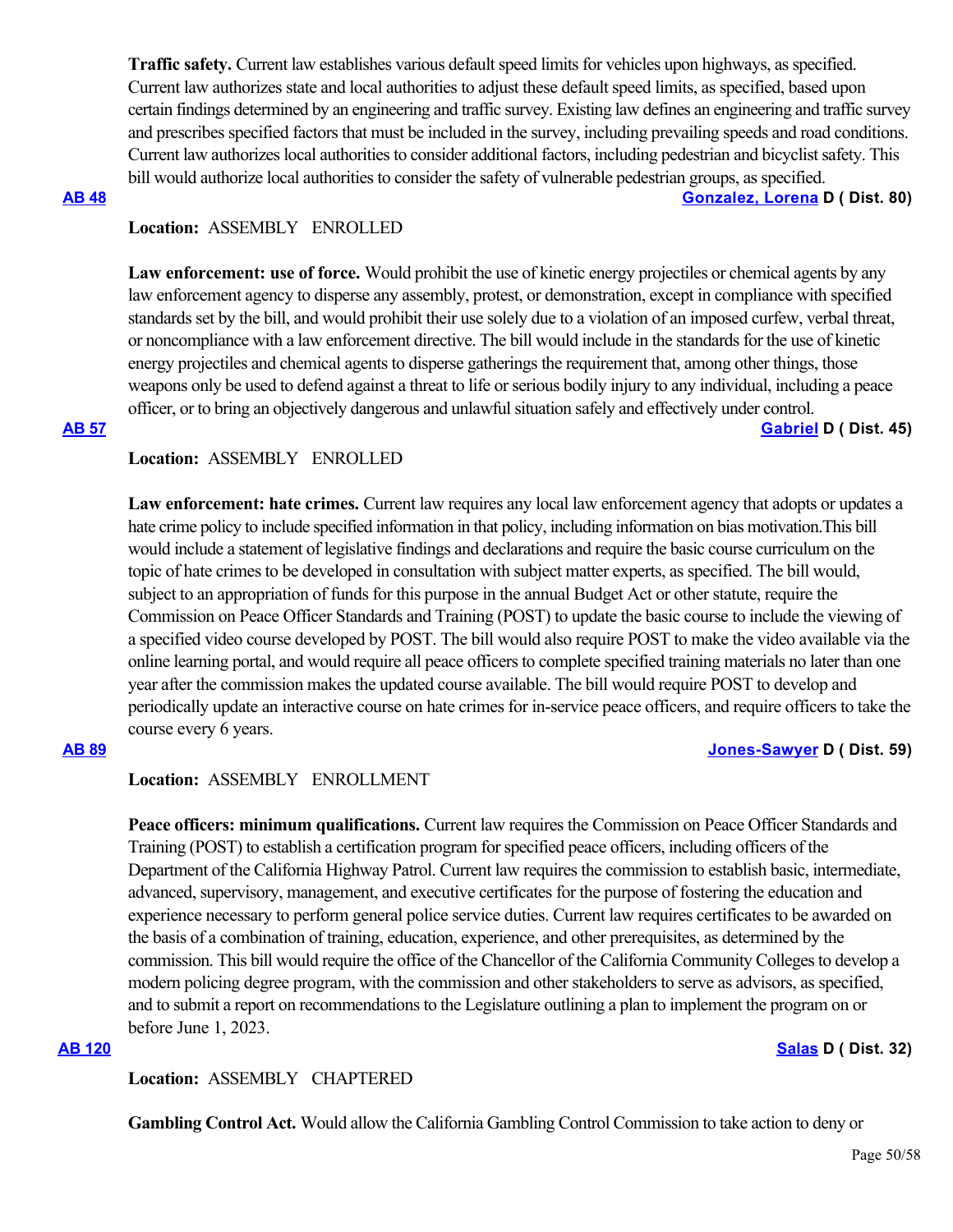**Traffic safety.** Current law establishes various default speed limits for vehicles upon highways, as specified. Current law authorizes state and local authorities to adjust these default speed limits, as specified, based upon certain findings determined by an engineering and traffic survey. Existing law defines an engineering and traffic survey and prescribes specified factors that must be included in the survey, including prevailing speeds and road conditions. Current law authorizes local authorities to consider additional factors, including pedestrian and bicyclist safety. This bill would authorize local authorities to consider the safety of vulnerable pedestrian groups, as specified.

**AB 48** **Gonzalez, Lorena D ( Dist. 80)**

**Location:** ASSEMBLY ENROLLED

**Law enforcement: use of force.** Would prohibit the use of kinetic energy projectiles or chemical agents by any law enforcement agency to disperse any assembly, protest, or demonstration, except in compliance with specified standards set by the bill, and would prohibit their use solely due to a violation of an imposed curfew, verbal threat, or noncompliance with a law enforcement directive. The bill would include in the standards for the use of kinetic energy projectiles and chemical agents to disperse gatherings the requirement that, among other things, those weapons only be used to defend against a threat to life or serious bodily injury to any individual, including a peace officer, or to bring an objectively dangerous and unlawful situation safely and effectively under control.

**AB 57** **Gabriel D ( Dist. 45)**

**Location:** ASSEMBLY ENROLLED

**Law enforcement: hate crimes.** Current law requires any local law enforcement agency that adopts or updates a hate crime policy to include specified information in that policy, including information on bias motivation.This bill would include a statement of legislative findings and declarations and require the basic course curriculum on the topic of hate crimes to be developed in consultation with subject matter experts, as specified. The bill would, subject to an appropriation of funds for this purpose in the annual Budget Act or other statute, require the Commission on Peace Officer Standards and Training (POST) to update the basic course to include the viewing of a specified video course developed by POST. The bill would also require POST to make the video available via the online learning portal, and would require all peace officers to complete specified training materials no later than one year after the commission makes the updated course available. The bill would require POST to develop and periodically update an interactive course on hate crimes for in-service peace officers, and require officers to take the course every 6 years.

**AB 89** **Jones-Sawyer D ( Dist. 59)**

**Location:** ASSEMBLY ENROLLMENT

**Peace officers: minimum qualifications.** Current law requires the Commission on Peace Officer Standards and Training (POST) to establish a certification program for specified peace officers, including officers of the Department of the California Highway Patrol. Current law requires the commission to establish basic, intermediate, advanced, supervisory, management, and executive certificates for the purpose of fostering the education and experience necessary to perform general police service duties. Current law requires certificates to be awarded on the basis of a combination of training, education, experience, and other prerequisites, as determined by the commission. This bill would require the office of the Chancellor of the California Community Colleges to develop a modern policing degree program, with the commission and other stakeholders to serve as advisors, as specified, and to submit a report on recommendations to the Legislature outlining a plan to implement the program on or before June 1, 2023.

**AB 120** **Salas D ( Dist. 32)**

**Location:** ASSEMBLY CHAPTERED

**Gambling Control Act.** Would allow the California Gambling Control Commission to take action to deny or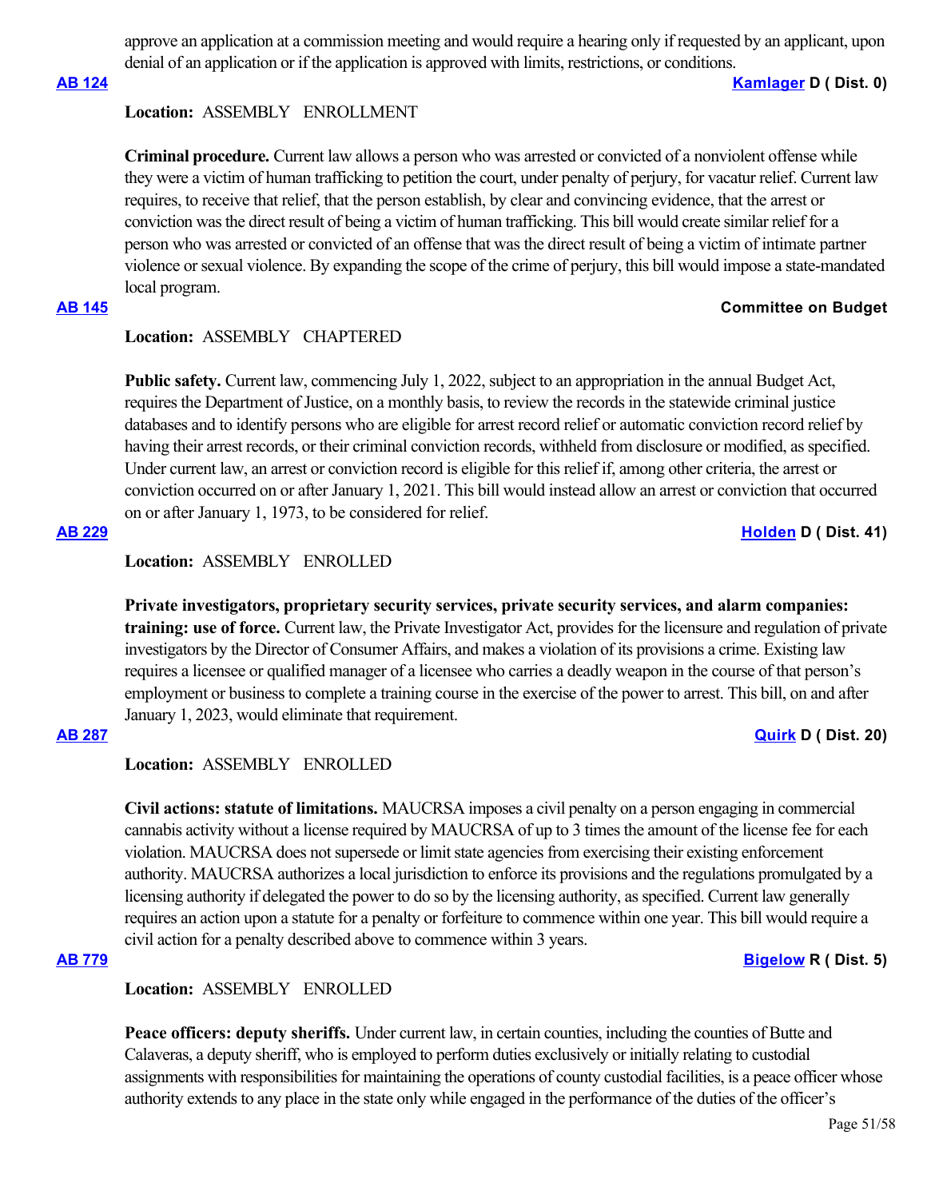approve an application at a commission meeting and would require a hearing only if requested by an applicant, upon denial of an application or if the application is approved with limits, restrictions, or conditions.

**[AB 124](#)** **[Kamlager](#) D ( Dist. 0)**

**Location:** ASSEMBLY ENROLLMENT

**Criminal procedure.** Current law allows a person who was arrested or convicted of a nonviolent offense while they were a victim of human trafficking to petition the court, under penalty of perjury, for vacatur relief. Current law requires, to receive that relief, that the person establish, by clear and convincing evidence, that the arrest or conviction was the direct result of being a victim of human trafficking. This bill would create similar relief for a person who was arrested or convicted of an offense that was the direct result of being a victim of intimate partner violence or sexual violence. By expanding the scope of the crime of perjury, this bill would impose a state-mandated local program.

**[AB 145](#)** **Committee on Budget**

**Location:** ASSEMBLY CHAPTERED

**Public safety.** Current law, commencing July 1, 2022, subject to an appropriation in the annual Budget Act, requires the Department of Justice, on a monthly basis, to review the records in the statewide criminal justice databases and to identify persons who are eligible for arrest record relief or automatic conviction record relief by having their arrest records, or their criminal conviction records, withheld from disclosure or modified, as specified. Under current law, an arrest or conviction record is eligible for this relief if, among other criteria, the arrest or conviction occurred on or after January 1, 2021. This bill would instead allow an arrest or conviction that occurred on or after January 1, 1973, to be considered for relief.

**[AB 229](#)** **[Holden](#) D ( Dist. 41)**

**Location:** ASSEMBLY ENROLLED

**Private investigators, proprietary security services, private security services, and alarm companies: training: use of force.** Current law, the Private Investigator Act, provides for the licensure and regulation of private investigators by the Director of Consumer Affairs, and makes a violation of its provisions a crime. Existing law requires a licensee or qualified manager of a licensee who carries a deadly weapon in the course of that person's employment or business to complete a training course in the exercise of the power to arrest. This bill, on and after January 1, 2023, would eliminate that requirement.

**[AB 287](#)** **[Quirk](#) D ( Dist. 20)**

**Location:** ASSEMBLY ENROLLED

**Civil actions: statute of limitations.** MAUCRSA imposes a civil penalty on a person engaging in commercial cannabis activity without a license required by MAUCRSA of up to 3 times the amount of the license fee for each violation. MAUCRSA does not supersede or limit state agencies from exercising their existing enforcement authority. MAUCRSA authorizes a local jurisdiction to enforce its provisions and the regulations promulgated by a licensing authority if delegated the power to do so by the licensing authority, as specified. Current law generally requires an action upon a statute for a penalty or forfeiture to commence within one year. This bill would require a civil action for a penalty described above to commence within 3 years.

**[AB 779](#)** **[Bigelow](#) R ( Dist. 5)**

**Location:** ASSEMBLY ENROLLED

**Peace officers: deputy sheriffs.** Under current law, in certain counties, including the counties of Butte and Calaveras, a deputy sheriff, who is employed to perform duties exclusively or initially relating to custodial assignments with responsibilities for maintaining the operations of county custodial facilities, is a peace officer whose authority extends to any place in the state only while engaged in the performance of the duties of the officer's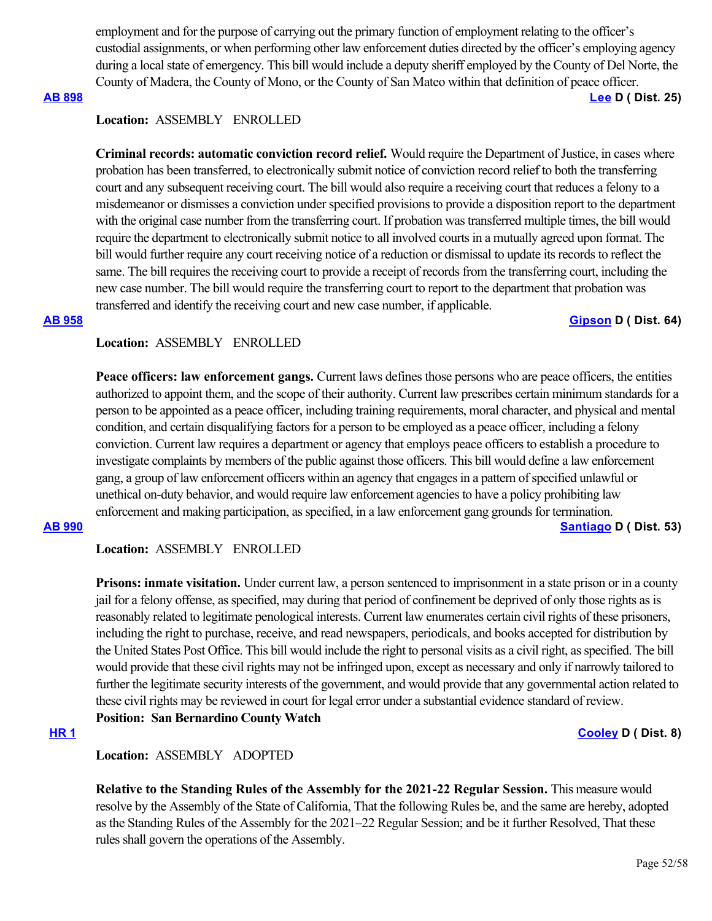employment and for the purpose of carrying out the primary function of employment relating to the officer's custodial assignments, or when performing other law enforcement duties directed by the officer's employing agency during a local state of emergency. This bill would include a deputy sheriff employed by the County of Del Norte, the County of Madera, the County of Mono, or the County of San Mateo within that definition of peace officer.

**AB 898** **Lee D ( Dist. 25)**

**Location:** ASSEMBLY ENROLLED

**Criminal records: automatic conviction record relief.** Would require the Department of Justice, in cases where probation has been transferred, to electronically submit notice of conviction record relief to both the transferring court and any subsequent receiving court. The bill would also require a receiving court that reduces a felony to a misdemeanor or dismisses a conviction under specified provisions to provide a disposition report to the department with the original case number from the transferring court. If probation was transferred multiple times, the bill would require the department to electronically submit notice to all involved courts in a mutually agreed upon format. The bill would further require any court receiving notice of a reduction or dismissal to update its records to reflect the same. The bill requires the receiving court to provide a receipt of records from the transferring court, including the new case number. The bill would require the transferring court to report to the department that probation was transferred and identify the receiving court and new case number, if applicable.

**AB 958** **Gipson D ( Dist. 64)**

**Location:** ASSEMBLY ENROLLED

**Peace officers: law enforcement gangs.** Current laws defines those persons who are peace officers, the entities authorized to appoint them, and the scope of their authority. Current law prescribes certain minimum standards for a person to be appointed as a peace officer, including training requirements, moral character, and physical and mental condition, and certain disqualifying factors for a person to be employed as a peace officer, including a felony conviction. Current law requires a department or agency that employs peace officers to establish a procedure to investigate complaints by members of the public against those officers. This bill would define a law enforcement gang, a group of law enforcement officers within an agency that engages in a pattern of specified unlawful or unethical on-duty behavior, and would require law enforcement agencies to have a policy prohibiting law enforcement and making participation, as specified, in a law enforcement gang grounds for termination.

**AB 990** **Santiago D ( Dist. 53)**

**Location:** ASSEMBLY ENROLLED

**Prisons: inmate visitation.** Under current law, a person sentenced to imprisonment in a state prison or in a county jail for a felony offense, as specified, may during that period of confinement be deprived of only those rights as is reasonably related to legitimate penological interests. Current law enumerates certain civil rights of these prisoners, including the right to purchase, receive, and read newspapers, periodicals, and books accepted for distribution by the United States Post Office. This bill would include the right to personal visits as a civil right, as specified. The bill would provide that these civil rights may not be infringed upon, except as necessary and only if narrowly tailored to further the legitimate security interests of the government, and would provide that any governmental action related to these civil rights may be reviewed in court for legal error under a substantial evidence standard of review.

**Position: San Bernardino County Watch**

**HR 1** **Cooley D ( Dist. 8)**

**Location:** ASSEMBLY ADOPTED

**Relative to the Standing Rules of the Assembly for the 2021-22 Regular Session.** This measure would resolve by the Assembly of the State of California, That the following Rules be, and the same are hereby, adopted as the Standing Rules of the Assembly for the 2021–22 Regular Session; and be it further Resolved, That these rules shall govern the operations of the Assembly.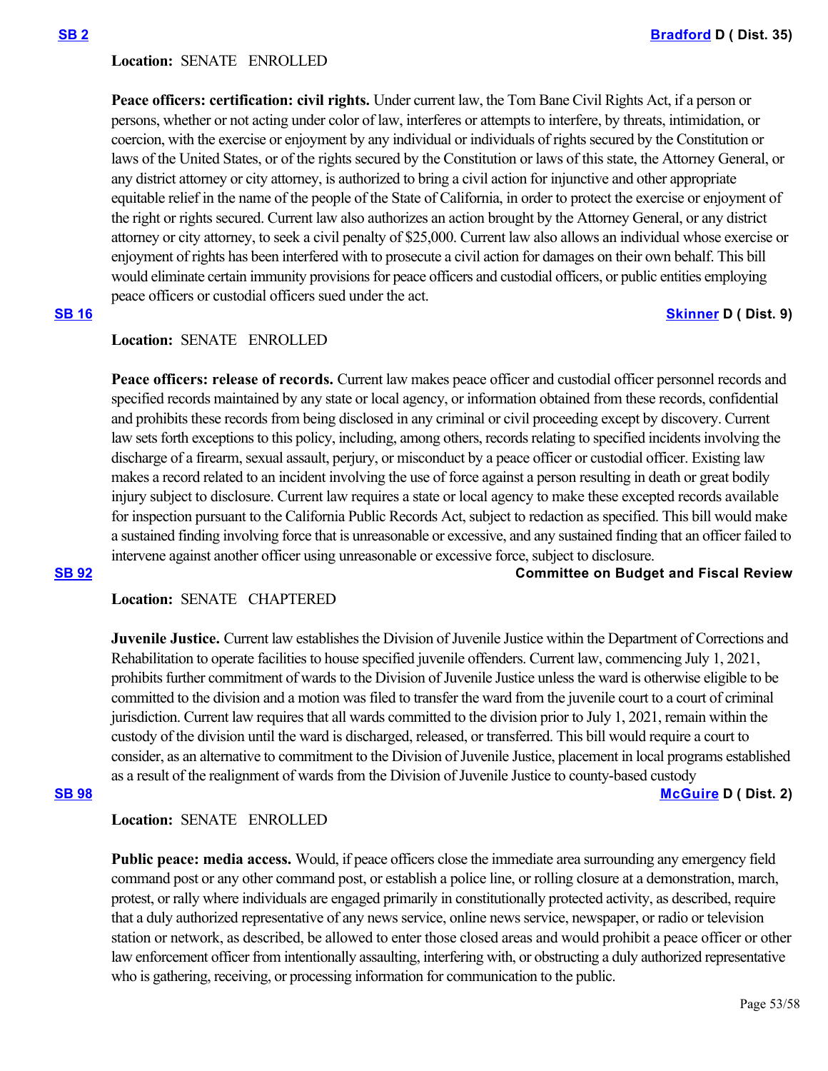**SB 2** — **Bradford** D ( Dist. 35)

**Location:** SENATE ENROLLED

**Peace officers: certification: civil rights.** Under current law, the Tom Bane Civil Rights Act, if a person or persons, whether or not acting under color of law, interferes or attempts to interfere, by threats, intimidation, or coercion, with the exercise or enjoyment by any individual or individuals of rights secured by the Constitution or laws of the United States, or of the rights secured by the Constitution or laws of this state, the Attorney General, or any district attorney or city attorney, is authorized to bring a civil action for injunctive and other appropriate equitable relief in the name of the people of the State of California, in order to protect the exercise or enjoyment of the right or rights secured. Current law also authorizes an action brought by the Attorney General, or any district attorney or city attorney, to seek a civil penalty of $25,000. Current law also allows an individual whose exercise or enjoyment of rights has been interfered with to prosecute a civil action for damages on their own behalf. This bill would eliminate certain immunity provisions for peace officers and custodial officers, or public entities employing peace officers or custodial officers sued under the act.

**SB 16** — **Skinner** D ( Dist. 9)

**Location:** SENATE ENROLLED

**Peace officers: release of records.** Current law makes peace officer and custodial officer personnel records and specified records maintained by any state or local agency, or information obtained from these records, confidential and prohibits these records from being disclosed in any criminal or civil proceeding except by discovery. Current law sets forth exceptions to this policy, including, among others, records relating to specified incidents involving the discharge of a firearm, sexual assault, perjury, or misconduct by a peace officer or custodial officer. Existing law makes a record related to an incident involving the use of force against a person resulting in death or great bodily injury subject to disclosure. Current law requires a state or local agency to make these excepted records available for inspection pursuant to the California Public Records Act, subject to redaction as specified. This bill would make a sustained finding involving force that is unreasonable or excessive, and any sustained finding that an officer failed to intervene against another officer using unreasonable or excessive force, subject to disclosure.

**SB 92** — **Committee on Budget and Fiscal Review**

**Location:** SENATE CHAPTERED

**Juvenile Justice.** Current law establishes the Division of Juvenile Justice within the Department of Corrections and Rehabilitation to operate facilities to house specified juvenile offenders. Current law, commencing July 1, 2021, prohibits further commitment of wards to the Division of Juvenile Justice unless the ward is otherwise eligible to be committed to the division and a motion was filed to transfer the ward from the juvenile court to a court of criminal jurisdiction. Current law requires that all wards committed to the division prior to July 1, 2021, remain within the custody of the division until the ward is discharged, released, or transferred. This bill would require a court to consider, as an alternative to commitment to the Division of Juvenile Justice, placement in local programs established as a result of the realignment of wards from the Division of Juvenile Justice to county-based custody

**SB 98** — **McGuire** D ( Dist. 2)

**Location:** SENATE ENROLLED

**Public peace: media access.** Would, if peace officers close the immediate area surrounding any emergency field command post or any other command post, or establish a police line, or rolling closure at a demonstration, march, protest, or rally where individuals are engaged primarily in constitutionally protected activity, as described, require that a duly authorized representative of any news service, online news service, newspaper, or radio or television station or network, as described, be allowed to enter those closed areas and would prohibit a peace officer or other law enforcement officer from intentionally assaulting, interfering with, or obstructing a duly authorized representative who is gathering, receiving, or processing information for communication to the public.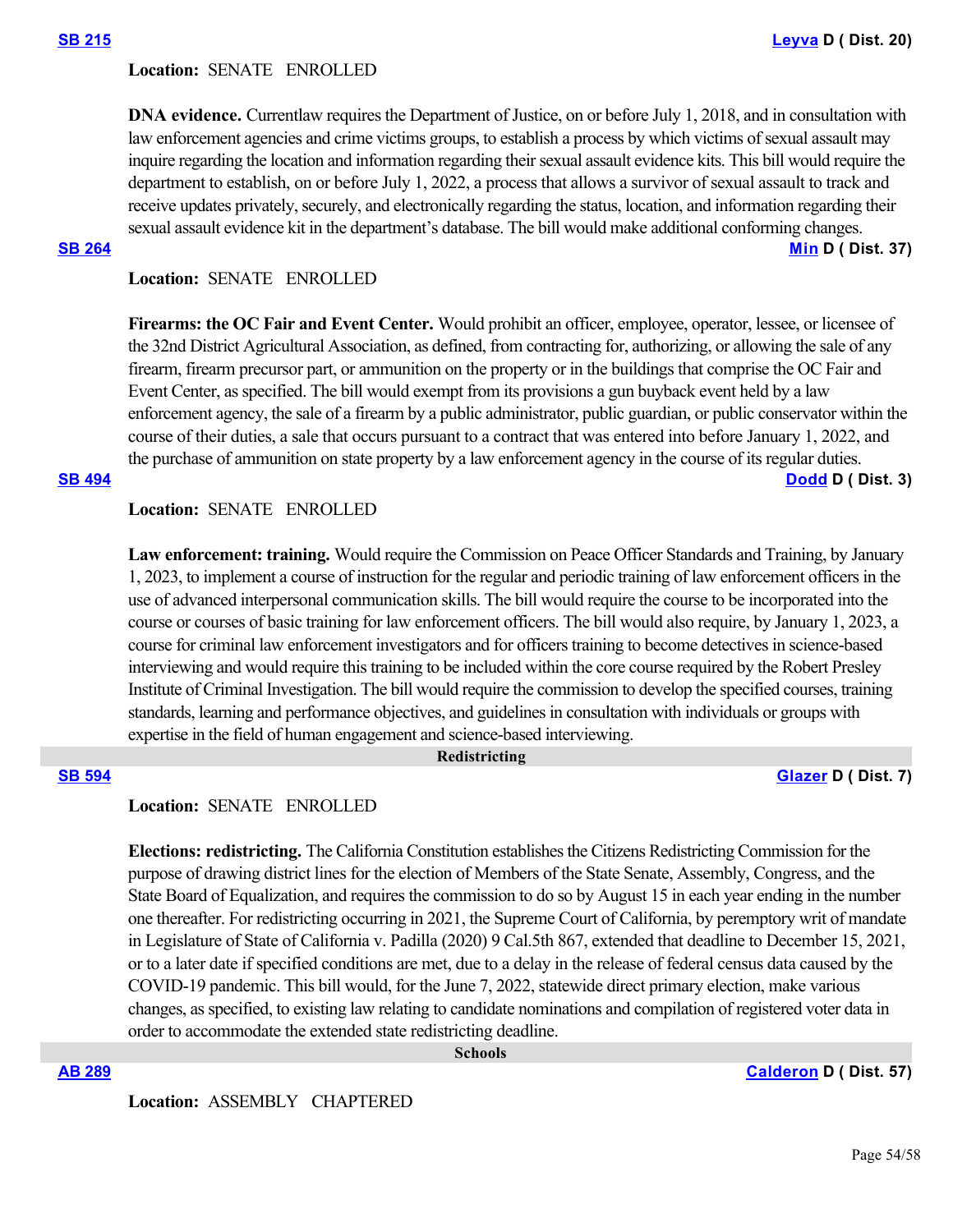**SB 215** **Leyva D ( Dist. 20)**

**Location:** SENATE ENROLLED

**DNA evidence.** Currentlaw requires the Department of Justice, on or before July 1, 2018, and in consultation with law enforcement agencies and crime victims groups, to establish a process by which victims of sexual assault may inquire regarding the location and information regarding their sexual assault evidence kits. This bill would require the department to establish, on or before July 1, 2022, a process that allows a survivor of sexual assault to track and receive updates privately, securely, and electronically regarding the status, location, and information regarding their sexual assault evidence kit in the department's database. The bill would make additional conforming changes.

**SB 264** **Min D ( Dist. 37)**

**Location:** SENATE ENROLLED

**Firearms: the OC Fair and Event Center.** Would prohibit an officer, employee, operator, lessee, or licensee of the 32nd District Agricultural Association, as defined, from contracting for, authorizing, or allowing the sale of any firearm, firearm precursor part, or ammunition on the property or in the buildings that comprise the OC Fair and Event Center, as specified. The bill would exempt from its provisions a gun buyback event held by a law enforcement agency, the sale of a firearm by a public administrator, public guardian, or public conservator within the course of their duties, a sale that occurs pursuant to a contract that was entered into before January 1, 2022, and the purchase of ammunition on state property by a law enforcement agency in the course of its regular duties.

**SB 494** **Dodd D ( Dist. 3)**

**Location:** SENATE ENROLLED

**Law enforcement: training.** Would require the Commission on Peace Officer Standards and Training, by January 1, 2023, to implement a course of instruction for the regular and periodic training of law enforcement officers in the use of advanced interpersonal communication skills. The bill would require the course to be incorporated into the course or courses of basic training for law enforcement officers. The bill would also require, by January 1, 2023, a course for criminal law enforcement investigators and for officers training to become detectives in science-based interviewing and would require this training to be included within the core course required by the Robert Presley Institute of Criminal Investigation. The bill would require the commission to develop the specified courses, training standards, learning and performance objectives, and guidelines in consultation with individuals or groups with expertise in the field of human engagement and science-based interviewing.

## Redistricting

**SB 594** **Glazer D ( Dist. 7)**

**Location:** SENATE ENROLLED

**Elections: redistricting.** The California Constitution establishes the Citizens Redistricting Commission for the purpose of drawing district lines for the election of Members of the State Senate, Assembly, Congress, and the State Board of Equalization, and requires the commission to do so by August 15 in each year ending in the number one thereafter. For redistricting occurring in 2021, the Supreme Court of California, by peremptory writ of mandate in Legislature of State of California v. Padilla (2020) 9 Cal.5th 867, extended that deadline to December 15, 2021, or to a later date if specified conditions are met, due to a delay in the release of federal census data caused by the COVID-19 pandemic. This bill would, for the June 7, 2022, statewide direct primary election, make various changes, as specified, to existing law relating to candidate nominations and compilation of registered voter data in order to accommodate the extended state redistricting deadline.

## Schools

**AB 289** **Calderon D ( Dist. 57)**

**Location:** ASSEMBLY CHAPTERED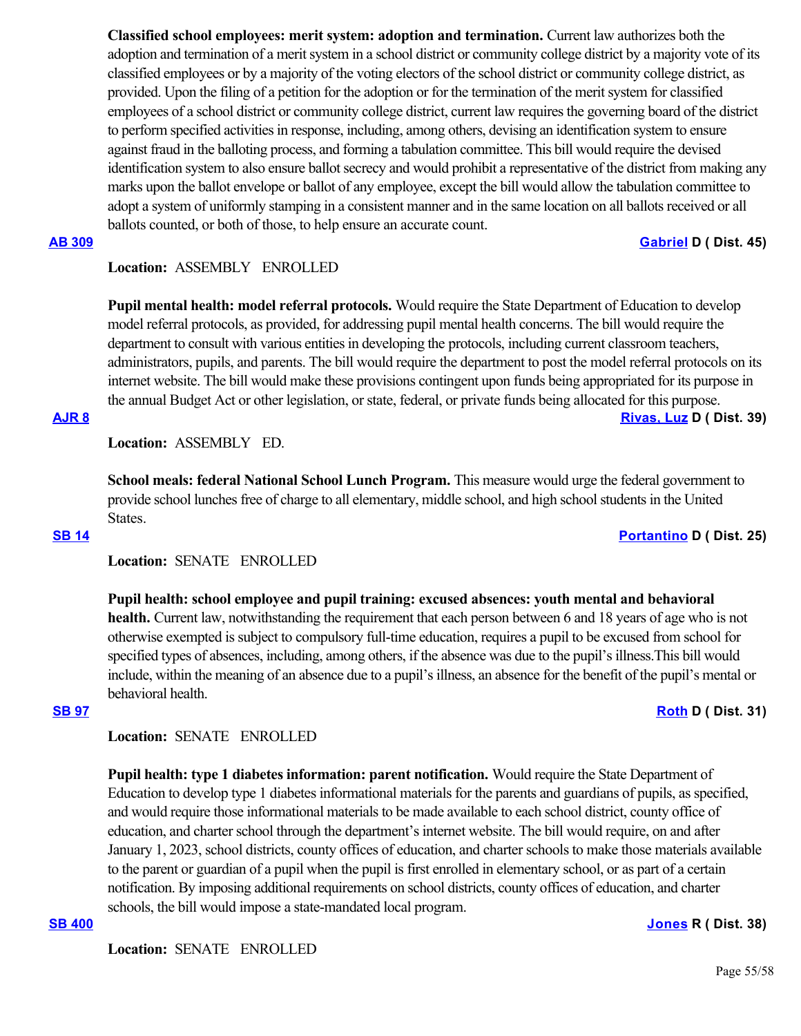**Classified school employees: merit system: adoption and termination.** Current law authorizes both the adoption and termination of a merit system in a school district or community college district by a majority vote of its classified employees or by a majority of the voting electors of the school district or community college district, as provided. Upon the filing of a petition for the adoption or for the termination of the merit system for classified employees of a school district or community college district, current law requires the governing board of the district to perform specified activities in response, including, among others, devising an identification system to ensure against fraud in the balloting process, and forming a tabulation committee. This bill would require the devised identification system to also ensure ballot secrecy and would prohibit a representative of the district from making any marks upon the ballot envelope or ballot of any employee, except the bill would allow the tabulation committee to adopt a system of uniformly stamping in a consistent manner and in the same location on all ballots received or all ballots counted, or both of those, to help ensure an accurate count.

**AB 309** **Gabriel D ( Dist. 45)**

**Location:** ASSEMBLY ENROLLED

**Pupil mental health: model referral protocols.** Would require the State Department of Education to develop model referral protocols, as provided, for addressing pupil mental health concerns. The bill would require the department to consult with various entities in developing the protocols, including current classroom teachers, administrators, pupils, and parents. The bill would require the department to post the model referral protocols on its internet website. The bill would make these provisions contingent upon funds being appropriated for its purpose in the annual Budget Act or other legislation, or state, federal, or private funds being allocated for this purpose.

**AJR 8** **Rivas, Luz D ( Dist. 39)**

**Location:** ASSEMBLY ED.

**School meals: federal National School Lunch Program.** This measure would urge the federal government to provide school lunches free of charge to all elementary, middle school, and high school students in the United States.

**SB 14** **Portantino D ( Dist. 25)**

**Location:** SENATE ENROLLED

**Pupil health: school employee and pupil training: excused absences: youth mental and behavioral health.** Current law, notwithstanding the requirement that each person between 6 and 18 years of age who is not otherwise exempted is subject to compulsory full-time education, requires a pupil to be excused from school for specified types of absences, including, among others, if the absence was due to the pupil's illness.This bill would include, within the meaning of an absence due to a pupil's illness, an absence for the benefit of the pupil's mental or behavioral health.

**SB 97** **Roth D ( Dist. 31)**

**Location:** SENATE ENROLLED

**Pupil health: type 1 diabetes information: parent notification.** Would require the State Department of Education to develop type 1 diabetes informational materials for the parents and guardians of pupils, as specified, and would require those informational materials to be made available to each school district, county office of education, and charter school through the department's internet website. The bill would require, on and after January 1, 2023, school districts, county offices of education, and charter schools to make those materials available to the parent or guardian of a pupil when the pupil is first enrolled in elementary school, or as part of a certain notification. By imposing additional requirements on school districts, county offices of education, and charter schools, the bill would impose a state-mandated local program.

**SB 400** **Jones R ( Dist. 38)**

**Location:** SENATE ENROLLED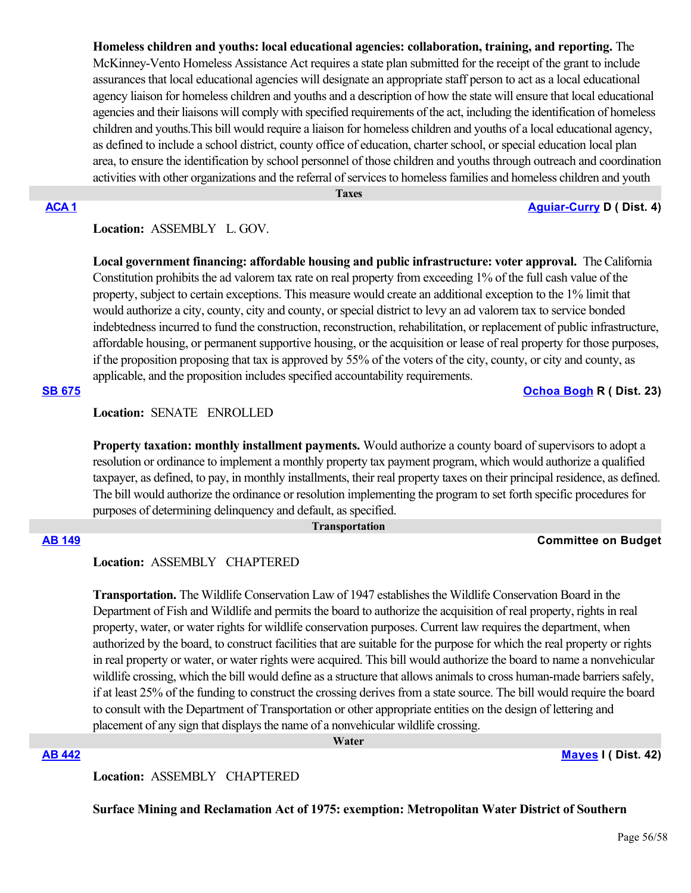**Homeless children and youths: local educational agencies: collaboration, training, and reporting.** The McKinney-Vento Homeless Assistance Act requires a state plan submitted for the receipt of the grant to include assurances that local educational agencies will designate an appropriate staff person to act as a local educational agency liaison for homeless children and youths and a description of how the state will ensure that local educational agencies and their liaisons will comply with specified requirements of the act, including the identification of homeless children and youths.This bill would require a liaison for homeless children and youths of a local educational agency, as defined to include a school district, county office of education, charter school, or special education local plan area, to ensure the identification by school personnel of those children and youths through outreach and coordination activities with other organizations and the referral of services to homeless families and homeless children and youth

## Taxes

**ACA 1** — **Aguiar-Curry D ( Dist. 4)**

**Location:** ASSEMBLY L. GOV.

**Local government financing: affordable housing and public infrastructure: voter approval.** The California Constitution prohibits the ad valorem tax rate on real property from exceeding 1% of the full cash value of the property, subject to certain exceptions. This measure would create an additional exception to the 1% limit that would authorize a city, county, city and county, or special district to levy an ad valorem tax to service bonded indebtedness incurred to fund the construction, reconstruction, rehabilitation, or replacement of public infrastructure, affordable housing, or permanent supportive housing, or the acquisition or lease of real property for those purposes, if the proposition proposing that tax is approved by 55% of the voters of the city, county, or city and county, as applicable, and the proposition includes specified accountability requirements.

**SB 675** — **Ochoa Bogh R ( Dist. 23)**

**Location:** SENATE ENROLLED

**Property taxation: monthly installment payments.** Would authorize a county board of supervisors to adopt a resolution or ordinance to implement a monthly property tax payment program, which would authorize a qualified taxpayer, as defined, to pay, in monthly installments, their real property taxes on their principal residence, as defined. The bill would authorize the ordinance or resolution implementing the program to set forth specific procedures for purposes of determining delinquency and default, as specified.

## Transportation

**AB 149** — **Committee on Budget**

**Location:** ASSEMBLY CHAPTERED

**Transportation.** The Wildlife Conservation Law of 1947 establishes the Wildlife Conservation Board in the Department of Fish and Wildlife and permits the board to authorize the acquisition of real property, rights in real property, water, or water rights for wildlife conservation purposes. Current law requires the department, when authorized by the board, to construct facilities that are suitable for the purpose for which the real property or rights in real property or water, or water rights were acquired. This bill would authorize the board to name a nonvehicular wildlife crossing, which the bill would define as a structure that allows animals to cross human-made barriers safely, if at least 25% of the funding to construct the crossing derives from a state source. The bill would require the board to consult with the Department of Transportation or other appropriate entities on the design of lettering and placement of any sign that displays the name of a nonvehicular wildlife crossing.

## Water

**AB 442** — **Mayes I ( Dist. 42)**

**Location:** ASSEMBLY CHAPTERED

**Surface Mining and Reclamation Act of 1975: exemption: Metropolitan Water District of Southern**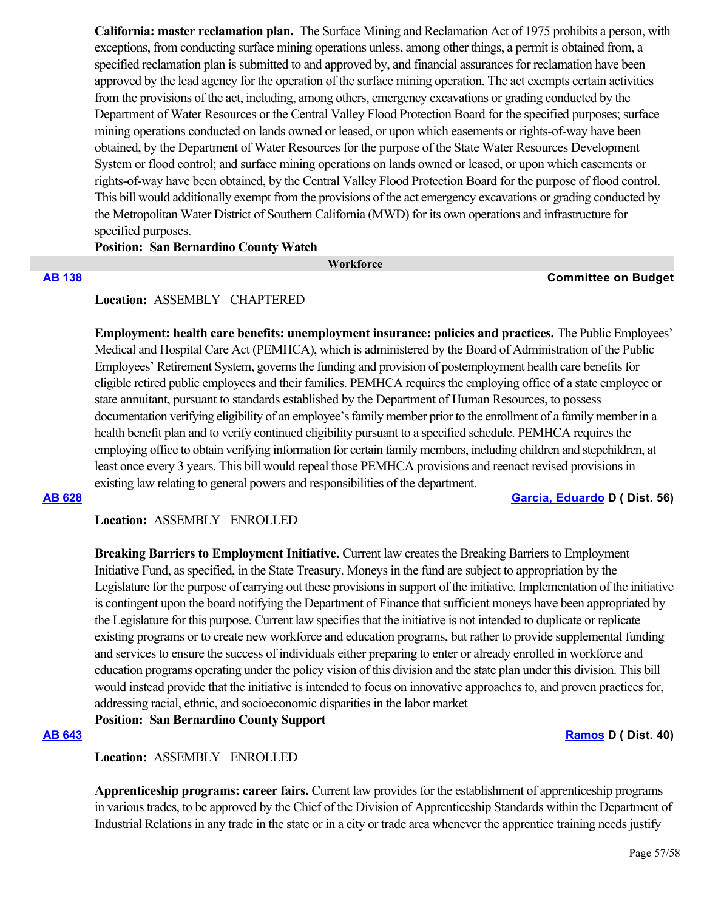**California: master reclamation plan.** The Surface Mining and Reclamation Act of 1975 prohibits a person, with exceptions, from conducting surface mining operations unless, among other things, a permit is obtained from, a specified reclamation plan is submitted to and approved by, and financial assurances for reclamation have been approved by the lead agency for the operation of the surface mining operation. The act exempts certain activities from the provisions of the act, including, among others, emergency excavations or grading conducted by the Department of Water Resources or the Central Valley Flood Protection Board for the specified purposes; surface mining operations conducted on lands owned or leased, or upon which easements or rights-of-way have been obtained, by the Department of Water Resources for the purpose of the State Water Resources Development System or flood control; and surface mining operations on lands owned or leased, or upon which easements or rights-of-way have been obtained, by the Central Valley Flood Protection Board for the purpose of flood control. This bill would additionally exempt from the provisions of the act emergency excavations or grading conducted by the Metropolitan Water District of Southern California (MWD) for its own operations and infrastructure for specified purposes.

**Position: San Bernardino County Watch**

## Workforce

**AB 138** — **Committee on Budget**

**Location:** ASSEMBLY CHAPTERED

**Employment: health care benefits: unemployment insurance: policies and practices.** The Public Employees' Medical and Hospital Care Act (PEMHCA), which is administered by the Board of Administration of the Public Employees' Retirement System, governs the funding and provision of postemployment health care benefits for eligible retired public employees and their families. PEMHCA requires the employing office of a state employee or state annuitant, pursuant to standards established by the Department of Human Resources, to possess documentation verifying eligibility of an employee's family member prior to the enrollment of a family member in a health benefit plan and to verify continued eligibility pursuant to a specified schedule. PEMHCA requires the employing office to obtain verifying information for certain family members, including children and stepchildren, at least once every 3 years. This bill would repeal those PEMHCA provisions and reenact revised provisions in existing law relating to general powers and responsibilities of the department.

**AB 628** — **Garcia, Eduardo D ( Dist. 56)**

**Location:** ASSEMBLY ENROLLED

**Breaking Barriers to Employment Initiative.** Current law creates the Breaking Barriers to Employment Initiative Fund, as specified, in the State Treasury. Moneys in the fund are subject to appropriation by the Legislature for the purpose of carrying out these provisions in support of the initiative. Implementation of the initiative is contingent upon the board notifying the Department of Finance that sufficient moneys have been appropriated by the Legislature for this purpose. Current law specifies that the initiative is not intended to duplicate or replicate existing programs or to create new workforce and education programs, but rather to provide supplemental funding and services to ensure the success of individuals either preparing to enter or already enrolled in workforce and education programs operating under the policy vision of this division and the state plan under this division. This bill would instead provide that the initiative is intended to focus on innovative approaches to, and proven practices for, addressing racial, ethnic, and socioeconomic disparities in the labor market

**Position: San Bernardino County Support**

**AB 643** — **Ramos D ( Dist. 40)**

**Location:** ASSEMBLY ENROLLED

**Apprenticeship programs: career fairs.** Current law provides for the establishment of apprenticeship programs in various trades, to be approved by the Chief of the Division of Apprenticeship Standards within the Department of Industrial Relations in any trade in the state or in a city or trade area whenever the apprentice training needs justify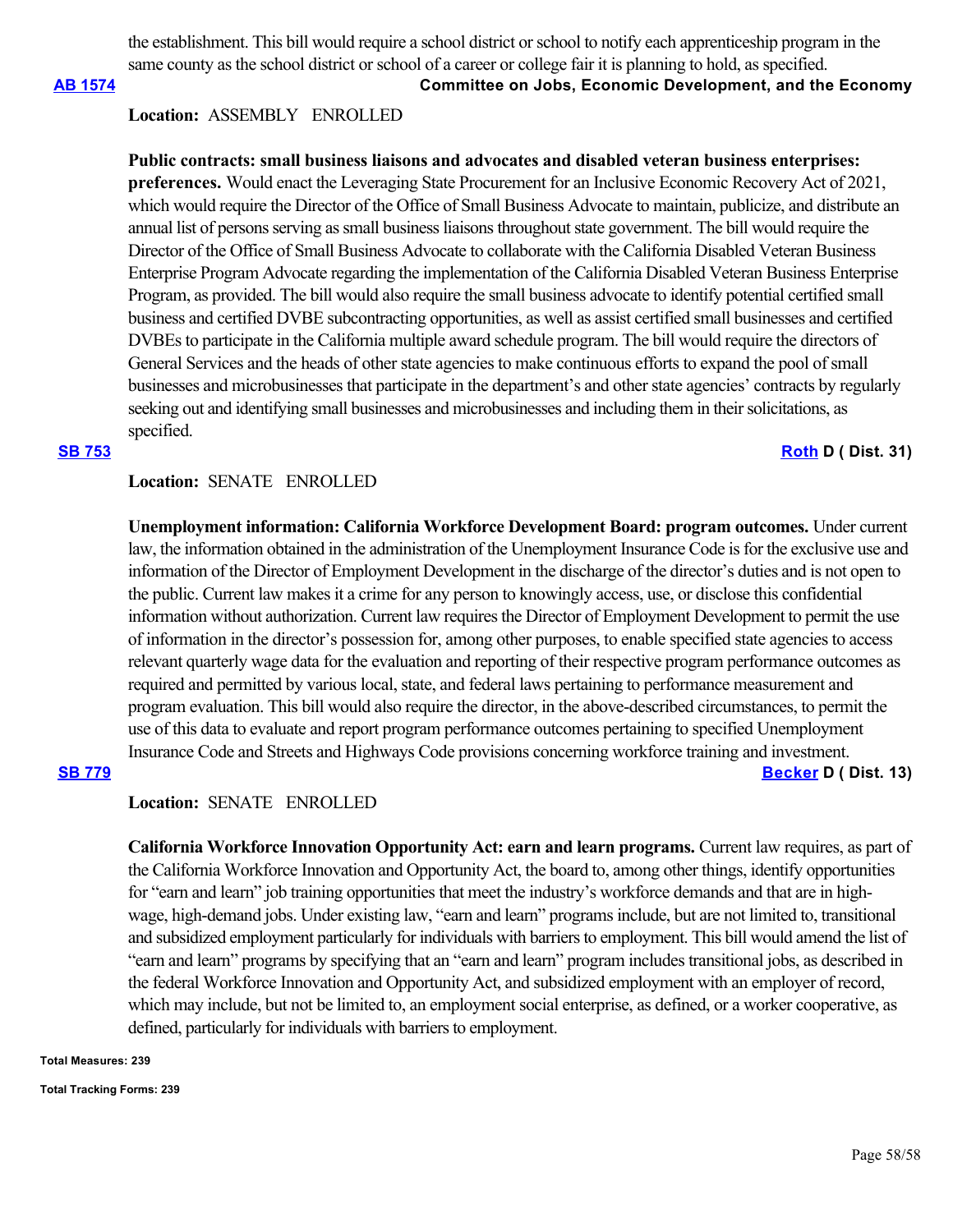the establishment. This bill would require a school district or school to notify each apprenticeship program in the same county as the school district or school of a career or college fair it is planning to hold, as specified.

**AB 1574** **Committee on Jobs, Economic Development, and the Economy**

**Location:** ASSEMBLY ENROLLED

**Public contracts: small business liaisons and advocates and disabled veteran business enterprises: preferences.** Would enact the Leveraging State Procurement for an Inclusive Economic Recovery Act of 2021, which would require the Director of the Office of Small Business Advocate to maintain, publicize, and distribute an annual list of persons serving as small business liaisons throughout state government. The bill would require the Director of the Office of Small Business Advocate to collaborate with the California Disabled Veteran Business Enterprise Program Advocate regarding the implementation of the California Disabled Veteran Business Enterprise Program, as provided. The bill would also require the small business advocate to identify potential certified small business and certified DVBE subcontracting opportunities, as well as assist certified small businesses and certified DVBEs to participate in the California multiple award schedule program. The bill would require the directors of General Services and the heads of other state agencies to make continuous efforts to expand the pool of small businesses and microbusinesses that participate in the department's and other state agencies' contracts by regularly seeking out and identifying small businesses and microbusinesses and including them in their solicitations, as specified.

**SB 753** **Roth D ( Dist. 31)**

**Location:** SENATE ENROLLED

**Unemployment information: California Workforce Development Board: program outcomes.** Under current law, the information obtained in the administration of the Unemployment Insurance Code is for the exclusive use and information of the Director of Employment Development in the discharge of the director's duties and is not open to the public. Current law makes it a crime for any person to knowingly access, use, or disclose this confidential information without authorization. Current law requires the Director of Employment Development to permit the use of information in the director's possession for, among other purposes, to enable specified state agencies to access relevant quarterly wage data for the evaluation and reporting of their respective program performance outcomes as required and permitted by various local, state, and federal laws pertaining to performance measurement and program evaluation. This bill would also require the director, in the above-described circumstances, to permit the use of this data to evaluate and report program performance outcomes pertaining to specified Unemployment Insurance Code and Streets and Highways Code provisions concerning workforce training and investment.

**SB 779** **Becker D ( Dist. 13)**

**Location:** SENATE ENROLLED

**California Workforce Innovation Opportunity Act: earn and learn programs.** Current law requires, as part of the California Workforce Innovation and Opportunity Act, the board to, among other things, identify opportunities for "earn and learn" job training opportunities that meet the industry's workforce demands and that are in high-wage, high-demand jobs. Under existing law, "earn and learn" programs include, but are not limited to, transitional and subsidized employment particularly for individuals with barriers to employment. This bill would amend the list of "earn and learn" programs by specifying that an "earn and learn" program includes transitional jobs, as described in the federal Workforce Innovation and Opportunity Act, and subsidized employment with an employer of record, which may include, but not be limited to, an employment social enterprise, as defined, or a worker cooperative, as defined, particularly for individuals with barriers to employment.

**Total Measures: 239**

**Total Tracking Forms: 239**